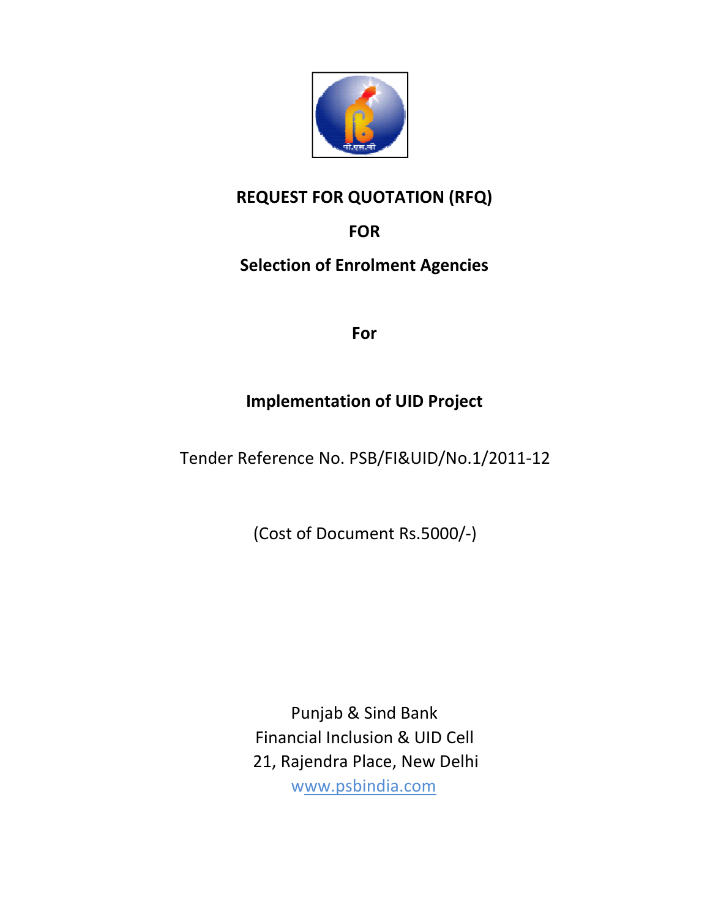# REQUEST FOR QUOTATION (RFQ)

## FOR

## Selection of Enrolment Agencies

## For

## Implementation of UID Project

Tender Reference No. PSB/FI&UID/No.1/2011-12

(Cost of Document Rs.5000/-)

Punjab & Sind Bank
Financial Inclusion & UID Cell
21, Rajendra Place, New Delhi
www.psbindia.com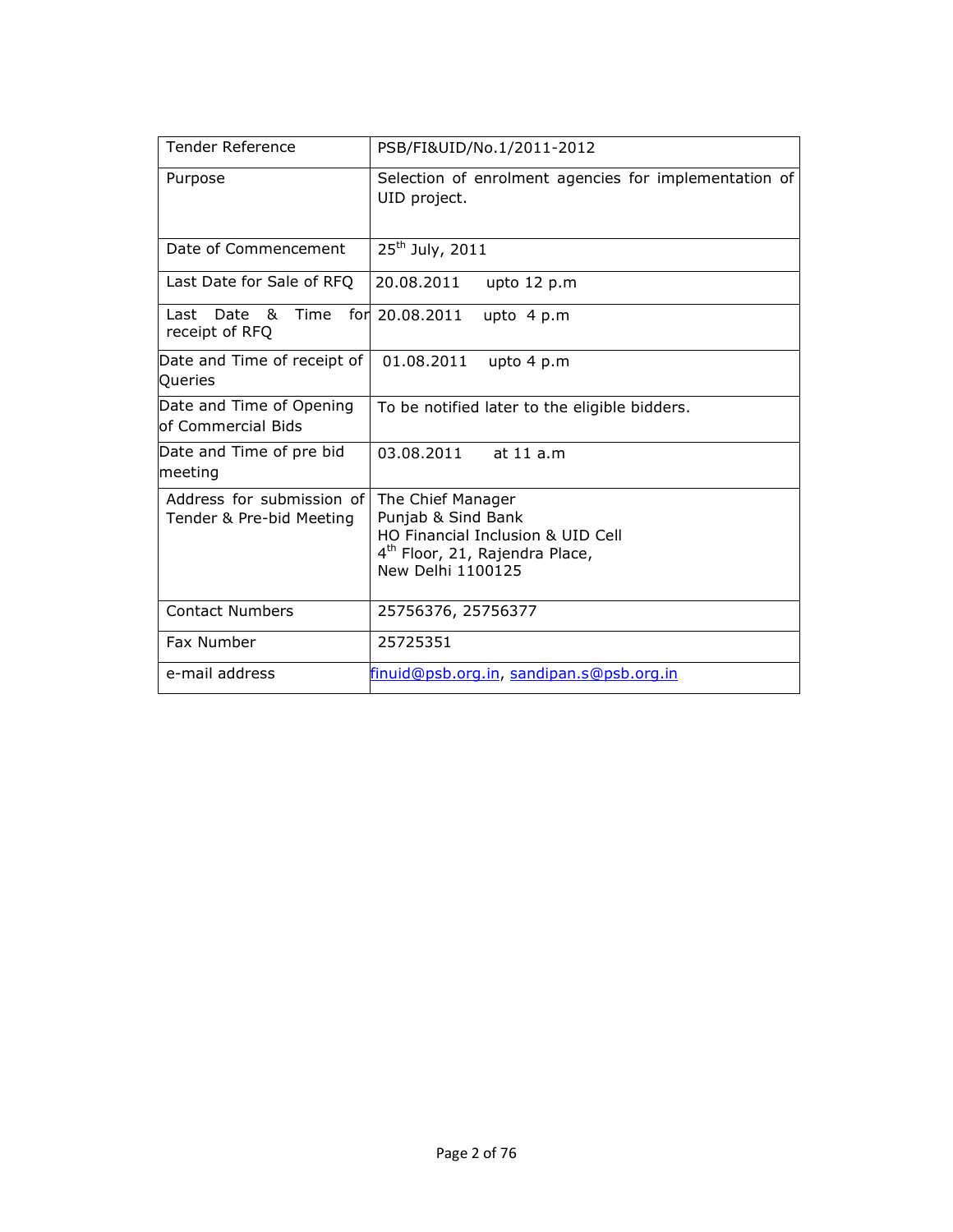| Tender Reference | PSB/FI&UID/No.1/2011-2012 |
|---|---|
| Purpose | Selection of enrolment agencies for implementation of UID project. |
| Date of Commencement | 25th July, 2011 |
| Last Date for Sale of RFQ | 20.08.2011 upto 12 p.m |
| Last Date & Time for receipt of RFQ | 20.08.2011 upto 4 p.m |
| Date and Time of receipt of Queries | 01.08.2011 upto 4 p.m |
| Date and Time of Opening of Commercial Bids | To be notified later to the eligible bidders. |
| Date and Time of pre bid meeting | 03.08.2011 at 11 a.m |
| Address for submission of Tender & Pre-bid Meeting | The Chief Manager<br>Punjab & Sind Bank<br>HO Financial Inclusion & UID Cell<br>4th Floor, 21, Rajendra Place,<br>New Delhi 1100125 |
| Contact Numbers | 25756376, 25756377 |
| Fax Number | 25725351 |
| e-mail address | finuid@psb.org.in, sandipan.s@psb.org.in |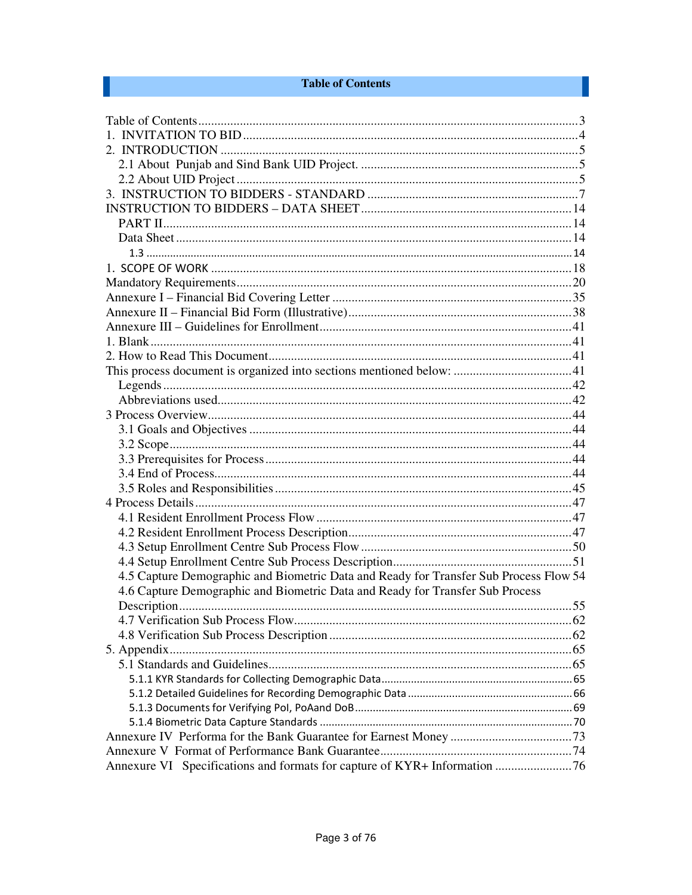# Table of Contents

Table of Contents....................................................................................................................3
1. INVITATION TO BID........................................................................................................4
2. INTRODUCTION ...............................................................................................................5
  2.1 About Punjab and Sind Bank UID Project. ...................................................................5
  2.2 About UID Project..........................................................................................................5
3. INSTRUCTION TO BIDDERS - STANDARD .................................................................7
INSTRUCTION TO BIDDERS – DATA SHEET.................................................................14
  PART II..............................................................................................................................14
  Data Sheet...........................................................................................................................14
    1.3 ................................................................................................................................14
1. SCOPE OF WORK ...........................................................................................................18
Mandatory Requirements.......................................................................................................20
Annexure I – Financial Bid Covering Letter ..........................................................................35
Annexure II – Financial Bid Form (Illustrative).....................................................................38
Annexure III – Guidelines for Enrollment..............................................................................41
1. Blank...................................................................................................................................41
2. How to Read This Document..............................................................................................41
This process document is organized into sections mentioned below: ....................................41
  Legends...............................................................................................................................42
  Abbreviations used..............................................................................................................42
3 Process Overview..................................................................................................................44
  3.1 Goals and Objectives ....................................................................................................44
  3.2 Scope.............................................................................................................................44
  3.3 Prerequisites for Process...............................................................................................44
  3.4 End of Process..............................................................................................................44
  3.5 Roles and Responsibilities ............................................................................................45
4 Process Details......................................................................................................................47
  4.1 Resident Enrollment Process Flow ...............................................................................47
  4.2 Resident Enrollment Process Description.....................................................................47
  4.3 Setup Enrollment Centre Sub Process Flow .................................................................50
  4.4 Setup Enrollment Centre Sub Process Description........................................................51
  4.5 Capture Demographic and Biometric Data and Ready for Transfer Sub Process Flow 54
  4.6 Capture Demographic and Biometric Data and Ready for Transfer Sub Process Description..........................................................................................................................55
  4.7 Verification Sub Process Flow......................................................................................62
  4.8 Verification Sub Process Description ...........................................................................62
5. Appendix.............................................................................................................................65
  5.1 Standards and Guidelines..............................................................................................65
    5.1.1 KYR Standards for Collecting Demographic Data...............................................65
    5.1.2 Detailed Guidelines for Recording Demographic Data .........................................66
    5.1.3 Documents for Verifying PoI, PoAand DoB.........................................................69
    5.1.4 Biometric Data Capture Standards .......................................................................70
Annexure IV Performa for the Bank Guarantee for Earnest Money ......................................73
Annexure V Format of Performance Bank Guarantee...........................................................74
Annexure VI Specifications and formats for capture of KYR+ Information ........................76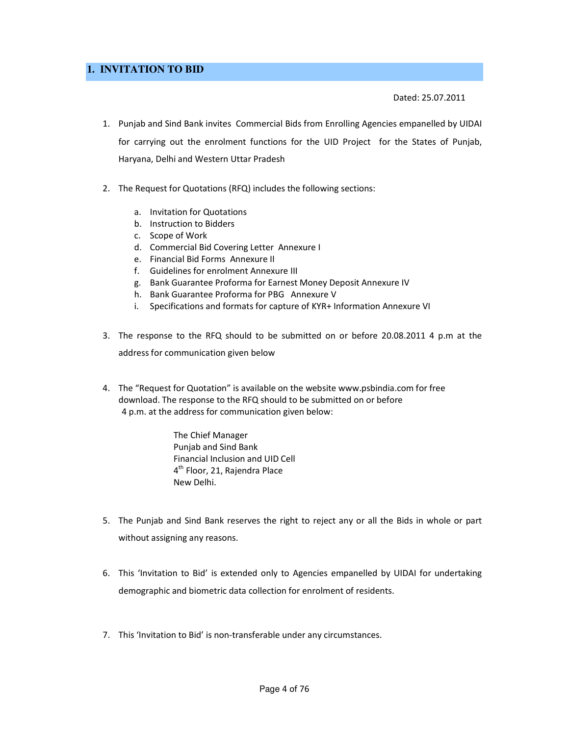# 1. INVITATION TO BID

Dated: 25.07.2011

1. Punjab and Sind Bank invites Commercial Bids from Enrolling Agencies empanelled by UIDAI for carrying out the enrolment functions for the UID Project for the States of Punjab, Haryana, Delhi and Western Uttar Pradesh

2. The Request for Quotations (RFQ) includes the following sections:

   a. Invitation for Quotations
   b. Instruction to Bidders
   c. Scope of Work
   d. Commercial Bid Covering Letter Annexure I
   e. Financial Bid Forms Annexure II
   f. Guidelines for enrolment Annexure III
   g. Bank Guarantee Proforma for Earnest Money Deposit Annexure IV
   h. Bank Guarantee Proforma for PBG Annexure V
   i. Specifications and formats for capture of KYR+ Information Annexure VI

3. The response to the RFQ should to be submitted on or before 20.08.2011 4 p.m at the address for communication given below

4. The "Request for Quotation" is available on the website www.psbindia.com for free download. The response to the RFQ should to be submitted on or before 4 p.m. at the address for communication given below:

   The Chief Manager
   Punjab and Sind Bank
   Financial Inclusion and UID Cell
   4th Floor, 21, Rajendra Place
   New Delhi.

5. The Punjab and Sind Bank reserves the right to reject any or all the Bids in whole or part without assigning any reasons.

6. This 'Invitation to Bid' is extended only to Agencies empanelled by UIDAI for undertaking demographic and biometric data collection for enrolment of residents.

7. This 'Invitation to Bid' is non-transferable under any circumstances.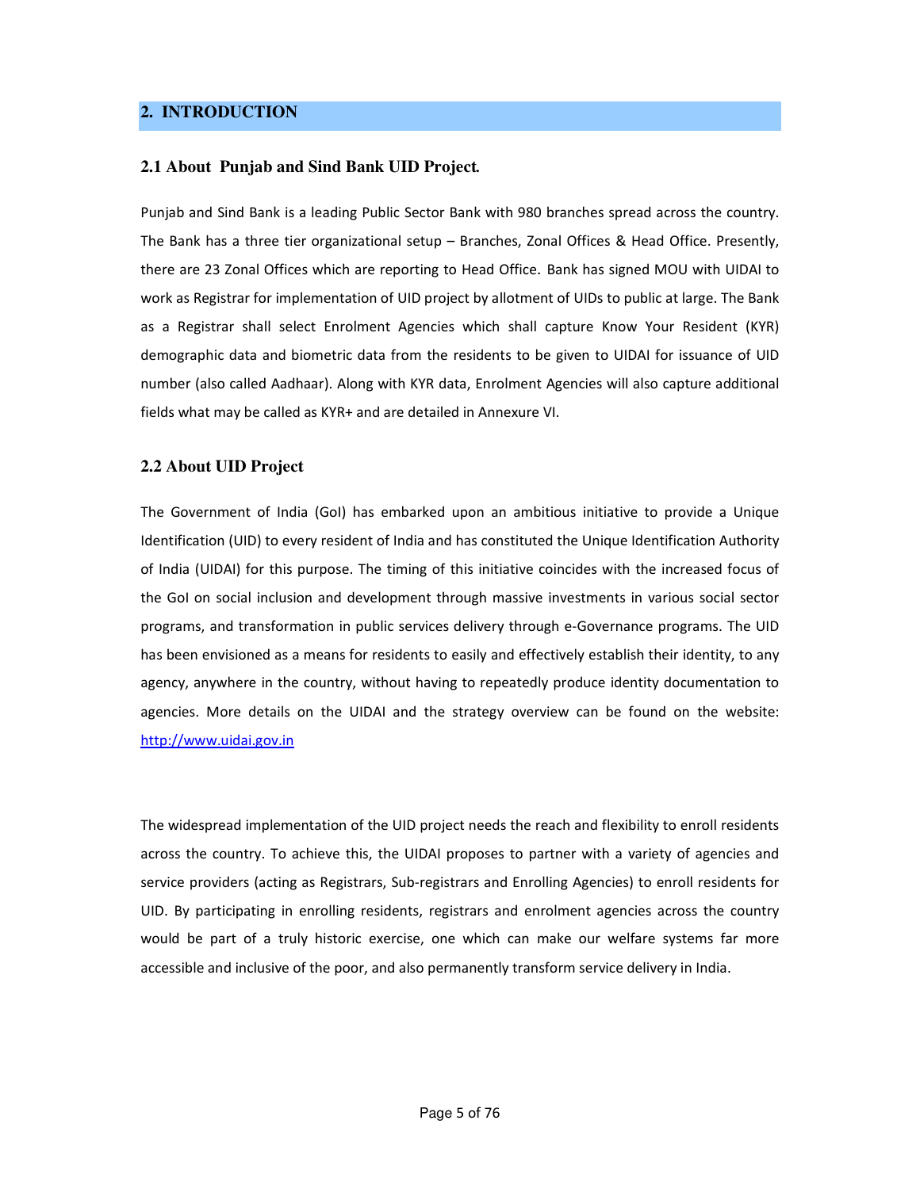## 2. INTRODUCTION

### 2.1 About Punjab and Sind Bank UID Project.

Punjab and Sind Bank is a leading Public Sector Bank with 980 branches spread across the country. The Bank has a three tier organizational setup – Branches, Zonal Offices & Head Office. Presently, there are 23 Zonal Offices which are reporting to Head Office. Bank has signed MOU with UIDAI to work as Registrar for implementation of UID project by allotment of UIDs to public at large. The Bank as a Registrar shall select Enrolment Agencies which shall capture Know Your Resident (KYR) demographic data and biometric data from the residents to be given to UIDAI for issuance of UID number (also called Aadhaar). Along with KYR data, Enrolment Agencies will also capture additional fields what may be called as KYR+ and are detailed in Annexure VI.

### 2.2 About UID Project

The Government of India (GoI) has embarked upon an ambitious initiative to provide a Unique Identification (UID) to every resident of India and has constituted the Unique Identification Authority of India (UIDAI) for this purpose. The timing of this initiative coincides with the increased focus of the GoI on social inclusion and development through massive investments in various social sector programs, and transformation in public services delivery through e-Governance programs. The UID has been envisioned as a means for residents to easily and effectively establish their identity, to any agency, anywhere in the country, without having to repeatedly produce identity documentation to agencies. More details on the UIDAI and the strategy overview can be found on the website: http://www.uidai.gov.in

The widespread implementation of the UID project needs the reach and flexibility to enroll residents across the country. To achieve this, the UIDAI proposes to partner with a variety of agencies and service providers (acting as Registrars, Sub-registrars and Enrolling Agencies) to enroll residents for UID. By participating in enrolling residents, registrars and enrolment agencies across the country would be part of a truly historic exercise, one which can make our welfare systems far more accessible and inclusive of the poor, and also permanently transform service delivery in India.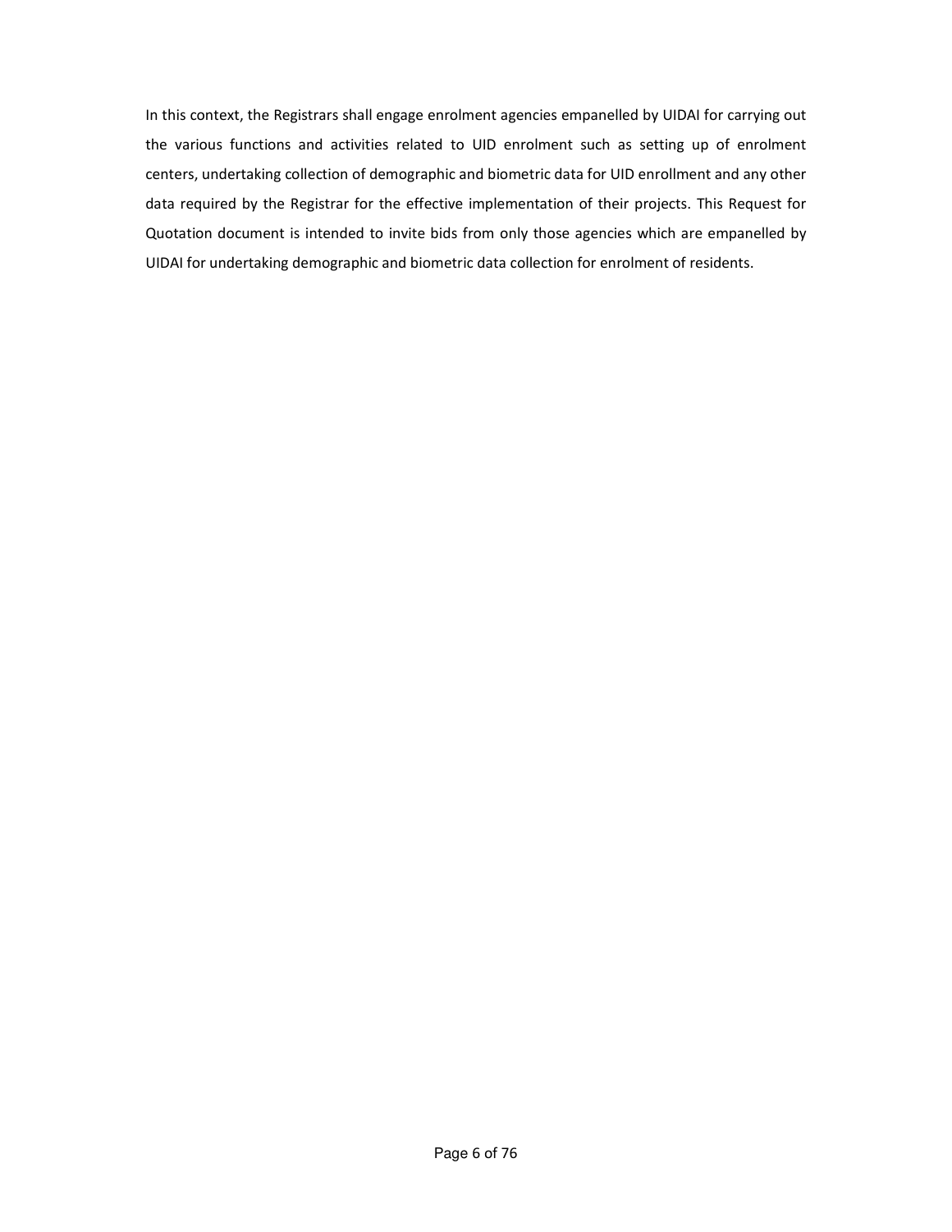In this context, the Registrars shall engage enrolment agencies empanelled by UIDAI for carrying out the various functions and activities related to UID enrolment such as setting up of enrolment centers, undertaking collection of demographic and biometric data for UID enrollment and any other data required by the Registrar for the effective implementation of their projects. This Request for Quotation document is intended to invite bids from only those agencies which are empanelled by UIDAI for undertaking demographic and biometric data collection for enrolment of residents.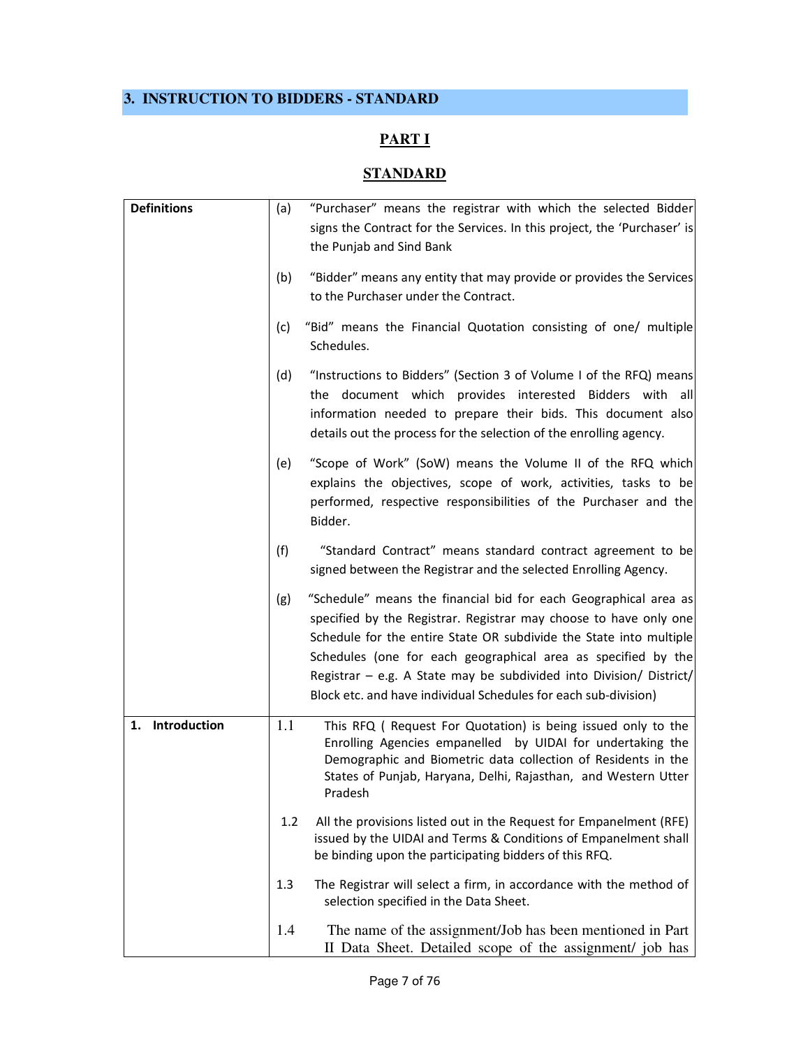## 3. INSTRUCTION TO BIDDERS - STANDARD

**PART I**

**STANDARD**

| | |
|---|---|
| **Definitions** | (a) "Purchaser" means the registrar with which the selected Bidder signs the Contract for the Services. In this project, the 'Purchaser' is the Punjab and Sind Bank<br><br>(b) "Bidder" means any entity that may provide or provides the Services to the Purchaser under the Contract.<br><br>(c) "Bid" means the Financial Quotation consisting of one/ multiple Schedules.<br><br>(d) "Instructions to Bidders" (Section 3 of Volume I of the RFQ) means the document which provides interested Bidders with all information needed to prepare their bids. This document also details out the process for the selection of the enrolling agency.<br><br>(e) "Scope of Work" (SoW) means the Volume II of the RFQ which explains the objectives, scope of work, activities, tasks to be performed, respective responsibilities of the Purchaser and the Bidder.<br><br>(f) "Standard Contract" means standard contract agreement to be signed between the Registrar and the selected Enrolling Agency.<br><br>(g) "Schedule" means the financial bid for each Geographical area as specified by the Registrar. Registrar may choose to have only one Schedule for the entire State OR subdivide the State into multiple Schedules (one for each geographical area as specified by the Registrar – e.g. A State may be subdivided into Division/ District/ Block etc. and have individual Schedules for each sub-division) |
| **1. Introduction** | 1.1 This RFQ ( Request For Quotation) is being issued only to the Enrolling Agencies empanelled by UIDAI for undertaking the Demographic and Biometric data collection of Residents in the States of Punjab, Haryana, Delhi, Rajasthan, and Western Utter Pradesh<br><br>1.2 All the provisions listed out in the Request for Empanelment (RFE) issued by the UIDAI and Terms & Conditions of Empanelment shall be binding upon the participating bidders of this RFQ.<br><br>1.3 The Registrar will select a firm, in accordance with the method of selection specified in the Data Sheet.<br><br>1.4 The name of the assignment/Job has been mentioned in Part II Data Sheet. Detailed scope of the assignment/ job has |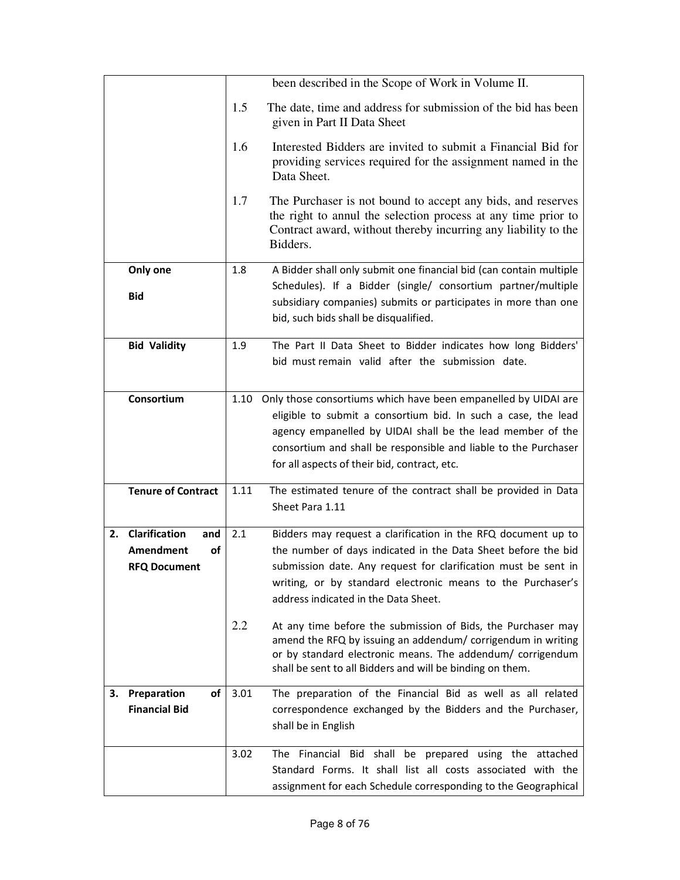| | | |
|---|---|---|
| | | been described in the Scope of Work in Volume II. |
| | 1.5 | The date, time and address for submission of the bid has been given in Part II Data Sheet |
| | 1.6 | Interested Bidders are invited to submit a Financial Bid for providing services required for the assignment named in the Data Sheet. |
| | 1.7 | The Purchaser is not bound to accept any bids, and reserves the right to annul the selection process at any time prior to Contract award, without thereby incurring any liability to the Bidders. |
| **Only one Bid** | 1.8 | A Bidder shall only submit one financial bid (can contain multiple Schedules). If a Bidder (single/ consortium partner/multiple subsidiary companies) submits or participates in more than one bid, such bids shall be disqualified. |
| **Bid Validity** | 1.9 | The Part II Data Sheet to Bidder indicates how long Bidders' bid must remain valid after the submission date. |
| **Consortium** | 1.10 | Only those consortiums which have been empanelled by UIDAI are eligible to submit a consortium bid. In such a case, the lead agency empanelled by UIDAI shall be the lead member of the consortium and shall be responsible and liable to the Purchaser for all aspects of their bid, contract, etc. |
| **Tenure of Contract** | 1.11 | The estimated tenure of the contract shall be provided in Data Sheet Para 1.11 |
| **2. Clarification and Amendment of RFQ Document** | 2.1 | Bidders may request a clarification in the RFQ document up to the number of days indicated in the Data Sheet before the bid submission date. Any request for clarification must be sent in writing, or by standard electronic means to the Purchaser's address indicated in the Data Sheet. |
| | 2.2 | At any time before the submission of Bids, the Purchaser may amend the RFQ by issuing an addendum/ corrigendum in writing or by standard electronic means. The addendum/ corrigendum shall be sent to all Bidders and will be binding on them. |
| **3. Preparation of Financial Bid** | 3.01 | The preparation of the Financial Bid as well as all related correspondence exchanged by the Bidders and the Purchaser, shall be in English |
| | 3.02 | The Financial Bid shall be prepared using the attached Standard Forms. It shall list all costs associated with the assignment for each Schedule corresponding to the Geographical |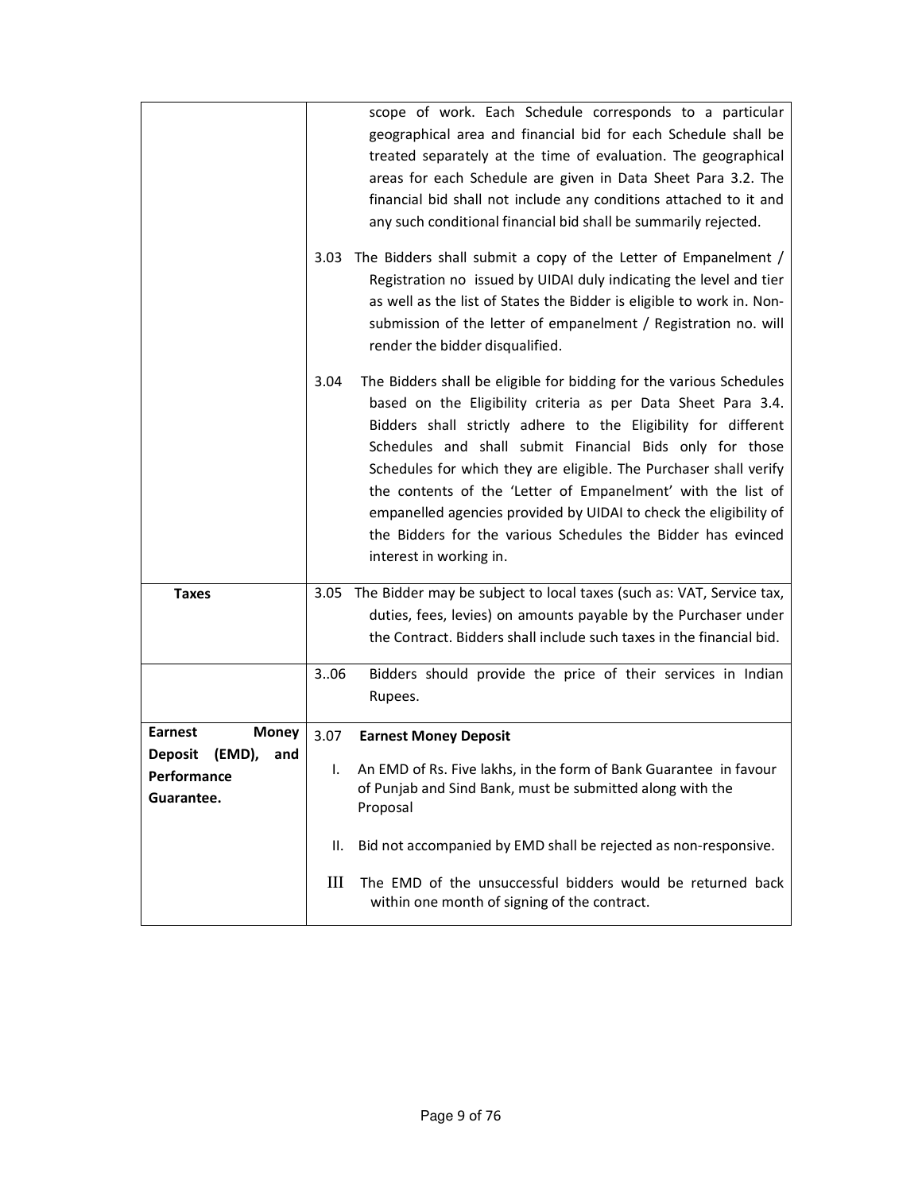| | |
|---|---|
| | scope of work. Each Schedule corresponds to a particular geographical area and financial bid for each Schedule shall be treated separately at the time of evaluation. The geographical areas for each Schedule are given in Data Sheet Para 3.2. The financial bid shall not include any conditions attached to it and any such conditional financial bid shall be summarily rejected.<br><br>3.03 The Bidders shall submit a copy of the Letter of Empanelment / Registration no issued by UIDAI duly indicating the level and tier as well as the list of States the Bidder is eligible to work in. Non-submission of the letter of empanelment / Registration no. will render the bidder disqualified.<br><br>3.04 The Bidders shall be eligible for bidding for the various Schedules based on the Eligibility criteria as per Data Sheet Para 3.4. Bidders shall strictly adhere to the Eligibility for different Schedules and shall submit Financial Bids only for those Schedules for which they are eligible. The Purchaser shall verify the contents of the 'Letter of Empanelment' with the list of empanelled agencies provided by UIDAI to check the eligibility of the Bidders for the various Schedules the Bidder has evinced interest in working in. |
| **Taxes** | 3.05 The Bidder may be subject to local taxes (such as: VAT, Service tax, duties, fees, levies) on amounts payable by the Purchaser under the Contract. Bidders shall include such taxes in the financial bid. |
| | 3..06 Bidders should provide the price of their services in Indian Rupees. |
| **Earnest Money Deposit (EMD), and Performance Guarantee.** | 3.07 **Earnest Money Deposit**<br><br>I. An EMD of Rs. Five lakhs, in the form of Bank Guarantee in favour of Punjab and Sind Bank, must be submitted along with the Proposal<br><br>II. Bid not accompanied by EMD shall be rejected as non-responsive.<br><br>III The EMD of the unsuccessful bidders would be returned back within one month of signing of the contract. |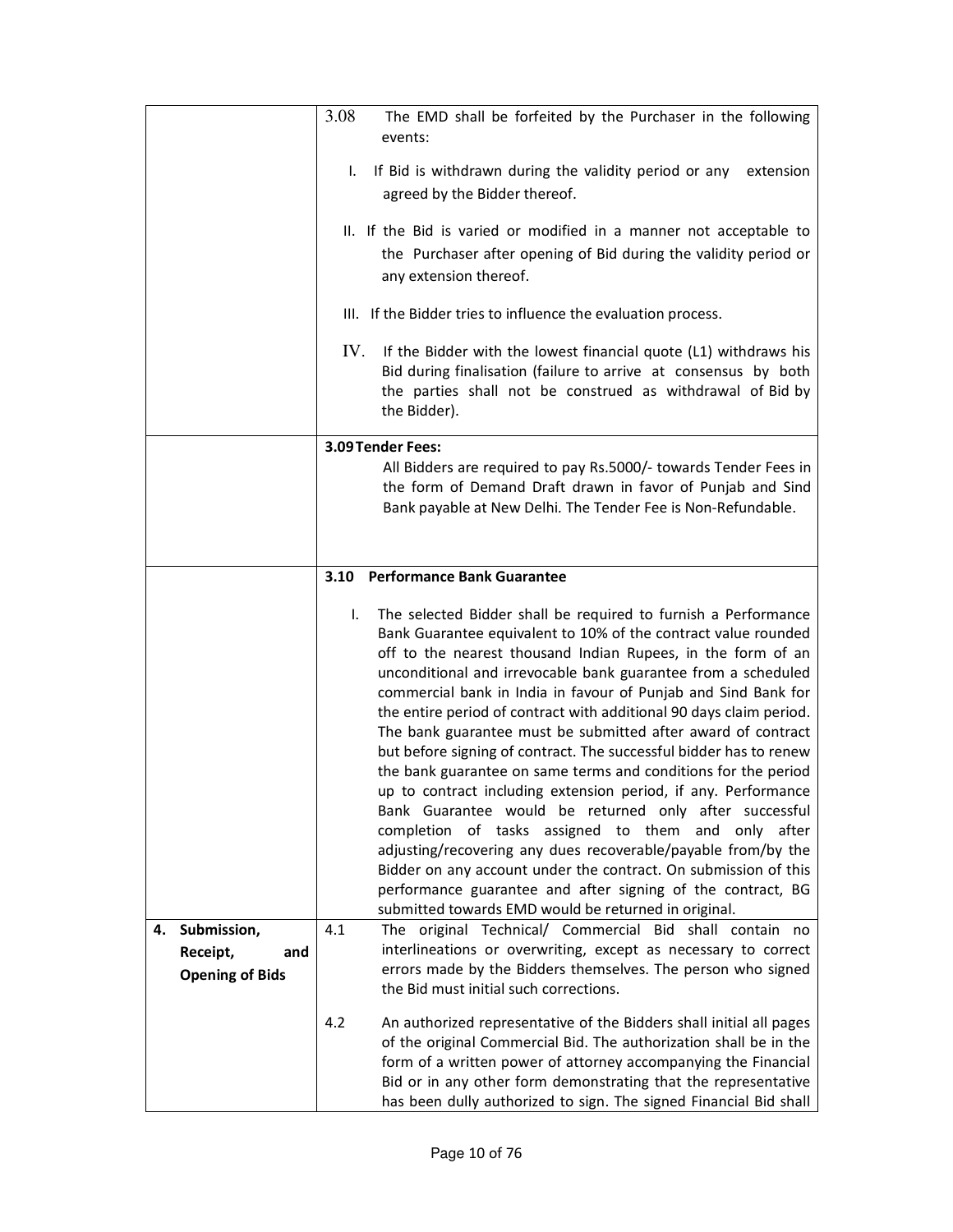| | |
|---|---|
| | 3.08 The EMD shall be forfeited by the Purchaser in the following events:<br><br>I. If Bid is withdrawn during the validity period or any extension agreed by the Bidder thereof.<br><br>II. If the Bid is varied or modified in a manner not acceptable to the Purchaser after opening of Bid during the validity period or any extension thereof.<br><br>III. If the Bidder tries to influence the evaluation process.<br><br>IV. If the Bidder with the lowest financial quote (L1) withdraws his Bid during finalisation (failure to arrive at consensus by both the parties shall not be construed as withdrawal of Bid by the Bidder). |
| | **3.09 Tender Fees:**<br>All Bidders are required to pay Rs.5000/- towards Tender Fees in the form of Demand Draft drawn in favor of Punjab and Sind Bank payable at New Delhi. The Tender Fee is Non-Refundable. |
| | **3.10 Performance Bank Guarantee**<br><br>I. The selected Bidder shall be required to furnish a Performance Bank Guarantee equivalent to 10% of the contract value rounded off to the nearest thousand Indian Rupees, in the form of an unconditional and irrevocable bank guarantee from a scheduled commercial bank in India in favour of Punjab and Sind Bank for the entire period of contract with additional 90 days claim period. The bank guarantee must be submitted after award of contract but before signing of contract. The successful bidder has to renew the bank guarantee on same terms and conditions for the period up to contract including extension period, if any. Performance Bank Guarantee would be returned only after successful completion of tasks assigned to them and only after adjusting/recovering any dues recoverable/payable from/by the Bidder on any account under the contract. On submission of this performance guarantee and after signing of the contract, BG submitted towards EMD would be returned in original. |
| **4. Submission, Receipt, and Opening of Bids** | 4.1 The original Technical/ Commercial Bid shall contain no interlineations or overwriting, except as necessary to correct errors made by the Bidders themselves. The person who signed the Bid must initial such corrections.<br><br>4.2 An authorized representative of the Bidders shall initial all pages of the original Commercial Bid. The authorization shall be in the form of a written power of attorney accompanying the Financial Bid or in any other form demonstrating that the representative has been dully authorized to sign. The signed Financial Bid shall |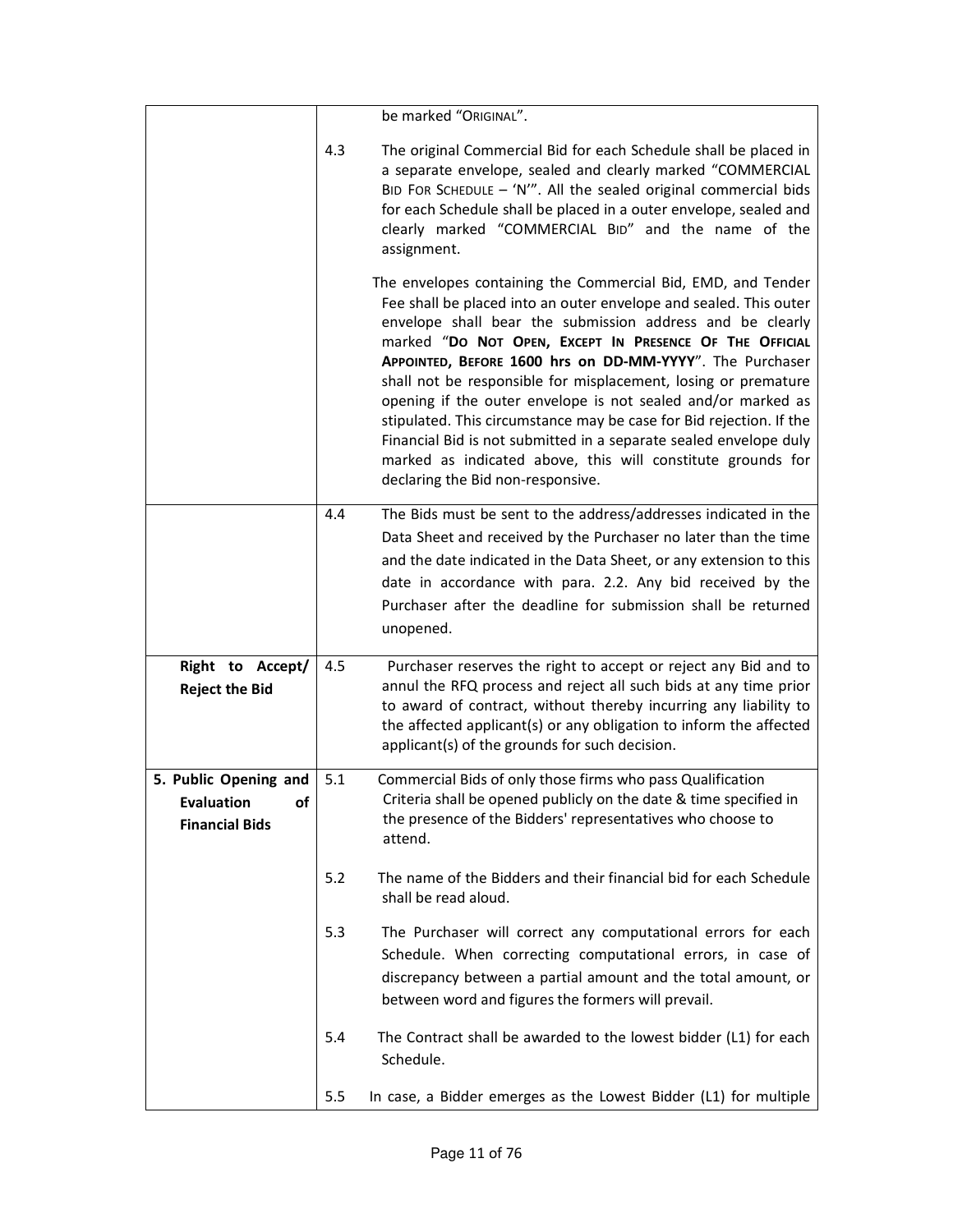| | | |
|---|---|---|
| | | be marked "ORIGINAL". |
| | 4.3 | The original Commercial Bid for each Schedule shall be placed in a separate envelope, sealed and clearly marked "COMMERCIAL BID FOR SCHEDULE – 'N'". All the sealed original commercial bids for each Schedule shall be placed in a outer envelope, sealed and clearly marked "COMMERCIAL BID" and the name of the assignment.<br><br>The envelopes containing the Commercial Bid, EMD, and Tender Fee shall be placed into an outer envelope and sealed. This outer envelope shall bear the submission address and be clearly marked "**DO NOT OPEN, EXCEPT IN PRESENCE OF THE OFFICIAL APPOINTED, BEFORE 1600 hrs on DD-MM-YYYY**". The Purchaser shall not be responsible for misplacement, losing or premature opening if the outer envelope is not sealed and/or marked as stipulated. This circumstance may be case for Bid rejection. If the Financial Bid is not submitted in a separate sealed envelope duly marked as indicated above, this will constitute grounds for declaring the Bid non-responsive. |
| | 4.4 | The Bids must be sent to the address/addresses indicated in the Data Sheet and received by the Purchaser no later than the time and the date indicated in the Data Sheet, or any extension to this date in accordance with para. 2.2. Any bid received by the Purchaser after the deadline for submission shall be returned unopened. |
| **Right to Accept/ Reject the Bid** | 4.5 | Purchaser reserves the right to accept or reject any Bid and to annul the RFQ process and reject all such bids at any time prior to award of contract, without thereby incurring any liability to the affected applicant(s) or any obligation to inform the affected applicant(s) of the grounds for such decision. |
| **5. Public Opening and Evaluation of Financial Bids** | 5.1 | Commercial Bids of only those firms who pass Qualification Criteria shall be opened publicly on the date & time specified in the presence of the Bidders' representatives who choose to attend. |
| | 5.2 | The name of the Bidders and their financial bid for each Schedule shall be read aloud. |
| | 5.3 | The Purchaser will correct any computational errors for each Schedule. When correcting computational errors, in case of discrepancy between a partial amount and the total amount, or between word and figures the formers will prevail. |
| | 5.4 | The Contract shall be awarded to the lowest bidder (L1) for each Schedule. |
| | 5.5 | In case, a Bidder emerges as the Lowest Bidder (L1) for multiple |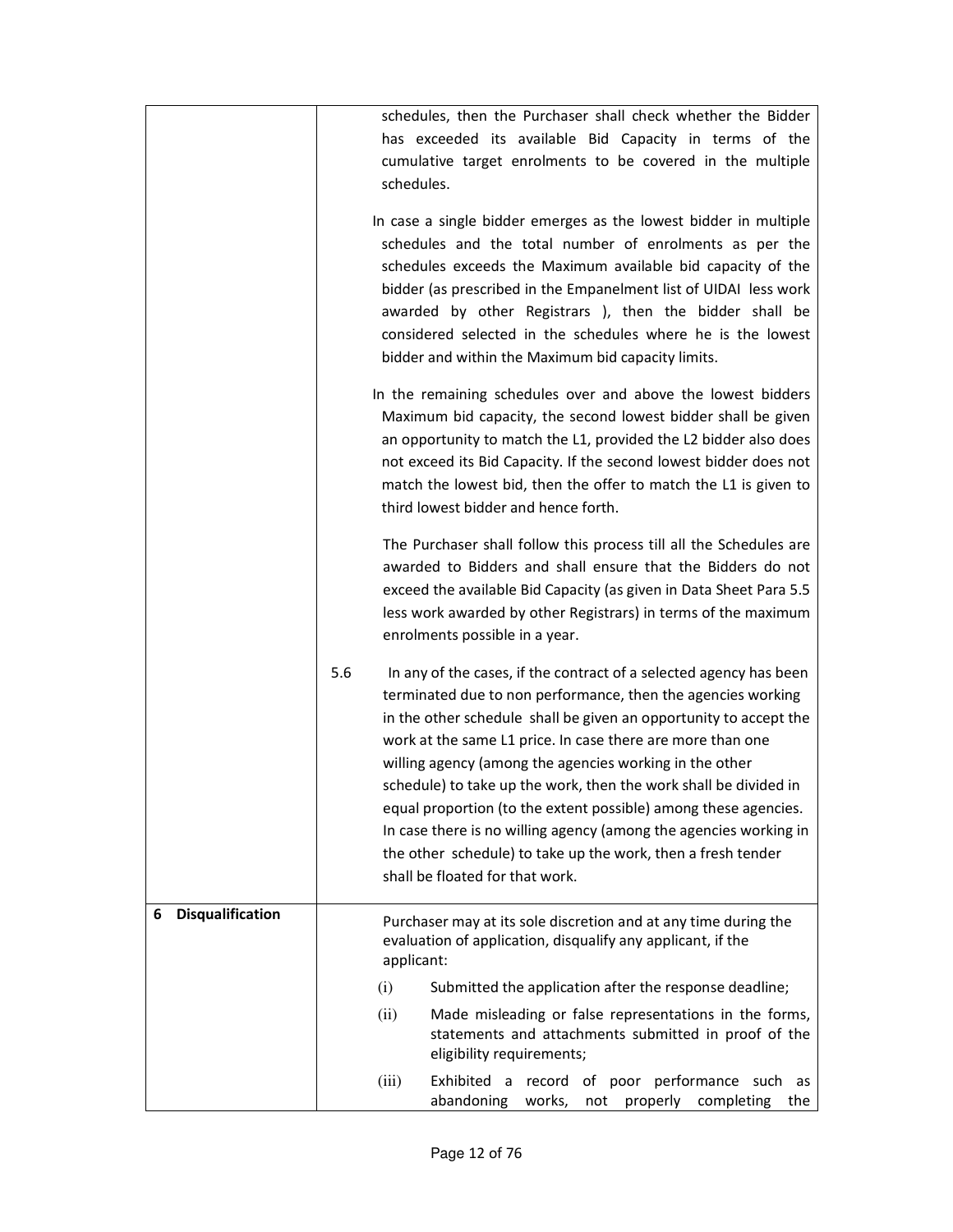| | |
|---|---|
| | schedules, then the Purchaser shall check whether the Bidder has exceeded its available Bid Capacity in terms of the cumulative target enrolments to be covered in the multiple schedules.<br><br>In case a single bidder emerges as the lowest bidder in multiple schedules and the total number of enrolments as per the schedules exceeds the Maximum available bid capacity of the bidder (as prescribed in the Empanelment list of UIDAI less work awarded by other Registrars ), then the bidder shall be considered selected in the schedules where he is the lowest bidder and within the Maximum bid capacity limits.<br><br>In the remaining schedules over and above the lowest bidders Maximum bid capacity, the second lowest bidder shall be given an opportunity to match the L1, provided the L2 bidder also does not exceed its Bid Capacity. If the second lowest bidder does not match the lowest bid, then the offer to match the L1 is given to third lowest bidder and hence forth.<br><br>The Purchaser shall follow this process till all the Schedules are awarded to Bidders and shall ensure that the Bidders do not exceed the available Bid Capacity (as given in Data Sheet Para 5.5 less work awarded by other Registrars) in terms of the maximum enrolments possible in a year.<br><br>5.6 In any of the cases, if the contract of a selected agency has been terminated due to non performance, then the agencies working in the other schedule shall be given an opportunity to accept the work at the same L1 price. In case there are more than one willing agency (among the agencies working in the other schedule) to take up the work, then the work shall be divided in equal proportion (to the extent possible) among these agencies. In case there is no willing agency (among the agencies working in the other schedule) to take up the work, then a fresh tender shall be floated for that work. |
| **6 Disqualification** | Purchaser may at its sole discretion and at any time during the evaluation of application, disqualify any applicant, if the applicant:<br><br>(i) Submitted the application after the response deadline;<br><br>(ii) Made misleading or false representations in the forms, statements and attachments submitted in proof of the eligibility requirements;<br><br>(iii) Exhibited a record of poor performance such as abandoning works, not properly completing the |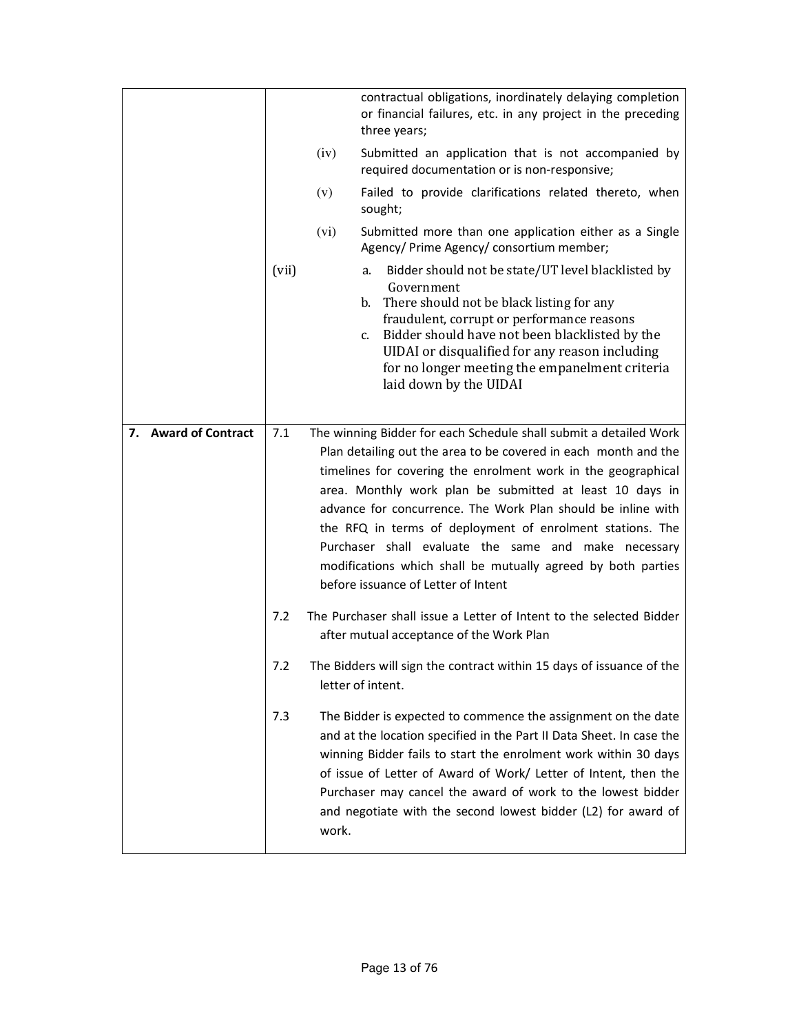| | |
|---|---|
| | contractual obligations, inordinately delaying completion or financial failures, etc. in any project in the preceding three years;<br><br>(iv) Submitted an application that is not accompanied by required documentation or is non-responsive;<br><br>(v) Failed to provide clarifications related thereto, when sought;<br><br>(vi) Submitted more than one application either as a Single Agency/ Prime Agency/ consortium member;<br><br>(vii) a. Bidder should not be state/UT level blacklisted by Government<br>b. There should not be black listing for any fraudulent, corrupt or performance reasons<br>c. Bidder should have not been blacklisted by the UIDAI or disqualified for any reason including for no longer meeting the empanelment criteria laid down by the UIDAI |
| **7. Award of Contract** | 7.1 The winning Bidder for each Schedule shall submit a detailed Work Plan detailing out the area to be covered in each month and the timelines for covering the enrolment work in the geographical area. Monthly work plan be submitted at least 10 days in advance for concurrence. The Work Plan should be inline with the RFQ in terms of deployment of enrolment stations. The Purchaser shall evaluate the same and make necessary modifications which shall be mutually agreed by both parties before issuance of Letter of Intent<br><br>7.2 The Purchaser shall issue a Letter of Intent to the selected Bidder after mutual acceptance of the Work Plan<br><br>7.2 The Bidders will sign the contract within 15 days of issuance of the letter of intent.<br><br>7.3 The Bidder is expected to commence the assignment on the date and at the location specified in the Part II Data Sheet. In case the winning Bidder fails to start the enrolment work within 30 days of issue of Letter of Award of Work/ Letter of Intent, then the Purchaser may cancel the award of work to the lowest bidder and negotiate with the second lowest bidder (L2) for award of work. |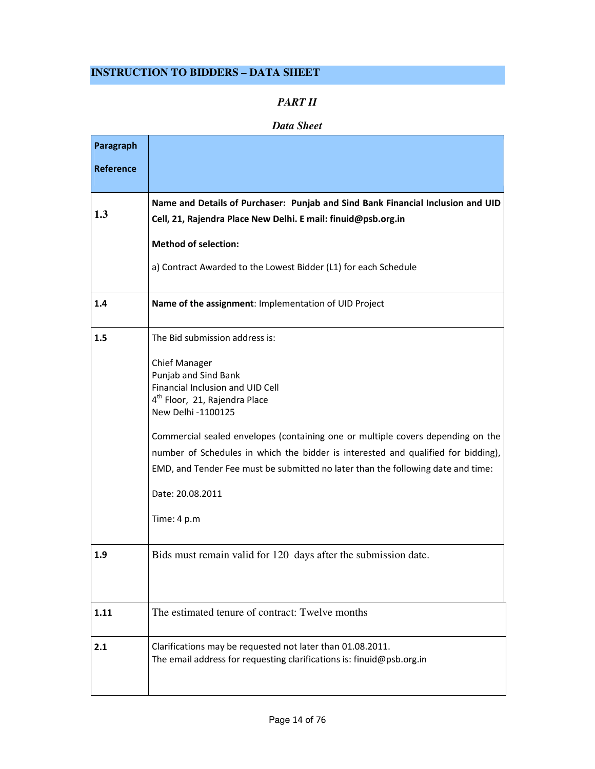## INSTRUCTION TO BIDDERS – DATA SHEET

### *PART II*

### *Data Sheet*

| Paragraph Reference | |
|---|---|
| 1.3 | **Name and Details of Purchaser: Punjab and Sind Bank Financial Inclusion and UID Cell, 21, Rajendra Place New Delhi. E mail: finuid@psb.org.in**<br><br>**Method of selection:**<br><br>a) Contract Awarded to the Lowest Bidder (L1) for each Schedule |
| 1.4 | **Name of the assignment**: Implementation of UID Project |
| 1.5 | The Bid submission address is:<br><br>Chief Manager<br>Punjab and Sind Bank<br>Financial Inclusion and UID Cell<br>4th Floor, 21, Rajendra Place<br>New Delhi -1100125<br><br>Commercial sealed envelopes (containing one or multiple covers depending on the number of Schedules in which the bidder is interested and qualified for bidding), EMD, and Tender Fee must be submitted no later than the following date and time:<br><br>Date: 20.08.2011<br><br>Time: 4 p.m |
| 1.9 | Bids must remain valid for 120 days after the submission date. |
| 1.11 | The estimated tenure of contract: Twelve months |
| 2.1 | Clarifications may be requested not later than 01.08.2011.<br>The email address for requesting clarifications is: finuid@psb.org.in |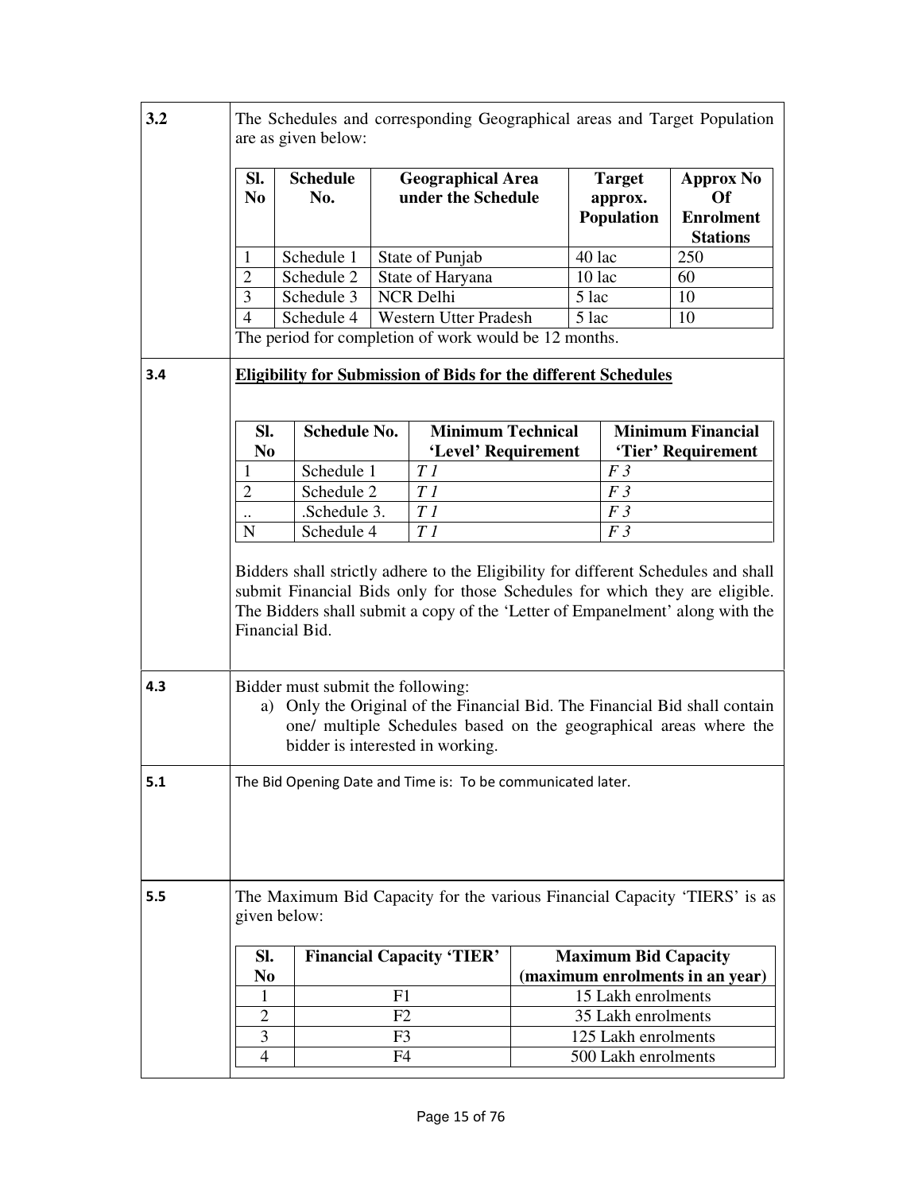**3.2**

The Schedules and corresponding Geographical areas and Target Population are as given below:

| Sl. No | Schedule No. | Geographical Area under the Schedule | Target approx. Population | Approx No Of Enrolment Stations |
|---|---|---|---|---|
| 1 | Schedule 1 | State of Punjab | 40 lac | 250 |
| 2 | Schedule 2 | State of Haryana | 10 lac | 60 |
| 3 | Schedule 3 | NCR Delhi | 5 lac | 10 |
| 4 | Schedule 4 | Western Utter Pradesh | 5 lac | 10 |

The period for completion of work would be 12 months.

**3.4**

**<u>Eligibility for Submission of Bids for the different Schedules</u>**

| Sl. No | Schedule No. | Minimum Technical 'Level' Requirement | Minimum Financial 'Tier' Requirement |
|---|---|---|---|
| 1 | Schedule 1 | *T 1* | *F 3* |
| 2 | Schedule 2 | *T 1* | *F 3* |
| .. | .Schedule 3. | *T 1* | *F 3* |
| N | Schedule 4 | *T 1* | *F 3* |

Bidders shall strictly adhere to the Eligibility for different Schedules and shall submit Financial Bids only for those Schedules for which they are eligible. The Bidders shall submit a copy of the 'Letter of Empanelment' along with the Financial Bid.

**4.3**

Bidder must submit the following:

a) Only the Original of the Financial Bid. The Financial Bid shall contain one/ multiple Schedules based on the geographical areas where the bidder is interested in working.

**5.1**

The Bid Opening Date and Time is: To be communicated later.

**5.5**

The Maximum Bid Capacity for the various Financial Capacity 'TIERS' is as given below:

| Sl. No | Financial Capacity 'TIER' | Maximum Bid Capacity (maximum enrolments in an year) |
|---|---|---|
| 1 | F1 | 15 Lakh enrolments |
| 2 | F2 | 35 Lakh enrolments |
| 3 | F3 | 125 Lakh enrolments |
| 4 | F4 | 500 Lakh enrolments |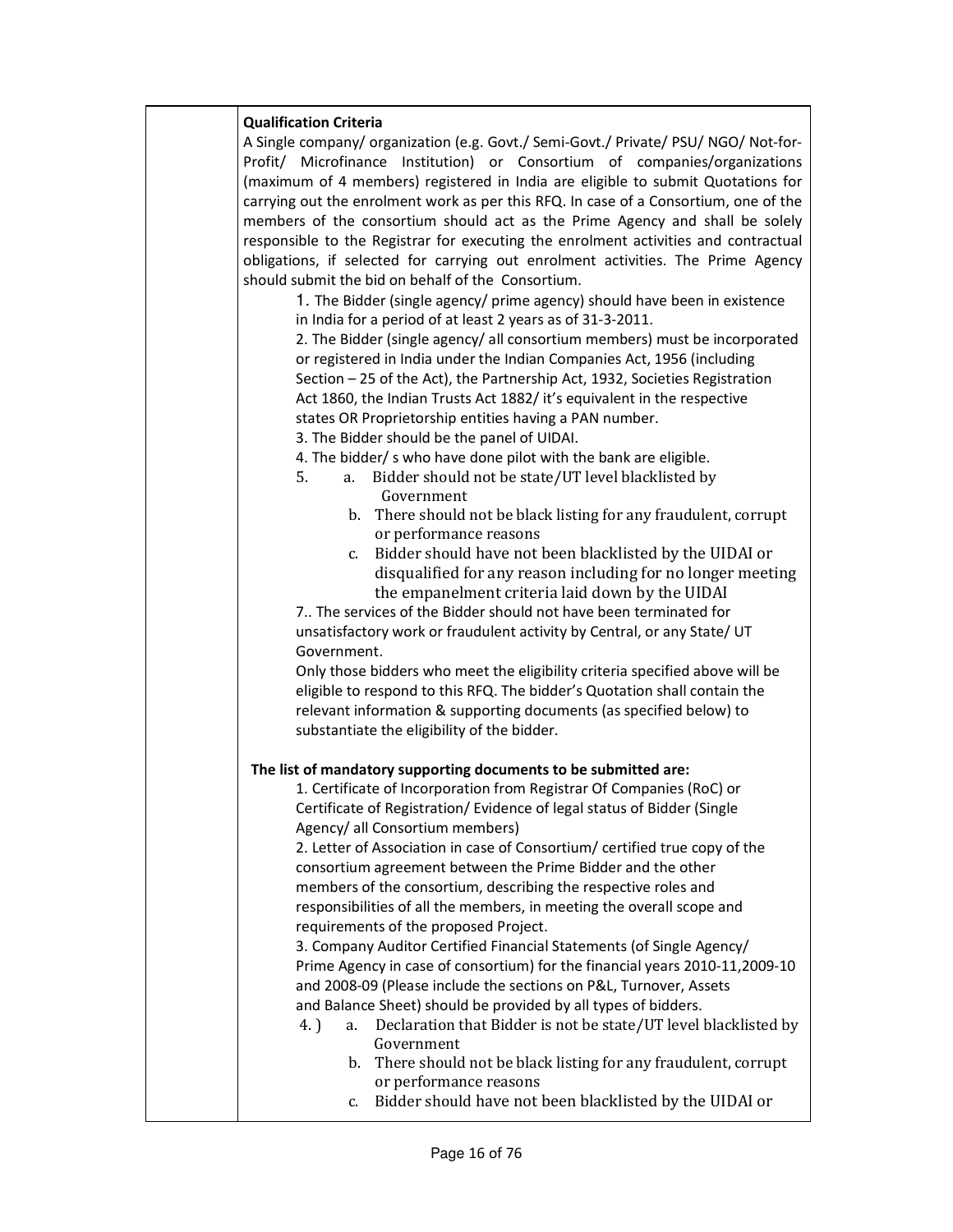**Qualification Criteria**

A Single company/ organization (e.g. Govt./ Semi-Govt./ Private/ PSU/ NGO/ Not-for-Profit/ Microfinance Institution) or Consortium of companies/organizations (maximum of 4 members) registered in India are eligible to submit Quotations for carrying out the enrolment work as per this RFQ. In case of a Consortium, one of the members of the consortium should act as the Prime Agency and shall be solely responsible to the Registrar for executing the enrolment activities and contractual obligations, if selected for carrying out enrolment activities. The Prime Agency should submit the bid on behalf of the Consortium.

1. The Bidder (single agency/ prime agency) should have been in existence in India for a period of at least 2 years as of 31-3-2011.
2. The Bidder (single agency/ all consortium members) must be incorporated or registered in India under the Indian Companies Act, 1956 (including Section – 25 of the Act), the Partnership Act, 1932, Societies Registration Act 1860, the Indian Trusts Act 1882/ it's equivalent in the respective states OR Proprietorship entities having a PAN number.
3. The Bidder should be the panel of UIDAI.
4. The bidder/ s who have done pilot with the bank are eligible.
5. a. Bidder should not be state/UT level blacklisted by Government
   b. There should not be black listing for any fraudulent, corrupt or performance reasons
   c. Bidder should have not been blacklisted by the UIDAI or disqualified for any reason including for no longer meeting the empanelment criteria laid down by the UIDAI

7.. The services of the Bidder should not have been terminated for unsatisfactory work or fraudulent activity by Central, or any State/ UT Government.

Only those bidders who meet the eligibility criteria specified above will be eligible to respond to this RFQ. The bidder's Quotation shall contain the relevant information & supporting documents (as specified below) to substantiate the eligibility of the bidder.

**The list of mandatory supporting documents to be submitted are:**

1. Certificate of Incorporation from Registrar Of Companies (RoC) or Certificate of Registration/ Evidence of legal status of Bidder (Single Agency/ all Consortium members)
2. Letter of Association in case of Consortium/ certified true copy of the consortium agreement between the Prime Bidder and the other members of the consortium, describing the respective roles and responsibilities of all the members, in meeting the overall scope and requirements of the proposed Project.
3. Company Auditor Certified Financial Statements (of Single Agency/ Prime Agency in case of consortium) for the financial years 2010-11,2009-10 and 2008-09 (Please include the sections on P&L, Turnover, Assets and Balance Sheet) should be provided by all types of bidders.

4.) a. Declaration that Bidder is not be state/UT level blacklisted by Government
   b. There should not be black listing for any fraudulent, corrupt or performance reasons
   c. Bidder should have not been blacklisted by the UIDAI or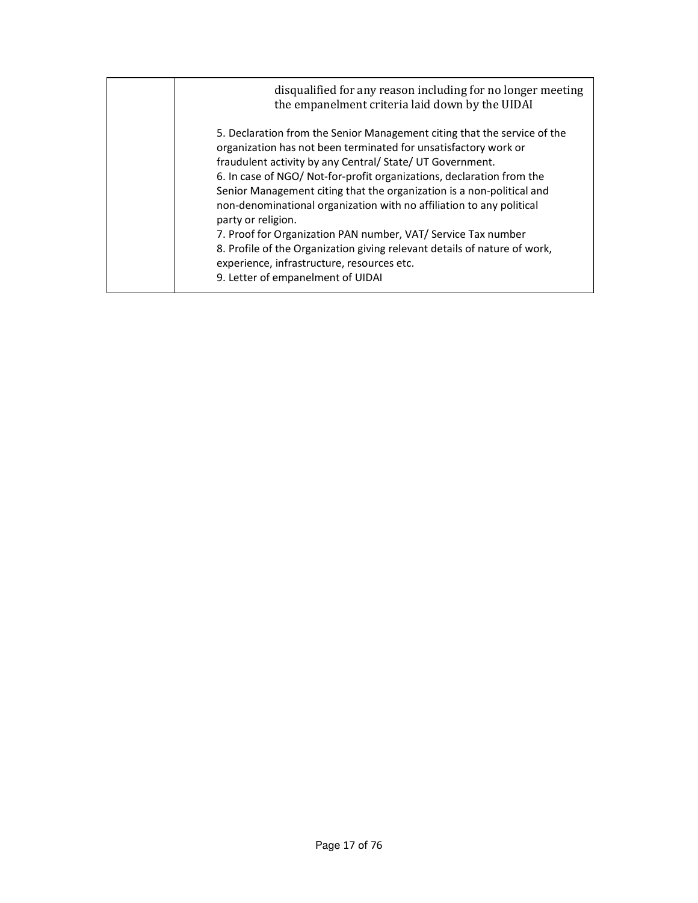|  |  |
|---|---|
|  | disqualified for any reason including for no longer meeting the empanelment criteria laid down by the UIDAI<br><br>5. Declaration from the Senior Management citing that the service of the organization has not been terminated for unsatisfactory work or fraudulent activity by any Central/ State/ UT Government.<br>6. In case of NGO/ Not-for-profit organizations, declaration from the Senior Management citing that the organization is a non-political and non-denominational organization with no affiliation to any political party or religion.<br>7. Proof for Organization PAN number, VAT/ Service Tax number<br>8. Profile of the Organization giving relevant details of nature of work, experience, infrastructure, resources etc.<br>9. Letter of empanelment of UIDAI |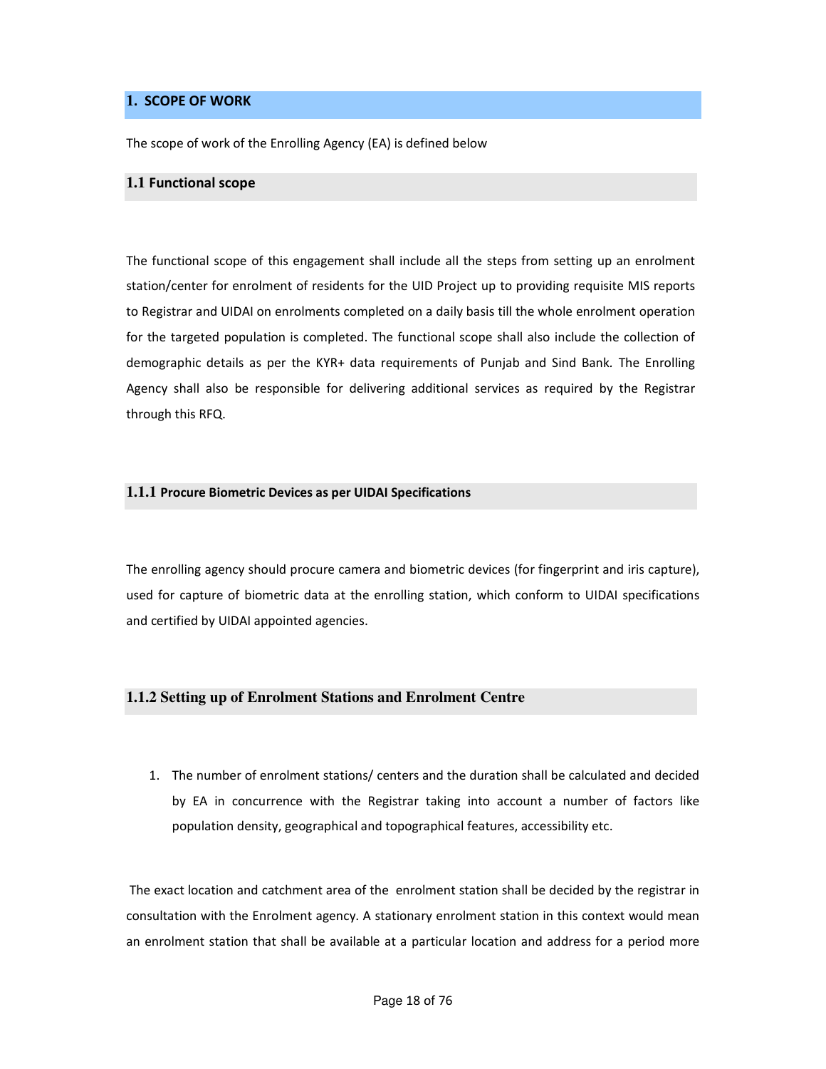# 1. SCOPE OF WORK

The scope of work of the Enrolling Agency (EA) is defined below

## 1.1 Functional scope

The functional scope of this engagement shall include all the steps from setting up an enrolment station/center for enrolment of residents for the UID Project up to providing requisite MIS reports to Registrar and UIDAI on enrolments completed on a daily basis till the whole enrolment operation for the targeted population is completed. The functional scope shall also include the collection of demographic details as per the KYR+ data requirements of Punjab and Sind Bank. The Enrolling Agency shall also be responsible for delivering additional services as required by the Registrar through this RFQ.

### 1.1.1 Procure Biometric Devices as per UIDAI Specifications

The enrolling agency should procure camera and biometric devices (for fingerprint and iris capture), used for capture of biometric data at the enrolling station, which conform to UIDAI specifications and certified by UIDAI appointed agencies.

### 1.1.2 Setting up of Enrolment Stations and Enrolment Centre

1. The number of enrolment stations/ centers and the duration shall be calculated and decided by EA in concurrence with the Registrar taking into account a number of factors like population density, geographical and topographical features, accessibility etc.

The exact location and catchment area of the enrolment station shall be decided by the registrar in consultation with the Enrolment agency. A stationary enrolment station in this context would mean an enrolment station that shall be available at a particular location and address for a period more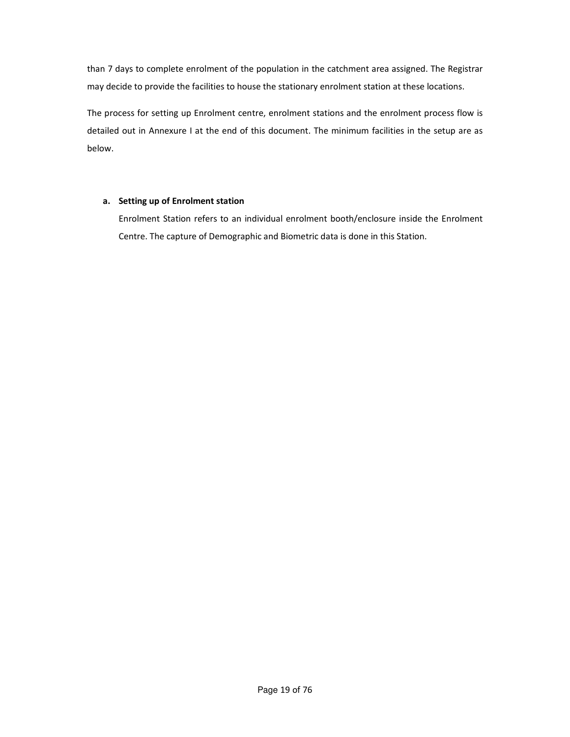than 7 days to complete enrolment of the population in the catchment area assigned. The Registrar may decide to provide the facilities to house the stationary enrolment station at these locations.

The process for setting up Enrolment centre, enrolment stations and the enrolment process flow is detailed out in Annexure I at the end of this document. The minimum facilities in the setup are as below.

**a. Setting up of Enrolment station**

Enrolment Station refers to an individual enrolment booth/enclosure inside the Enrolment Centre. The capture of Demographic and Biometric data is done in this Station.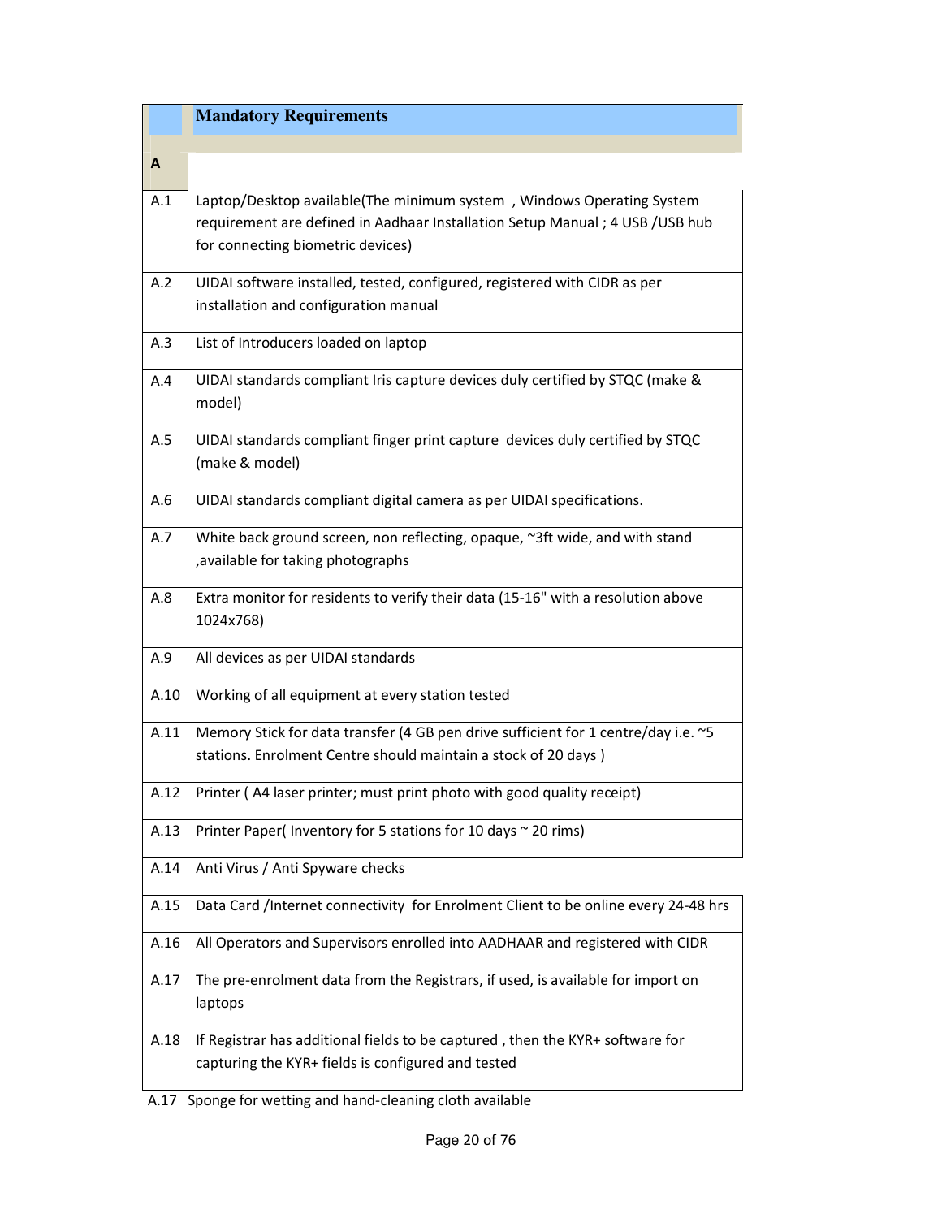|  | **Mandatory Requirements** |
|---|---|
| **A** |  |
| A.1 | Laptop/Desktop available(The minimum system , Windows Operating System requirement are defined in Aadhaar Installation Setup Manual ; 4 USB /USB hub for connecting biometric devices) |
| A.2 | UIDAI software installed, tested, configured, registered with CIDR as per installation and configuration manual |
| A.3 | List of Introducers loaded on laptop |
| A.4 | UIDAI standards compliant Iris capture devices duly certified by STQC (make & model) |
| A.5 | UIDAI standards compliant finger print capture devices duly certified by STQC (make & model) |
| A.6 | UIDAI standards compliant digital camera as per UIDAI specifications. |
| A.7 | White back ground screen, non reflecting, opaque, ~3ft wide, and with stand ,available for taking photographs |
| A.8 | Extra monitor for residents to verify their data (15-16" with a resolution above 1024x768) |
| A.9 | All devices as per UIDAI standards |
| A.10 | Working of all equipment at every station tested |
| A.11 | Memory Stick for data transfer (4 GB pen drive sufficient for 1 centre/day i.e. ~5 stations. Enrolment Centre should maintain a stock of 20 days ) |
| A.12 | Printer ( A4 laser printer; must print photo with good quality receipt) |
| A.13 | Printer Paper( Inventory for 5 stations for 10 days ~ 20 rims) |
| A.14 | Anti Virus / Anti Spyware checks |
| A.15 | Data Card /Internet connectivity for Enrolment Client to be online every 24-48 hrs |
| A.16 | All Operators and Supervisors enrolled into AADHAAR and registered with CIDR |
| A.17 | The pre-enrolment data from the Registrars, if used, is available for import on laptops |
| A.18 | If Registrar has additional fields to be captured , then the KYR+ software for capturing the KYR+ fields is configured and tested |

A.17 Sponge for wetting and hand-cleaning cloth available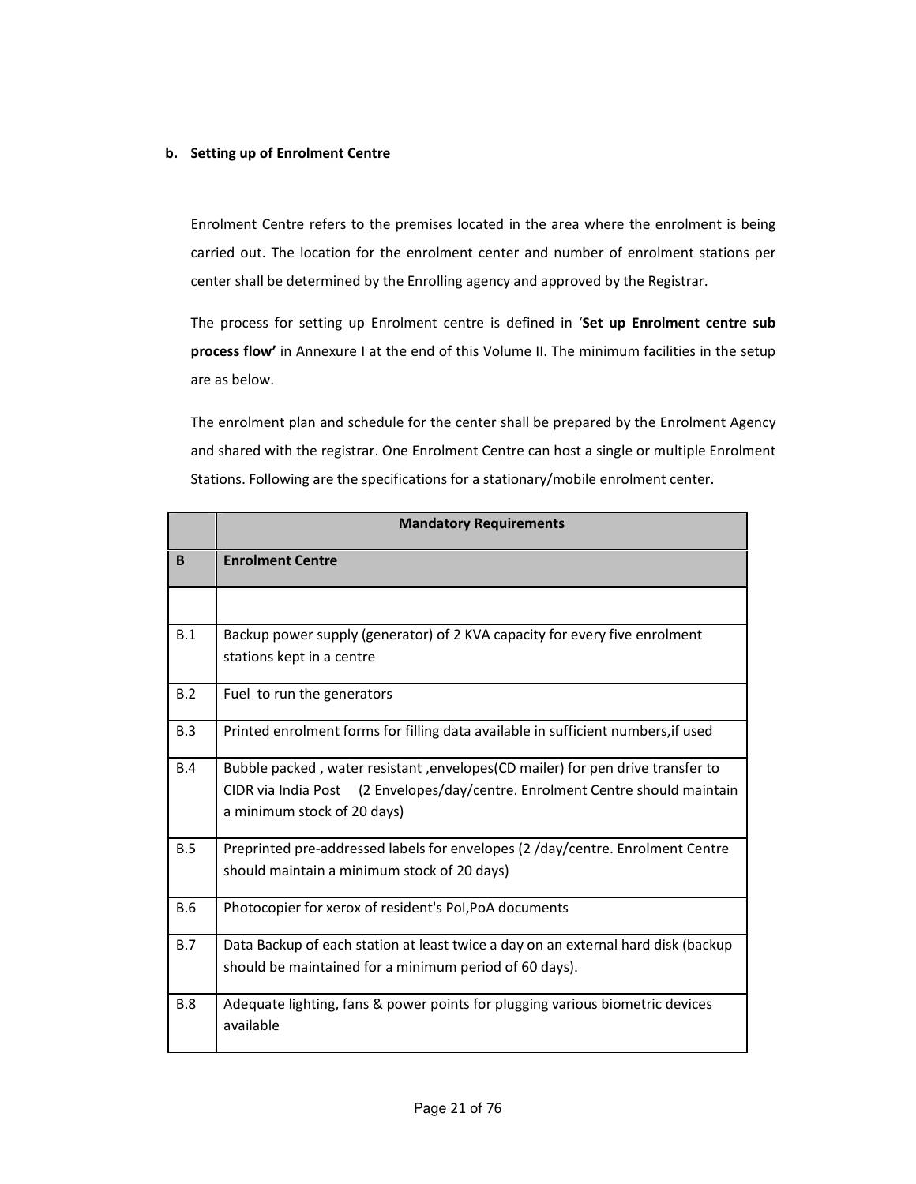**b. Setting up of Enrolment Centre**

Enrolment Centre refers to the premises located in the area where the enrolment is being carried out. The location for the enrolment center and number of enrolment stations per center shall be determined by the Enrolling agency and approved by the Registrar.

The process for setting up Enrolment centre is defined in '**Set up Enrolment centre sub process flow'** in Annexure I at the end of this Volume II. The minimum facilities in the setup are as below.

The enrolment plan and schedule for the center shall be prepared by the Enrolment Agency and shared with the registrar. One Enrolment Centre can host a single or multiple Enrolment Stations. Following are the specifications for a stationary/mobile enrolment center.

| | **Mandatory Requirements** |
|---|---|
| **B** | **Enrolment Centre** |
| | |
| B.1 | Backup power supply (generator) of 2 KVA capacity for every five enrolment stations kept in a centre |
| B.2 | Fuel to run the generators |
| B.3 | Printed enrolment forms for filling data available in sufficient numbers,if used |
| B.4 | Bubble packed , water resistant ,envelopes(CD mailer) for pen drive transfer to CIDR via India Post (2 Envelopes/day/centre. Enrolment Centre should maintain a minimum stock of 20 days) |
| B.5 | Preprinted pre-addressed labels for envelopes (2 /day/centre. Enrolment Centre should maintain a minimum stock of 20 days) |
| B.6 | Photocopier for xerox of resident's PoI,PoA documents |
| B.7 | Data Backup of each station at least twice a day on an external hard disk (backup should be maintained for a minimum period of 60 days). |
| B.8 | Adequate lighting, fans & power points for plugging various biometric devices available |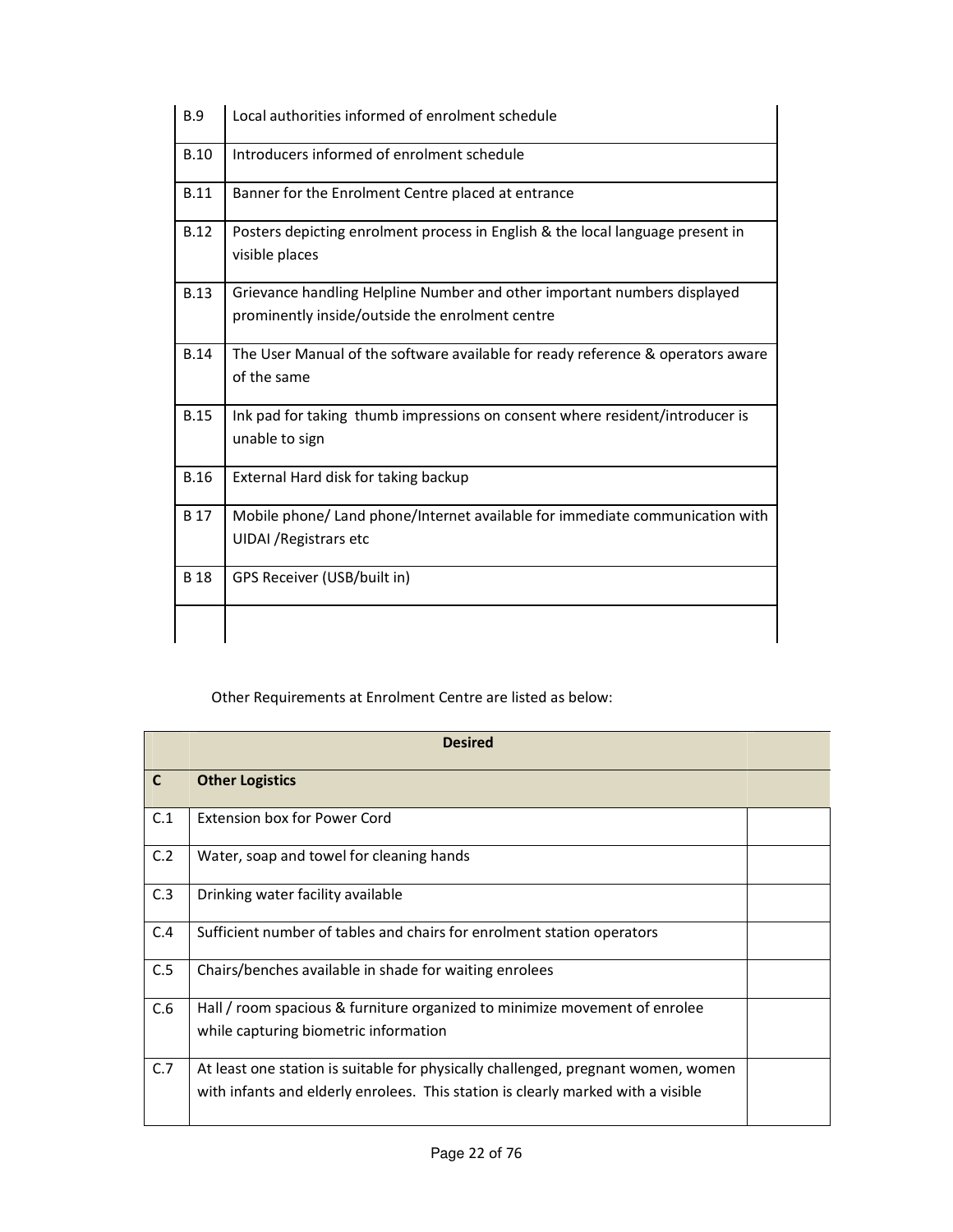| | |
|---|---|
| B.9 | Local authorities informed of enrolment schedule |
| B.10 | Introducers informed of enrolment schedule |
| B.11 | Banner for the Enrolment Centre placed at entrance |
| B.12 | Posters depicting enrolment process in English & the local language present in visible places |
| B.13 | Grievance handling Helpline Number and other important numbers displayed prominently inside/outside the enrolment centre |
| B.14 | The User Manual of the software available for ready reference & operators aware of the same |
| B.15 | Ink pad for taking thumb impressions on consent where resident/introducer is unable to sign |
| B.16 | External Hard disk for taking backup |
| B 17 | Mobile phone/ Land phone/Internet available for immediate communication with UIDAI /Registrars etc |
| B 18 | GPS Receiver (USB/built in) |
| | |

Other Requirements at Enrolment Centre are listed as below:

| | **Desired** | |
|---|---|---|
| **C** | **Other Logistics** | |
| C.1 | Extension box for Power Cord | |
| C.2 | Water, soap and towel for cleaning hands | |
| C.3 | Drinking water facility available | |
| C.4 | Sufficient number of tables and chairs for enrolment station operators | |
| C.5 | Chairs/benches available in shade for waiting enrolees | |
| C.6 | Hall / room spacious & furniture organized to minimize movement of enrolee while capturing biometric information | |
| C.7 | At least one station is suitable for physically challenged, pregnant women, women with infants and elderly enrolees. This station is clearly marked with a visible | |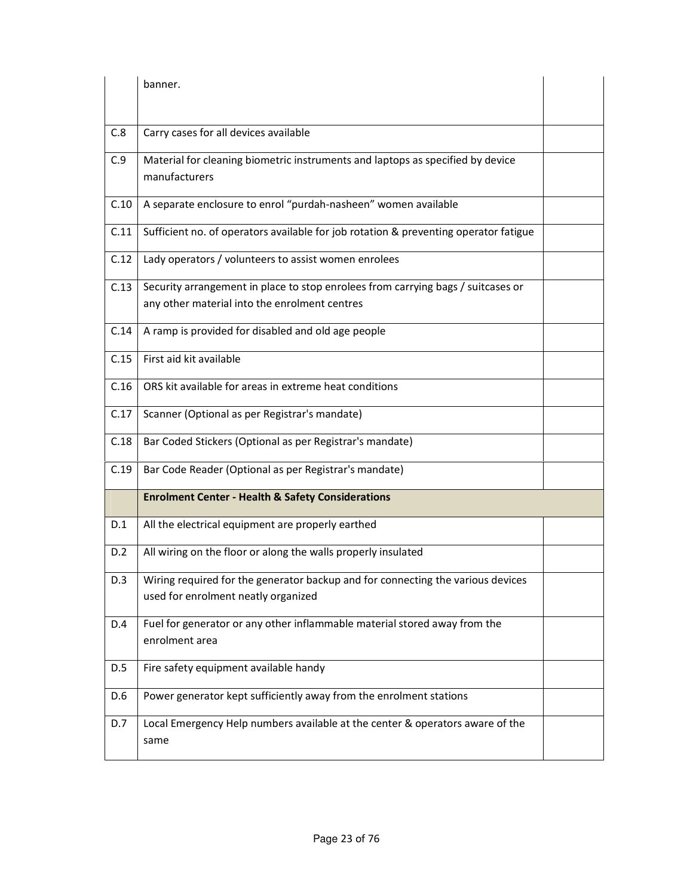| | | |
|---|---|---|
| | banner. | |
| C.8 | Carry cases for all devices available | |
| C.9 | Material for cleaning biometric instruments and laptops as specified by device manufacturers | |
| C.10 | A separate enclosure to enrol "purdah-nasheen" women available | |
| C.11 | Sufficient no. of operators available for job rotation & preventing operator fatigue | |
| C.12 | Lady operators / volunteers to assist women enrolees | |
| C.13 | Security arrangement in place to stop enrolees from carrying bags / suitcases or any other material into the enrolment centres | |
| C.14 | A ramp is provided for disabled and old age people | |
| C.15 | First aid kit available | |
| C.16 | ORS kit available for areas in extreme heat conditions | |
| C.17 | Scanner (Optional as per Registrar's mandate) | |
| C.18 | Bar Coded Stickers (Optional as per Registrar's mandate) | |
| C.19 | Bar Code Reader (Optional as per Registrar's mandate) | |
| | **Enrolment Center - Health & Safety Considerations** | |
| D.1 | All the electrical equipment are properly earthed | |
| D.2 | All wiring on the floor or along the walls properly insulated | |
| D.3 | Wiring required for the generator backup and for connecting the various devices used for enrolment neatly organized | |
| D.4 | Fuel for generator or any other inflammable material stored away from the enrolment area | |
| D.5 | Fire safety equipment available handy | |
| D.6 | Power generator kept sufficiently away from the enrolment stations | |
| D.7 | Local Emergency Help numbers available at the center & operators aware of the same | |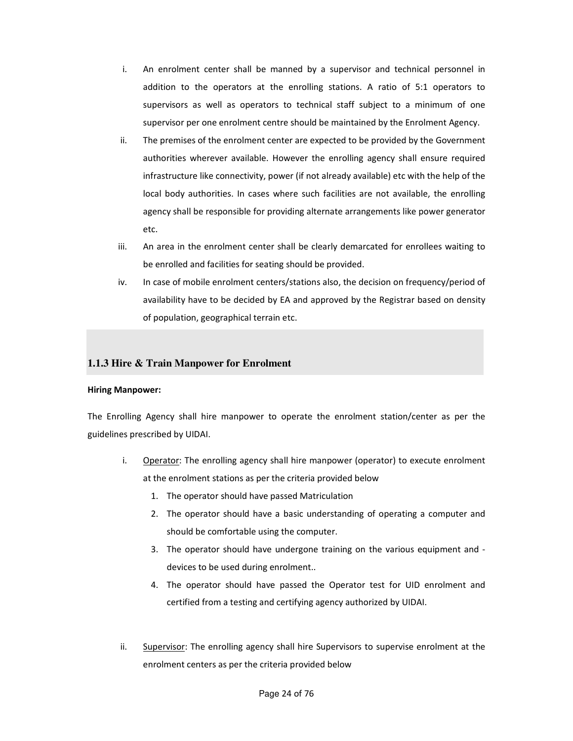i. An enrolment center shall be manned by a supervisor and technical personnel in addition to the operators at the enrolling stations. A ratio of 5:1 operators to supervisors as well as operators to technical staff subject to a minimum of one supervisor per one enrolment centre should be maintained by the Enrolment Agency.

ii. The premises of the enrolment center are expected to be provided by the Government authorities wherever available. However the enrolling agency shall ensure required infrastructure like connectivity, power (if not already available) etc with the help of the local body authorities. In cases where such facilities are not available, the enrolling agency shall be responsible for providing alternate arrangements like power generator etc.

iii. An area in the enrolment center shall be clearly demarcated for enrollees waiting to be enrolled and facilities for seating should be provided.

iv. In case of mobile enrolment centers/stations also, the decision on frequency/period of availability have to be decided by EA and approved by the Registrar based on density of population, geographical terrain etc.

### 1.1.3 Hire & Train Manpower for Enrolment

**Hiring Manpower:**

The Enrolling Agency shall hire manpower to operate the enrolment station/center as per the guidelines prescribed by UIDAI.

i. <u>Operator</u>: The enrolling agency shall hire manpower (operator) to execute enrolment at the enrolment stations as per the criteria provided below

   1. The operator should have passed Matriculation
   2. The operator should have a basic understanding of operating a computer and should be comfortable using the computer.
   3. The operator should have undergone training on the various equipment and -devices to be used during enrolment..
   4. The operator should have passed the Operator test for UID enrolment and certified from a testing and certifying agency authorized by UIDAI.

ii. <u>Supervisor</u>: The enrolling agency shall hire Supervisors to supervise enrolment at the enrolment centers as per the criteria provided below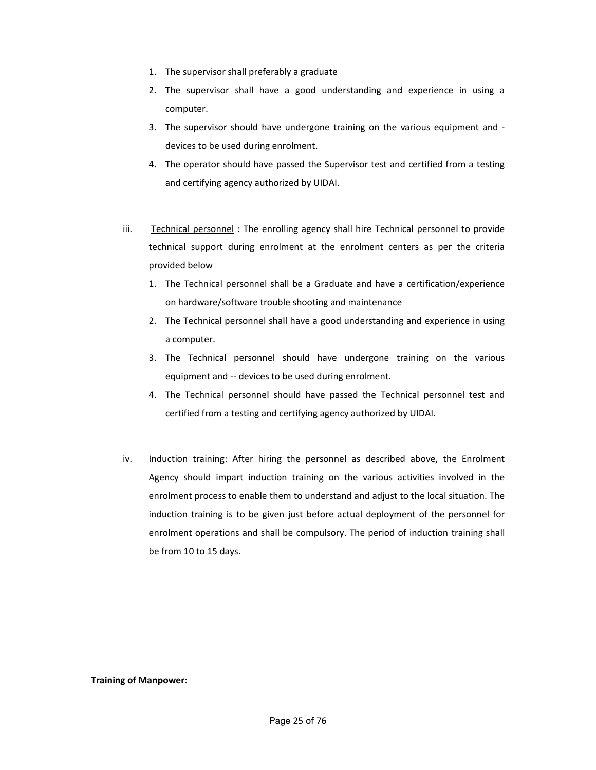1. The supervisor shall preferably a graduate
2. The supervisor shall have a good understanding and experience in using a computer.
3. The supervisor should have undergone training on the various equipment and -devices to be used during enrolment.
4. The operator should have passed the Supervisor test and certified from a testing and certifying agency authorized by UIDAI.

iii. Technical personnel : The enrolling agency shall hire Technical personnel to provide technical support during enrolment at the enrolment centers as per the criteria provided below

1. The Technical personnel shall be a Graduate and have a certification/experience on hardware/software trouble shooting and maintenance
2. The Technical personnel shall have a good understanding and experience in using a computer.
3. The Technical personnel should have undergone training on the various equipment and -- devices to be used during enrolment.
4. The Technical personnel should have passed the Technical personnel test and certified from a testing and certifying agency authorized by UIDAI.

iv. Induction training: After hiring the personnel as described above, the Enrolment Agency should impart induction training on the various activities involved in the enrolment process to enable them to understand and adjust to the local situation. The induction training is to be given just before actual deployment of the personnel for enrolment operations and shall be compulsory. The period of induction training shall be from 10 to 15 days.

**Training of Manpower**: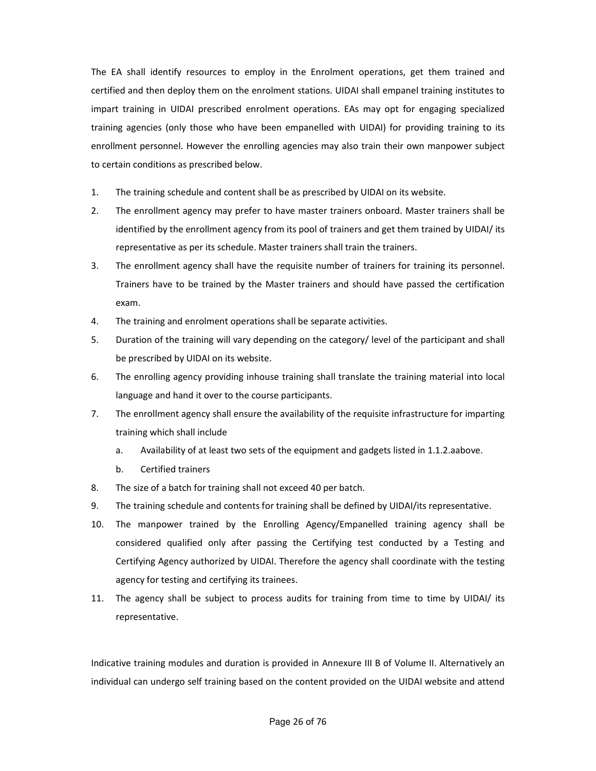The EA shall identify resources to employ in the Enrolment operations, get them trained and certified and then deploy them on the enrolment stations. UIDAI shall empanel training institutes to impart training in UIDAI prescribed enrolment operations. EAs may opt for engaging specialized training agencies (only those who have been empanelled with UIDAI) for providing training to its enrollment personnel. However the enrolling agencies may also train their own manpower subject to certain conditions as prescribed below.

1. The training schedule and content shall be as prescribed by UIDAI on its website.
2. The enrollment agency may prefer to have master trainers onboard. Master trainers shall be identified by the enrollment agency from its pool of trainers and get them trained by UIDAI/ its representative as per its schedule. Master trainers shall train the trainers.
3. The enrollment agency shall have the requisite number of trainers for training its personnel. Trainers have to be trained by the Master trainers and should have passed the certification exam.
4. The training and enrolment operations shall be separate activities.
5. Duration of the training will vary depending on the category/ level of the participant and shall be prescribed by UIDAI on its website.
6. The enrolling agency providing inhouse training shall translate the training material into local language and hand it over to the course participants.
7. The enrollment agency shall ensure the availability of the requisite infrastructure for imparting training which shall include
   a. Availability of at least two sets of the equipment and gadgets listed in 1.1.2.aabove.
   b. Certified trainers
8. The size of a batch for training shall not exceed 40 per batch.
9. The training schedule and contents for training shall be defined by UIDAI/its representative.
10. The manpower trained by the Enrolling Agency/Empanelled training agency shall be considered qualified only after passing the Certifying test conducted by a Testing and Certifying Agency authorized by UIDAI. Therefore the agency shall coordinate with the testing agency for testing and certifying its trainees.
11. The agency shall be subject to process audits for training from time to time by UIDAI/ its representative.

Indicative training modules and duration is provided in Annexure III B of Volume II. Alternatively an individual can undergo self training based on the content provided on the UIDAI website and attend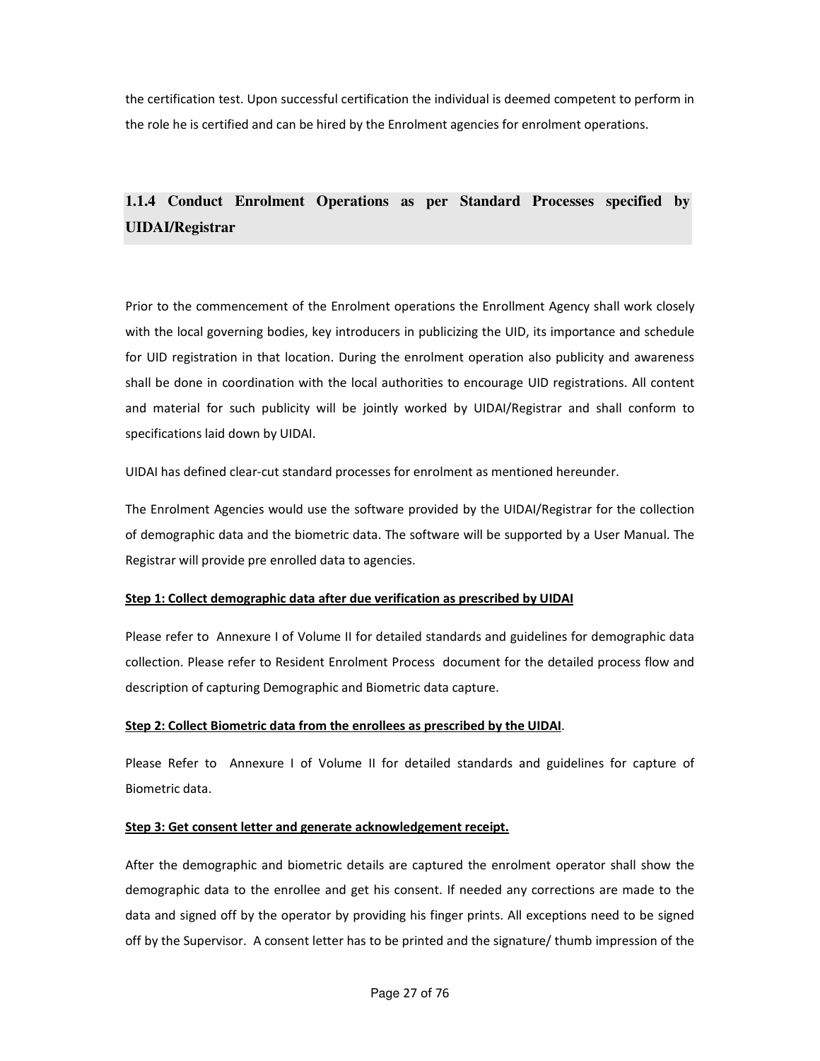the certification test. Upon successful certification the individual is deemed competent to perform in the role he is certified and can be hired by the Enrolment agencies for enrolment operations.

### 1.1.4 Conduct Enrolment Operations as per Standard Processes specified by UIDAI/Registrar

Prior to the commencement of the Enrolment operations the Enrollment Agency shall work closely with the local governing bodies, key introducers in publicizing the UID, its importance and schedule for UID registration in that location. During the enrolment operation also publicity and awareness shall be done in coordination with the local authorities to encourage UID registrations. All content and material for such publicity will be jointly worked by UIDAI/Registrar and shall conform to specifications laid down by UIDAI.

UIDAI has defined clear-cut standard processes for enrolment as mentioned hereunder.

The Enrolment Agencies would use the software provided by the UIDAI/Registrar for the collection of demographic data and the biometric data. The software will be supported by a User Manual. The Registrar will provide pre enrolled data to agencies.

**Step 1: Collect demographic data after due verification as prescribed by UIDAI**

Please refer to Annexure I of Volume II for detailed standards and guidelines for demographic data collection. Please refer to Resident Enrolment Process document for the detailed process flow and description of capturing Demographic and Biometric data capture.

**Step 2: Collect Biometric data from the enrollees as prescribed by the UIDAI**.

Please Refer to Annexure I of Volume II for detailed standards and guidelines for capture of Biometric data.

**Step 3: Get consent letter and generate acknowledgement receipt.**

After the demographic and biometric details are captured the enrolment operator shall show the demographic data to the enrollee and get his consent. If needed any corrections are made to the data and signed off by the operator by providing his finger prints. All exceptions need to be signed off by the Supervisor. A consent letter has to be printed and the signature/ thumb impression of the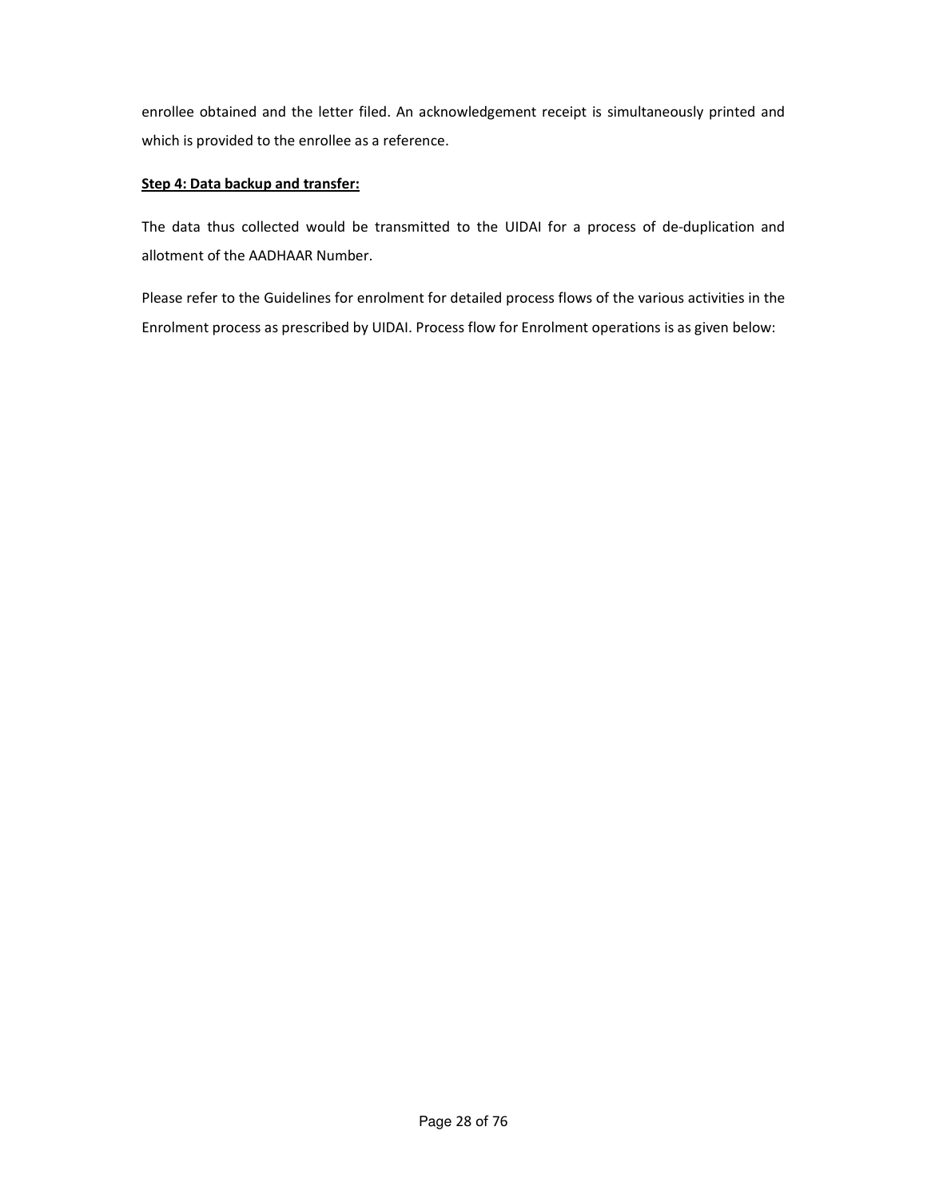enrollee obtained and the letter filed. An acknowledgement receipt is simultaneously printed and which is provided to the enrollee as a reference.

**Step 4: Data backup and transfer:**

The data thus collected would be transmitted to the UIDAI for a process of de-duplication and allotment of the AADHAAR Number.

Please refer to the Guidelines for enrolment for detailed process flows of the various activities in the Enrolment process as prescribed by UIDAI. Process flow for Enrolment operations is as given below: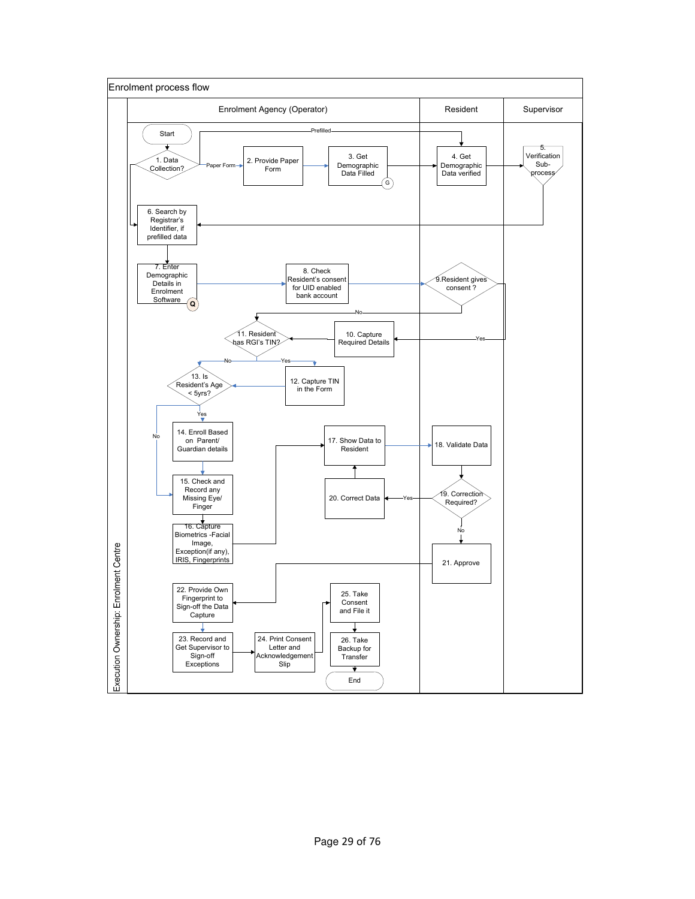## Enrolment process flow

**Execution Ownership: Enrolment Centre**

| Enrolment Agency (Operator) | Resident | Supervisor |
| --- | --- | --- |

- Start
- 1. Data Collection? — Prefilled → 4; Paper Form → 2; otherwise → 6
- 2. Provide Paper Form
- 3. Get Demographic Data Filled (G)
- 4. Get Demographic Data verified
- 5. Verification Sub-process
- 6. Search by Registrar's Identifier, if prefilled data
- 7. Enter Demographic Details in Enrolment Software (Q)
- 8. Check Resident's consent for UID enabled bank account
- 9. Resident gives consent ? — No → 11; Yes → 10
- 10. Capture Required Details
- 11. Resident has RGI's TIN? — No → 13; Yes → 12
- 12. Capture TIN in the Form
- 13. Is Resident's Age < 5yrs? — Yes → 14; No → 15
- 14. Enroll Based on Parent/ Guardian details
- 15. Check and Record any Missing Eye/ Finger
- 16. Capture Biometrics -Facial Image, Exception(if any), IRIS, Fingerprints
- 17. Show Data to Resident
- 18. Validate Data
- 19. Correction Required? — Yes → 20; No → 21
- 20. Correct Data
- 21. Approve
- 22. Provide Own Fingerprint to Sign-off the Data Capture
- 23. Record and Get Supervisor to Sign-off Exceptions
- 24. Print Consent Letter and Acknowledgement Slip
- 25. Take Consent and File it
- 26. Take Backup for Transfer
- End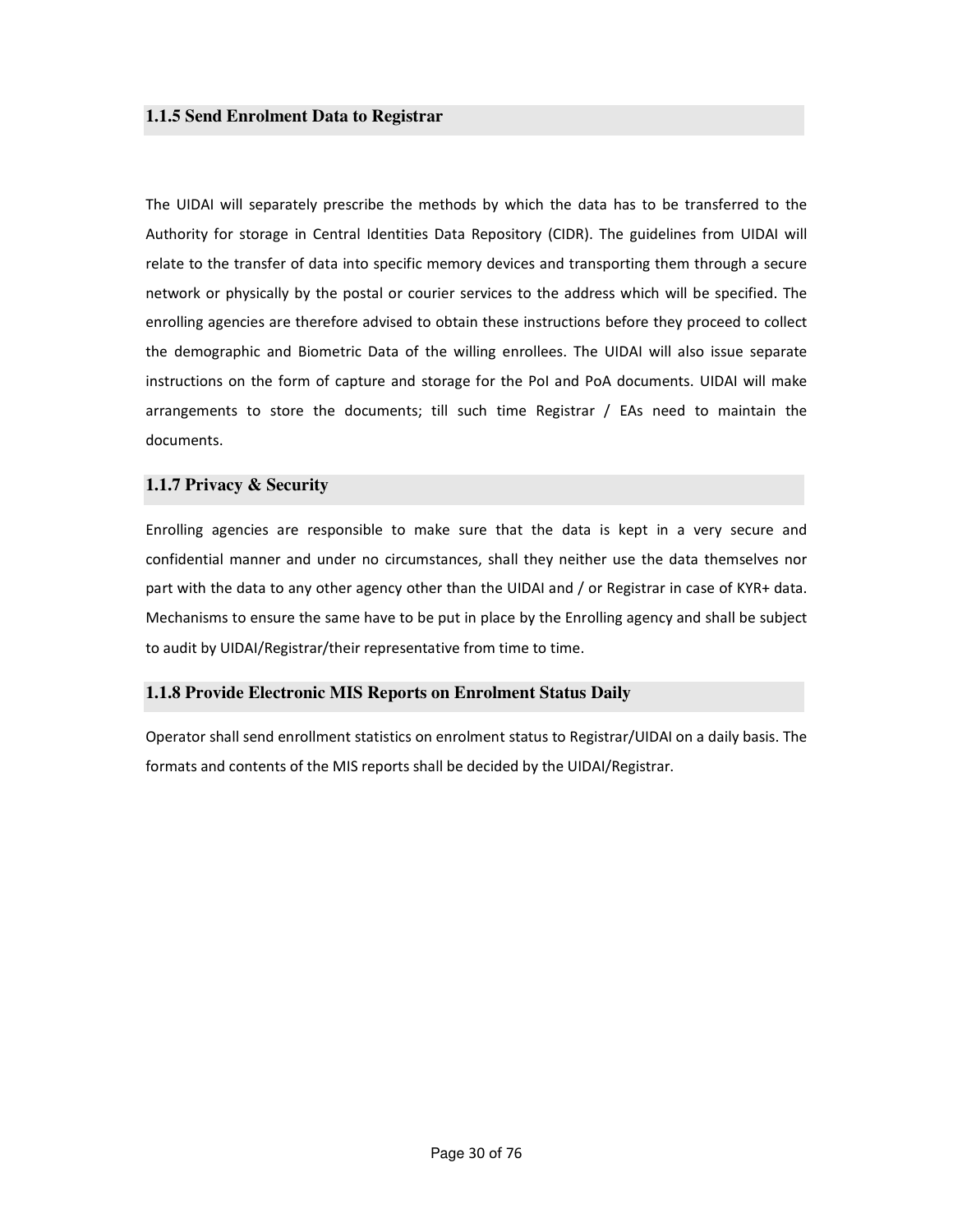### 1.1.5 Send Enrolment Data to Registrar

The UIDAI will separately prescribe the methods by which the data has to be transferred to the Authority for storage in Central Identities Data Repository (CIDR). The guidelines from UIDAI will relate to the transfer of data into specific memory devices and transporting them through a secure network or physically by the postal or courier services to the address which will be specified. The enrolling agencies are therefore advised to obtain these instructions before they proceed to collect the demographic and Biometric Data of the willing enrollees. The UIDAI will also issue separate instructions on the form of capture and storage for the PoI and PoA documents. UIDAI will make arrangements to store the documents; till such time Registrar / EAs need to maintain the documents.

### 1.1.7 Privacy & Security

Enrolling agencies are responsible to make sure that the data is kept in a very secure and confidential manner and under no circumstances, shall they neither use the data themselves nor part with the data to any other agency other than the UIDAI and / or Registrar in case of KYR+ data. Mechanisms to ensure the same have to be put in place by the Enrolling agency and shall be subject to audit by UIDAI/Registrar/their representative from time to time.

### 1.1.8 Provide Electronic MIS Reports on Enrolment Status Daily

Operator shall send enrollment statistics on enrolment status to Registrar/UIDAI on a daily basis. The formats and contents of the MIS reports shall be decided by the UIDAI/Registrar.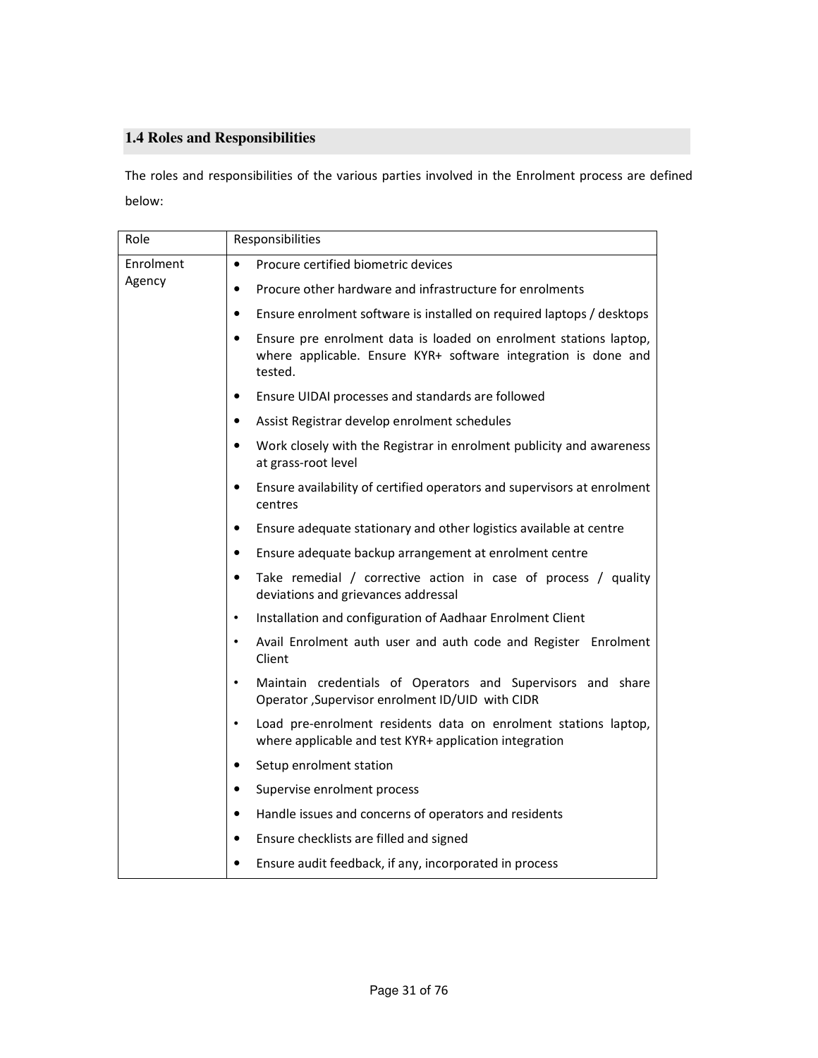## 1.4 Roles and Responsibilities

The roles and responsibilities of the various parties involved in the Enrolment process are defined below:

| Role | Responsibilities |
|---|---|
| Enrolment Agency | • Procure certified biometric devices<br>• Procure other hardware and infrastructure for enrolments<br>• Ensure enrolment software is installed on required laptops / desktops<br>• Ensure pre enrolment data is loaded on enrolment stations laptop, where applicable. Ensure KYR+ software integration is done and tested.<br>• Ensure UIDAI processes and standards are followed<br>• Assist Registrar develop enrolment schedules<br>• Work closely with the Registrar in enrolment publicity and awareness at grass-root level<br>• Ensure availability of certified operators and supervisors at enrolment centres<br>• Ensure adequate stationary and other logistics available at centre<br>• Ensure adequate backup arrangement at enrolment centre<br>• Take remedial / corrective action in case of process / quality deviations and grievances addressal<br>• Installation and configuration of Aadhaar Enrolment Client<br>• Avail Enrolment auth user and auth code and Register Enrolment Client<br>• Maintain credentials of Operators and Supervisors and share Operator ,Supervisor enrolment ID/UID with CIDR<br>• Load pre-enrolment residents data on enrolment stations laptop, where applicable and test KYR+ application integration<br>• Setup enrolment station<br>• Supervise enrolment process<br>• Handle issues and concerns of operators and residents<br>• Ensure checklists are filled and signed<br>• Ensure audit feedback, if any, incorporated in process |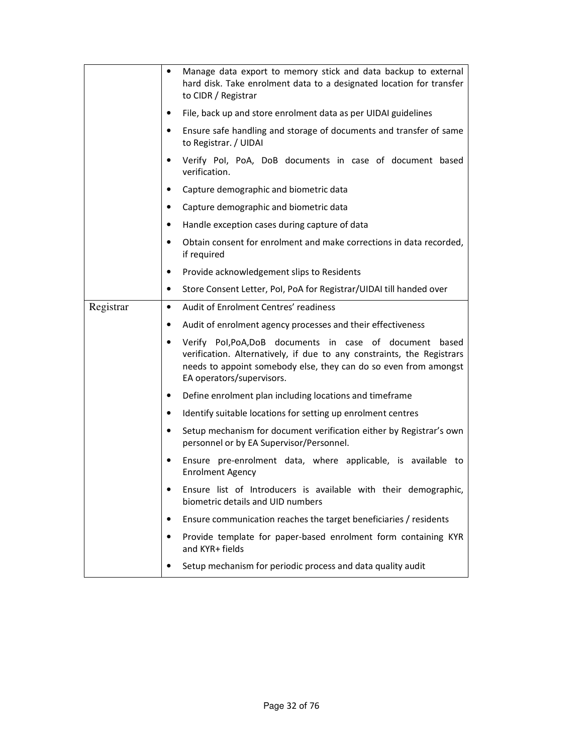| | |
|---|---|
| | • Manage data export to memory stick and data backup to external hard disk. Take enrolment data to a designated location for transfer to CIDR / Registrar<br>• File, back up and store enrolment data as per UIDAI guidelines<br>• Ensure safe handling and storage of documents and transfer of same to Registrar. / UIDAI<br>• Verify PoI, PoA, DoB documents in case of document based verification.<br>• Capture demographic and biometric data<br>• Capture demographic and biometric data<br>• Handle exception cases during capture of data<br>• Obtain consent for enrolment and make corrections in data recorded, if required<br>• Provide acknowledgement slips to Residents<br>• Store Consent Letter, PoI, PoA for Registrar/UIDAI till handed over |
| Registrar | • Audit of Enrolment Centres' readiness<br>• Audit of enrolment agency processes and their effectiveness<br>• Verify PoI,PoA,DoB documents in case of document based verification. Alternatively, if due to any constraints, the Registrars needs to appoint somebody else, they can do so even from amongst EA operators/supervisors.<br>• Define enrolment plan including locations and timeframe<br>• Identify suitable locations for setting up enrolment centres<br>• Setup mechanism for document verification either by Registrar's own personnel or by EA Supervisor/Personnel.<br>• Ensure pre-enrolment data, where applicable, is available to Enrolment Agency<br>• Ensure list of Introducers is available with their demographic, biometric details and UID numbers<br>• Ensure communication reaches the target beneficiaries / residents<br>• Provide template for paper-based enrolment form containing KYR and KYR+ fields<br>• Setup mechanism for periodic process and data quality audit |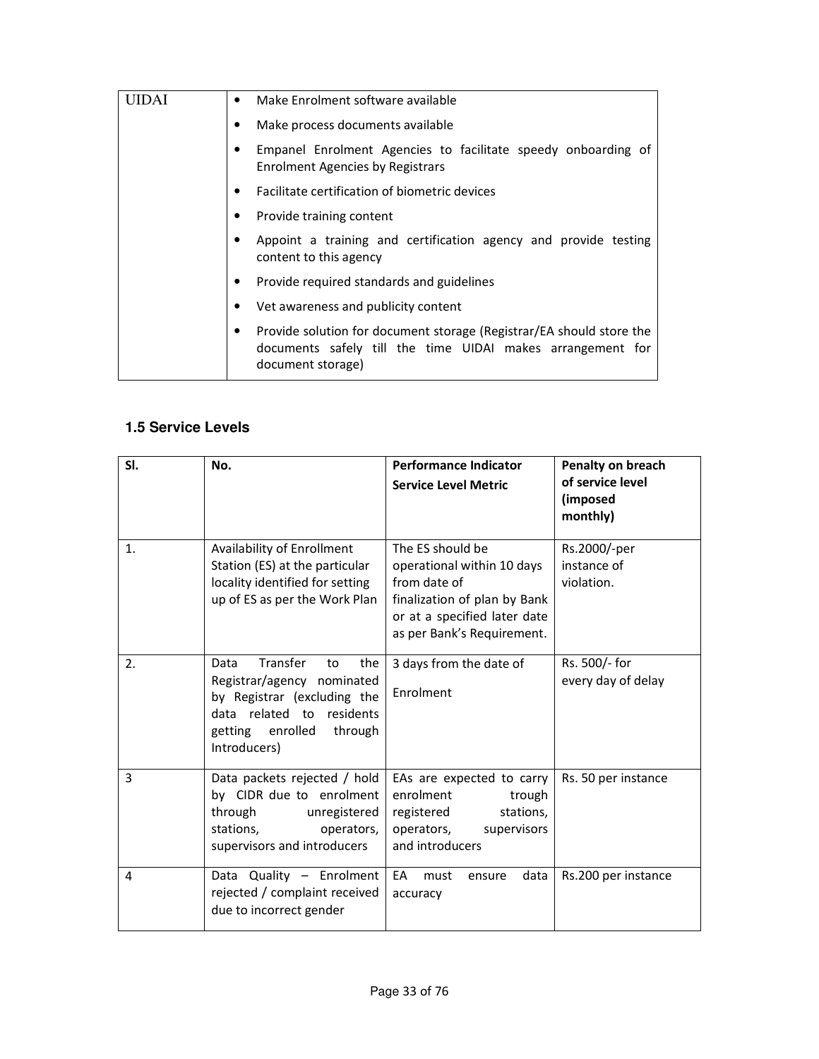| UIDAI | • Make Enrolment software available<br>• Make process documents available<br>• Empanel Enrolment Agencies to facilitate speedy onboarding of Enrolment Agencies by Registrars<br>• Facilitate certification of biometric devices<br>• Provide training content<br>• Appoint a training and certification agency and provide testing content to this agency<br>• Provide required standards and guidelines<br>• Vet awareness and publicity content<br>• Provide solution for document storage (Registrar/EA should store the documents safely till the time UIDAI makes arrangement for document storage) |
|---|---|

### 1.5 Service Levels

| Sl. | No. | Performance Indicator Service Level Metric | Penalty on breach of service level (imposed monthly) |
|---|---|---|---|
| 1. | Availability of Enrollment Station (ES) at the particular locality identified for setting up of ES as per the Work Plan | The ES should be operational within 10 days from date of finalization of plan by Bank or at a specified later date as per Bank's Requirement. | Rs.2000/-per instance of violation. |
| 2. | Data Transfer to the Registrar/agency nominated by Registrar (excluding the data related to residents getting enrolled through Introducers) | 3 days from the date of Enrolment | Rs. 500/- for every day of delay |
| 3 | Data packets rejected / hold by CIDR due to enrolment through unregistered stations, operators, supervisors and introducers | EAs are expected to carry enrolment trough registered stations, operators, supervisors and introducers | Rs. 50 per instance |
| 4 | Data Quality – Enrolment rejected / complaint received due to incorrect gender | EA must ensure data accuracy | Rs.200 per instance |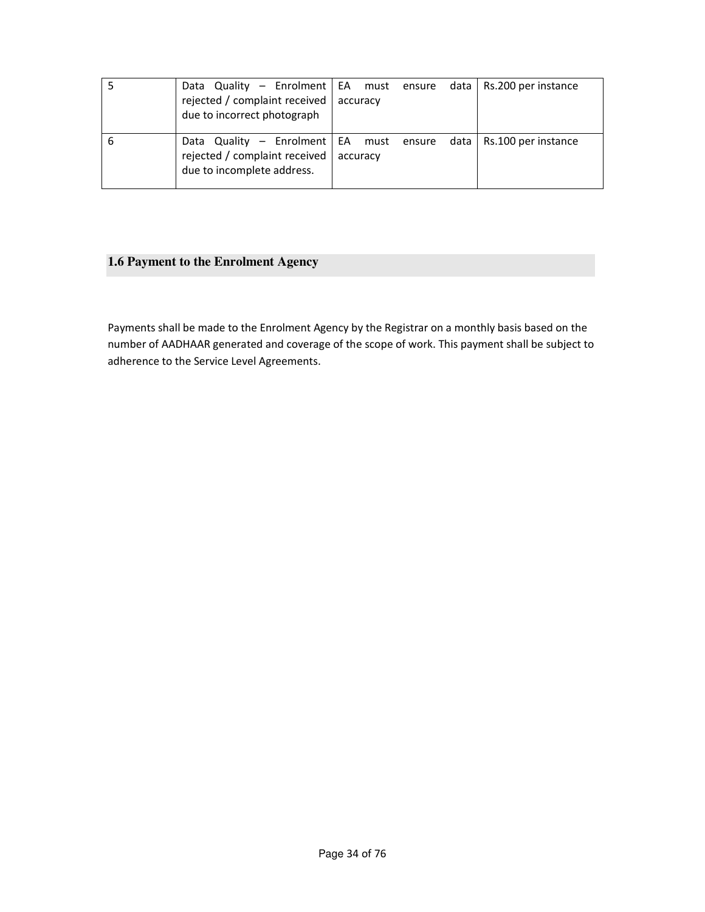| | | | |
|---|---|---|---|
| 5 | Data Quality – Enrolment rejected / complaint received due to incorrect photograph | EA must ensure data accuracy | Rs.200 per instance |
| 6 | Data Quality – Enrolment rejected / complaint received due to incomplete address. | EA must ensure data accuracy | Rs.100 per instance |

## 1.6 Payment to the Enrolment Agency

Payments shall be made to the Enrolment Agency by the Registrar on a monthly basis based on the number of AADHAAR generated and coverage of the scope of work. This payment shall be subject to adherence to the Service Level Agreements.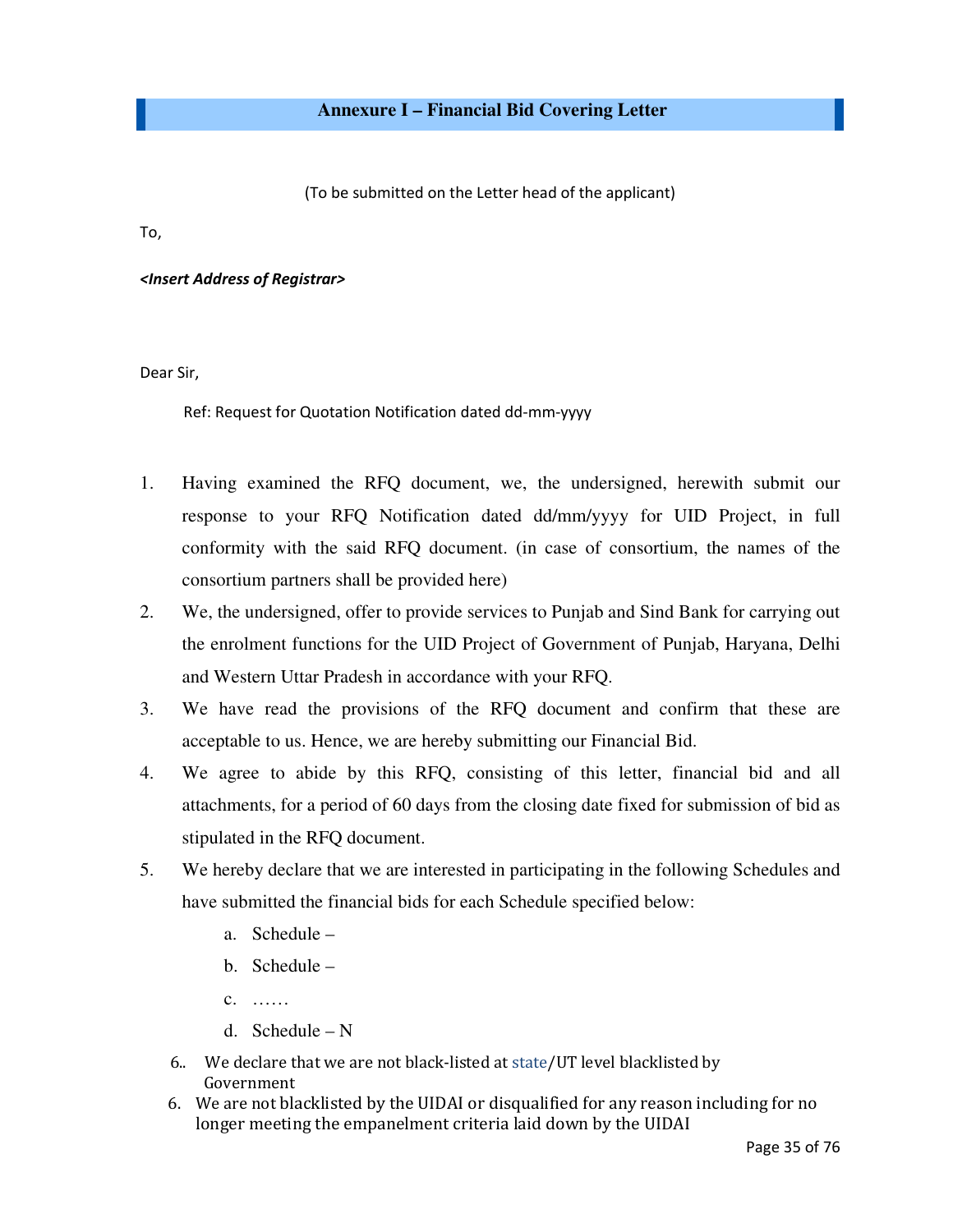## Annexure I – Financial Bid Covering Letter

(To be submitted on the Letter head of the applicant)

To,

***<Insert Address of Registrar>***

Dear Sir,

Ref: Request for Quotation Notification dated dd-mm-yyyy

1. Having examined the RFQ document, we, the undersigned, herewith submit our response to your RFQ Notification dated dd/mm/yyyy for UID Project, in full conformity with the said RFQ document. (in case of consortium, the names of the consortium partners shall be provided here)
2. We, the undersigned, offer to provide services to Punjab and Sind Bank for carrying out the enrolment functions for the UID Project of Government of Punjab, Haryana, Delhi and Western Uttar Pradesh in accordance with your RFQ.
3. We have read the provisions of the RFQ document and confirm that these are acceptable to us. Hence, we are hereby submitting our Financial Bid.
4. We agree to abide by this RFQ, consisting of this letter, financial bid and all attachments, for a period of 60 days from the closing date fixed for submission of bid as stipulated in the RFQ document.
5. We hereby declare that we are interested in participating in the following Schedules and have submitted the financial bids for each Schedule specified below:
   a. Schedule –
   b. Schedule –
   c. ……
   d. Schedule – N

6.. We declare that we are not black-listed at state/UT level blacklisted by Government

6. We are not blacklisted by the UIDAI or disqualified for any reason including for no longer meeting the empanelment criteria laid down by the UIDAI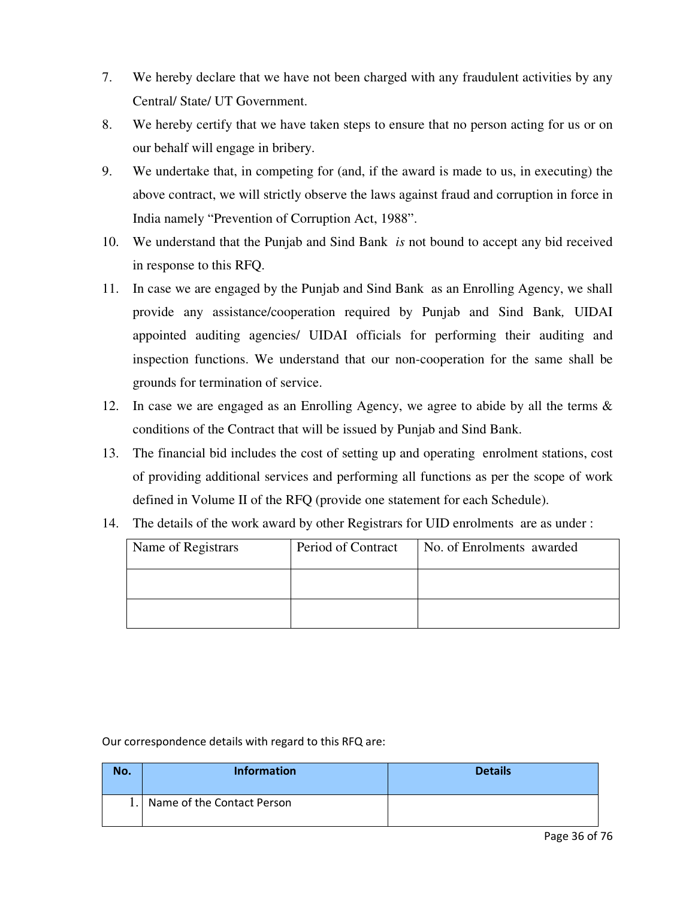7. We hereby declare that we have not been charged with any fraudulent activities by any Central/ State/ UT Government.
8. We hereby certify that we have taken steps to ensure that no person acting for us or on our behalf will engage in bribery.
9. We undertake that, in competing for (and, if the award is made to us, in executing) the above contract, we will strictly observe the laws against fraud and corruption in force in India namely "Prevention of Corruption Act, 1988".
10. We understand that the Punjab and Sind Bank *is* not bound to accept any bid received in response to this RFQ.
11. In case we are engaged by the Punjab and Sind Bank as an Enrolling Agency, we shall provide any assistance/cooperation required by Punjab and Sind Bank*,* UIDAI appointed auditing agencies/ UIDAI officials for performing their auditing and inspection functions. We understand that our non-cooperation for the same shall be grounds for termination of service.
12. In case we are engaged as an Enrolling Agency, we agree to abide by all the terms & conditions of the Contract that will be issued by Punjab and Sind Bank.
13. The financial bid includes the cost of setting up and operating enrolment stations, cost of providing additional services and performing all functions as per the scope of work defined in Volume II of the RFQ (provide one statement for each Schedule).
14. The details of the work award by other Registrars for UID enrolments are as under :

| Name of Registrars | Period of Contract | No. of Enrolments awarded |
|---|---|---|
| | | |
| | | |

Our correspondence details with regard to this RFQ are:

| No. | Information | Details |
|---|---|---|
| 1. | Name of the Contact Person | |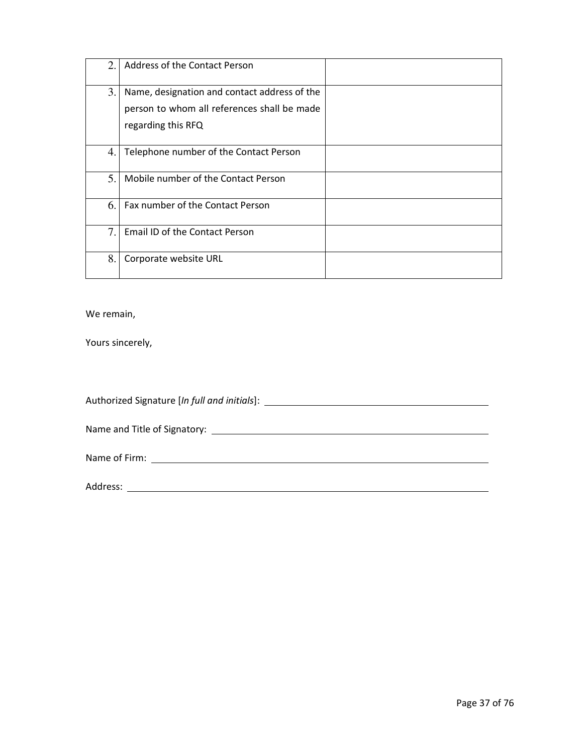| | | |
|---|---|---|
| 2. | Address of the Contact Person | |
| 3. | Name, designation and contact address of the person to whom all references shall be made regarding this RFQ | |
| 4. | Telephone number of the Contact Person | |
| 5. | Mobile number of the Contact Person | |
| 6. | Fax number of the Contact Person | |
| 7. | Email ID of the Contact Person | |
| 8. | Corporate website URL | |

We remain,

Yours sincerely,

Authorized Signature [*In full and initials*]: ______________________________

Name and Title of Signatory: ______________________________

Name of Firm: ______________________________

Address: ______________________________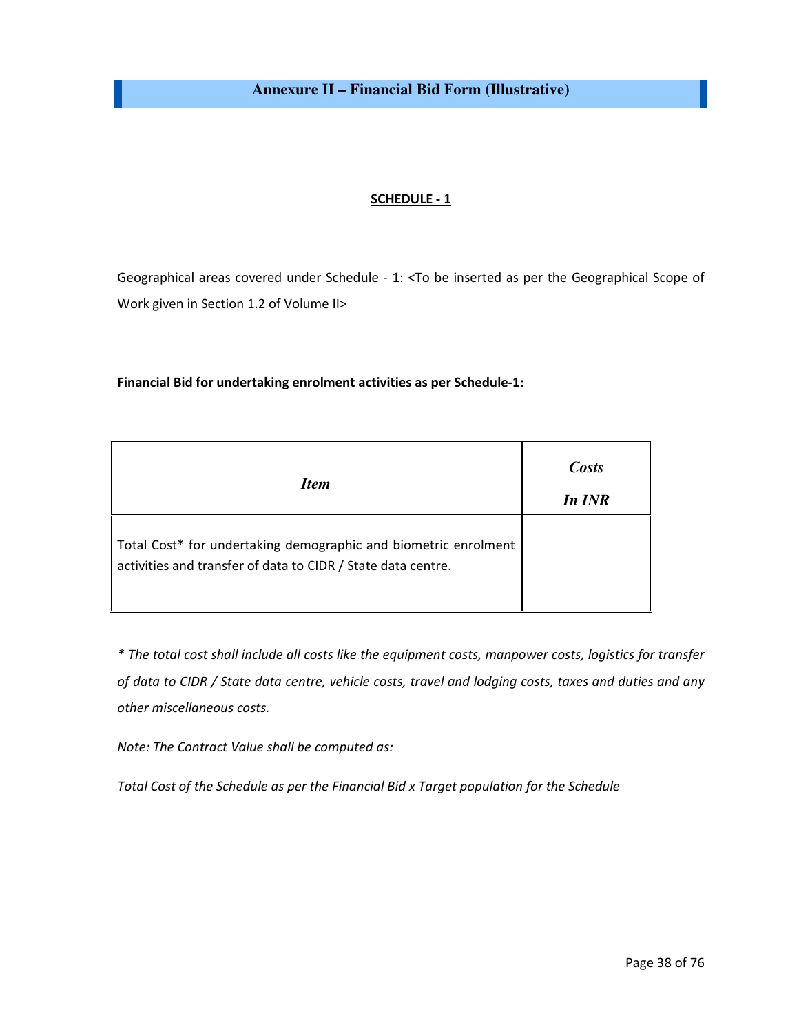# Annexure II – Financial Bid Form (Illustrative)

## SCHEDULE - 1

Geographical areas covered under Schedule - 1: <To be inserted as per the Geographical Scope of Work given in Section 1.2 of Volume II>

**Financial Bid for undertaking enrolment activities as per Schedule-1:**

| *Item* | *Costs In INR* |
|---|---|
| Total Cost* for undertaking demographic and biometric enrolment activities and transfer of data to CIDR / State data centre. | |

*\* The total cost shall include all costs like the equipment costs, manpower costs, logistics for transfer of data to CIDR / State data centre, vehicle costs, travel and lodging costs, taxes and duties and any other miscellaneous costs.*

*Note: The Contract Value shall be computed as:*

*Total Cost of the Schedule as per the Financial Bid x Target population for the Schedule*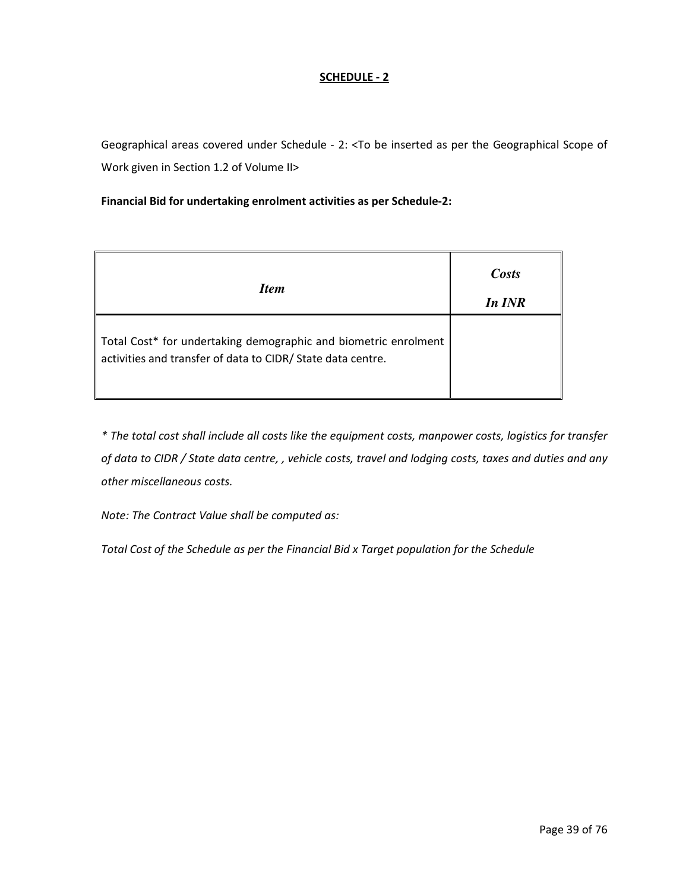## SCHEDULE - 2

Geographical areas covered under Schedule - 2: <To be inserted as per the Geographical Scope of Work given in Section 1.2 of Volume II>

**Financial Bid for undertaking enrolment activities as per Schedule-2:**

| *Item* | *Costs In INR* |
|---|---|
| Total Cost* for undertaking demographic and biometric enrolment activities and transfer of data to CIDR/ State data centre. | |

*\* The total cost shall include all costs like the equipment costs, manpower costs, logistics for transfer of data to CIDR / State data centre, , vehicle costs, travel and lodging costs, taxes and duties and any other miscellaneous costs.*

*Note: The Contract Value shall be computed as:*

*Total Cost of the Schedule as per the Financial Bid x Target population for the Schedule*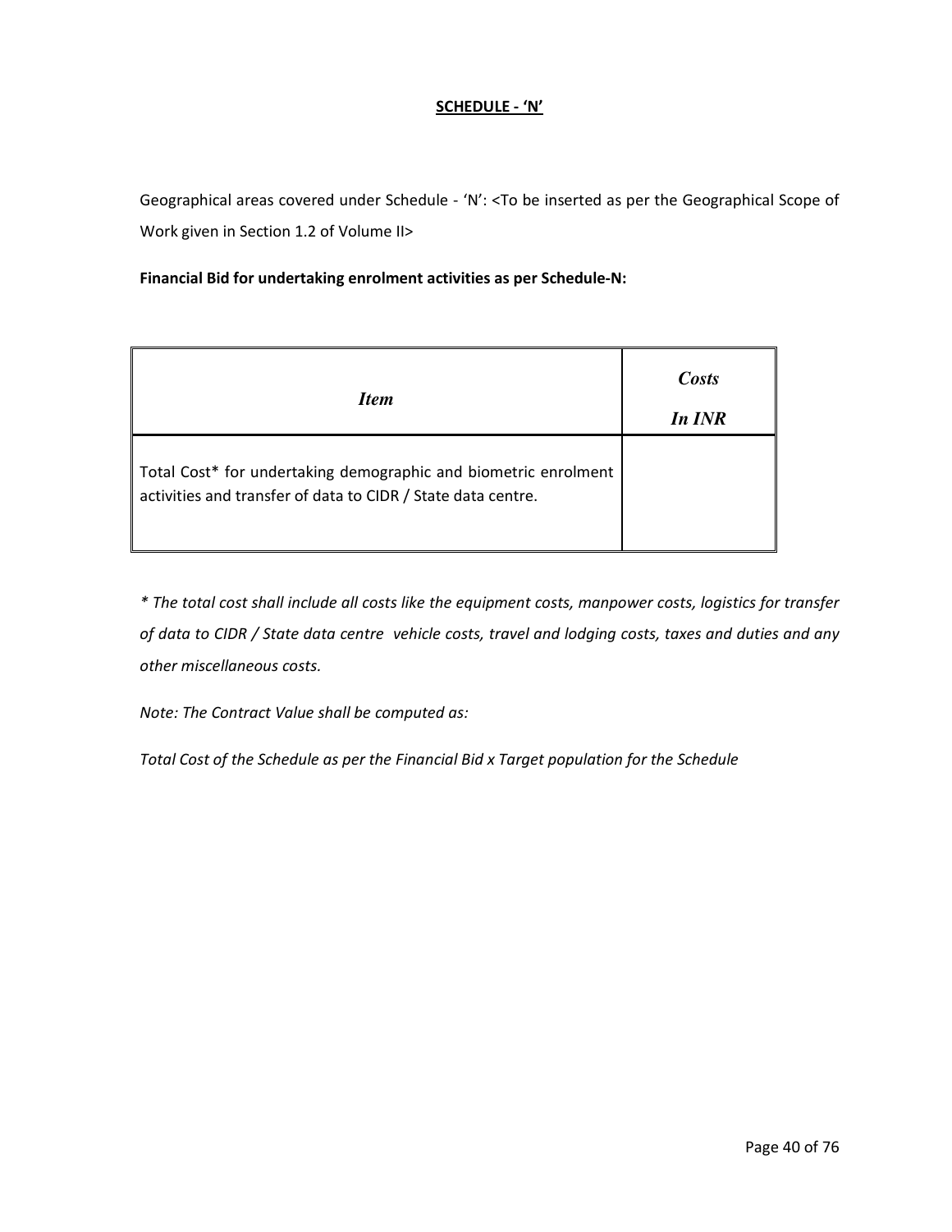## SCHEDULE - 'N'

Geographical areas covered under Schedule - 'N': <To be inserted as per the Geographical Scope of Work given in Section 1.2 of Volume II>

**Financial Bid for undertaking enrolment activities as per Schedule-N:**

| *Item* | *Costs In INR* |
|---|---|
| Total Cost* for undertaking demographic and biometric enrolment activities and transfer of data to CIDR / State data centre. | |

*\* The total cost shall include all costs like the equipment costs, manpower costs, logistics for transfer of data to CIDR / State data centre vehicle costs, travel and lodging costs, taxes and duties and any other miscellaneous costs.*

*Note: The Contract Value shall be computed as:*

*Total Cost of the Schedule as per the Financial Bid x Target population for the Schedule*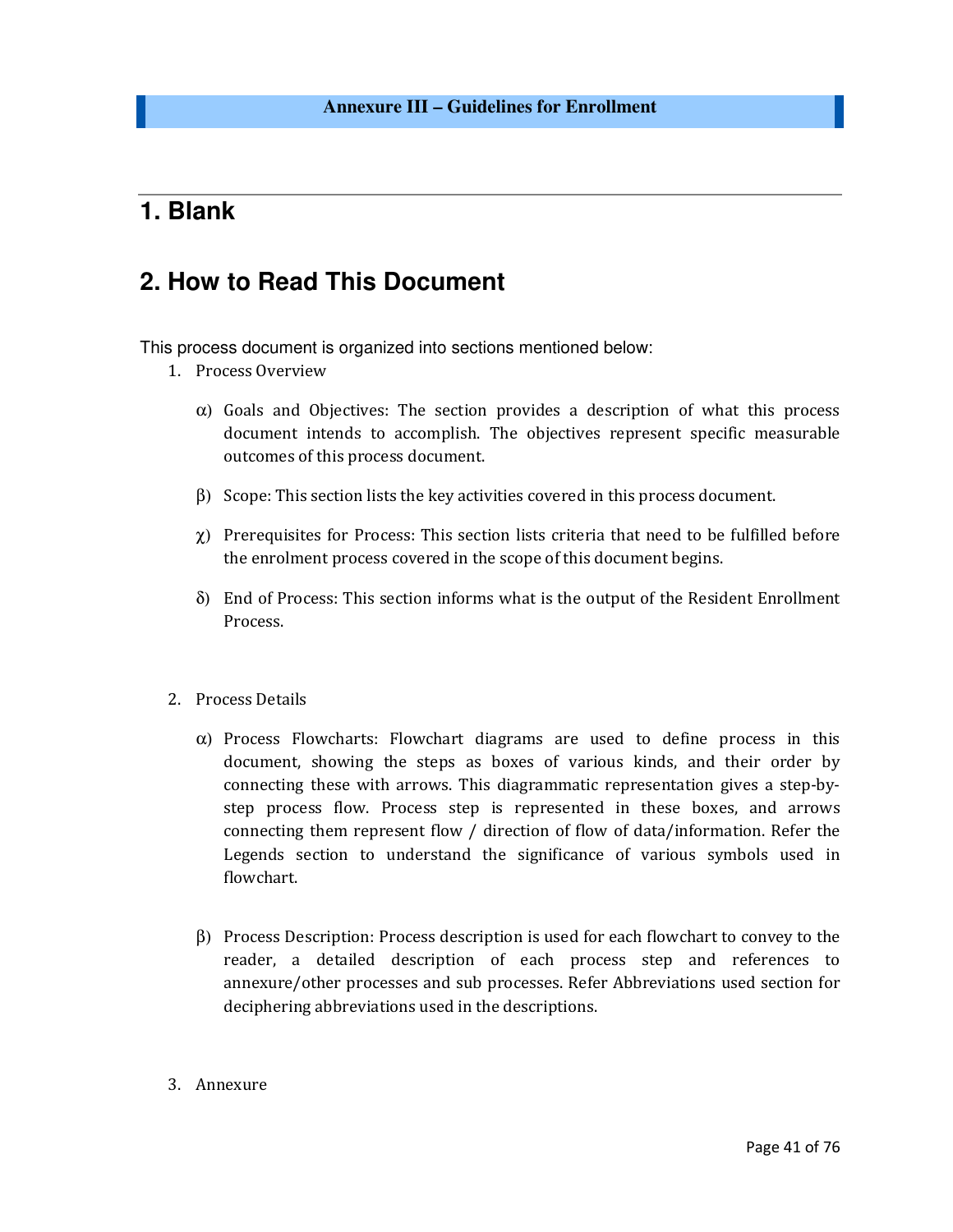# Annexure III – Guidelines for Enrollment

## 1. Blank

## 2. How to Read This Document

This process document is organized into sections mentioned below:

1. Process Overview

   α) Goals and Objectives: The section provides a description of what this process document intends to accomplish. The objectives represent specific measurable outcomes of this process document.

   β) Scope: This section lists the key activities covered in this process document.

   χ) Prerequisites for Process: This section lists criteria that need to be fulfilled before the enrolment process covered in the scope of this document begins.

   δ) End of Process: This section informs what is the output of the Resident Enrollment Process.

2. Process Details

   α) Process Flowcharts: Flowchart diagrams are used to define process in this document, showing the steps as boxes of various kinds, and their order by connecting these with arrows. This diagrammatic representation gives a step-by-step process flow. Process step is represented in these boxes, and arrows connecting them represent flow / direction of flow of data/information. Refer the Legends section to understand the significance of various symbols used in flowchart.

   β) Process Description: Process description is used for each flowchart to convey to the reader, a detailed description of each process step and references to annexure/other processes and sub processes. Refer Abbreviations used section for deciphering abbreviations used in the descriptions.

3. Annexure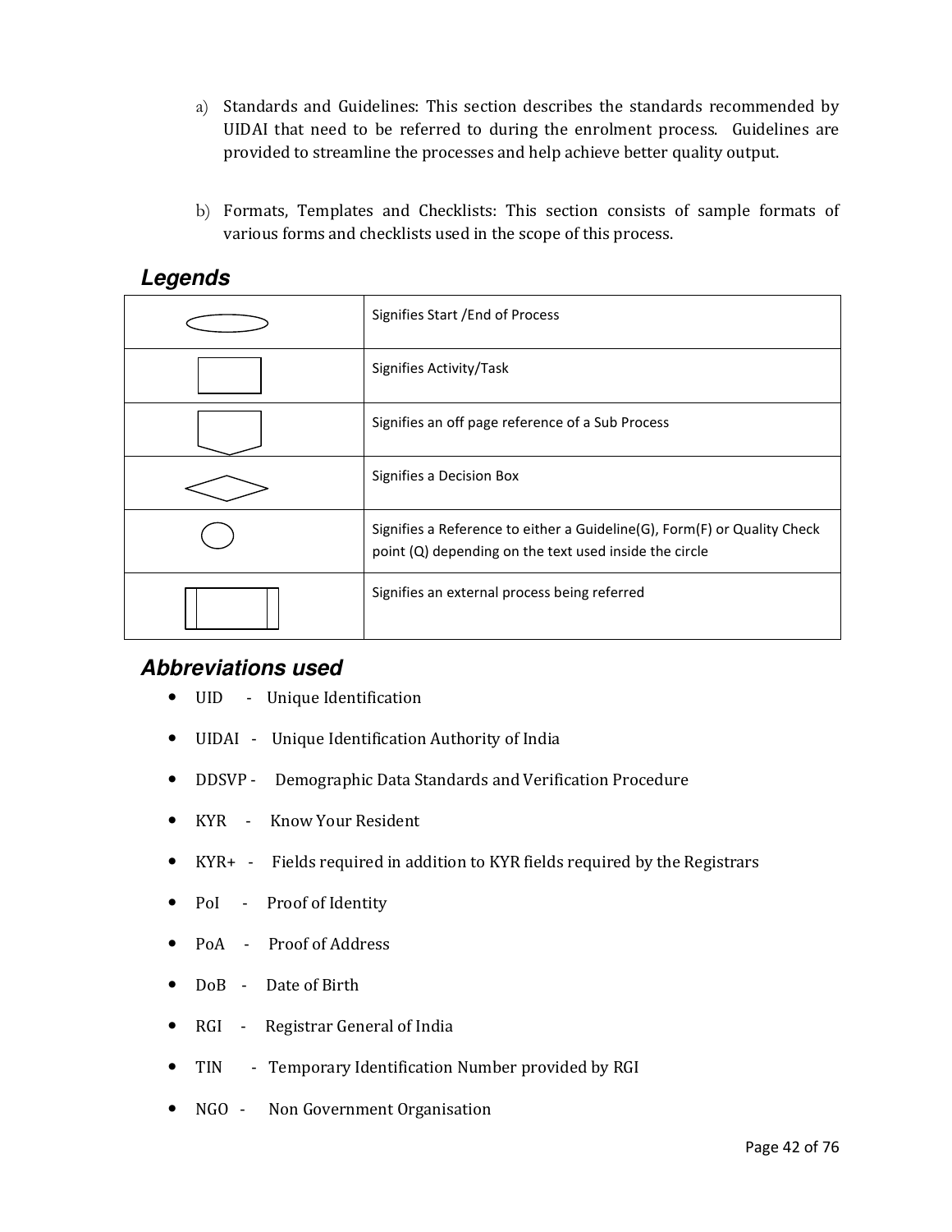a) Standards and Guidelines: This section describes the standards recommended by UIDAI that need to be referred to during the enrolment process. Guidelines are provided to streamline the processes and help achieve better quality output.

b) Formats, Templates and Checklists: This section consists of sample formats of various forms and checklists used in the scope of this process.

## *Legends*

| Symbol | Meaning |
|---|---|
| Oval | Signifies Start /End of Process |
| Rectangle | Signifies Activity/Task |
| Off-page connector | Signifies an off page reference of a Sub Process |
| Diamond | Signifies a Decision Box |
| Circle | Signifies a Reference to either a Guideline(G), Form(F) or Quality Check point (Q) depending on the text used inside the circle |
| Rectangle with double vertical sides | Signifies an external process being referred |

## *Abbreviations used*

- UID - Unique Identification
- UIDAI - Unique Identification Authority of India
- DDSVP - Demographic Data Standards and Verification Procedure
- KYR - Know Your Resident
- KYR+ - Fields required in addition to KYR fields required by the Registrars
- PoI - Proof of Identity
- PoA - Proof of Address
- DoB - Date of Birth
- RGI - Registrar General of India
- TIN - Temporary Identification Number provided by RGI
- NGO - Non Government Organisation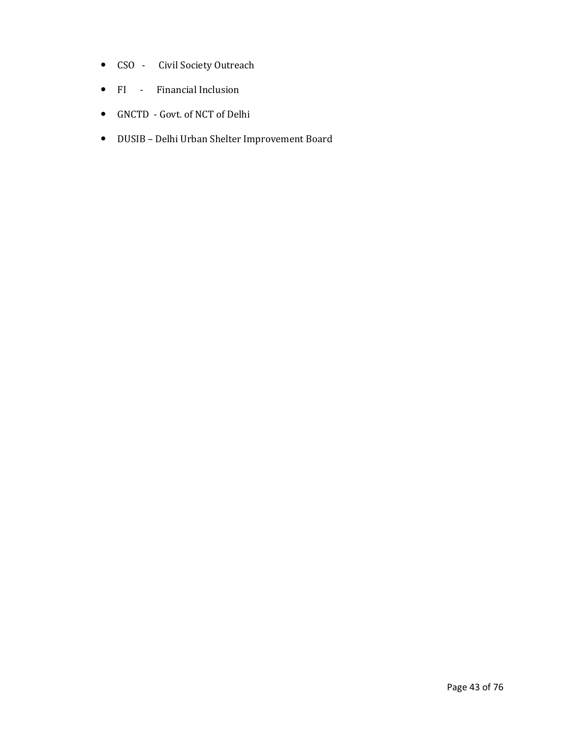- CSO - Civil Society Outreach
- FI - Financial Inclusion
- GNCTD - Govt. of NCT of Delhi
- DUSIB – Delhi Urban Shelter Improvement Board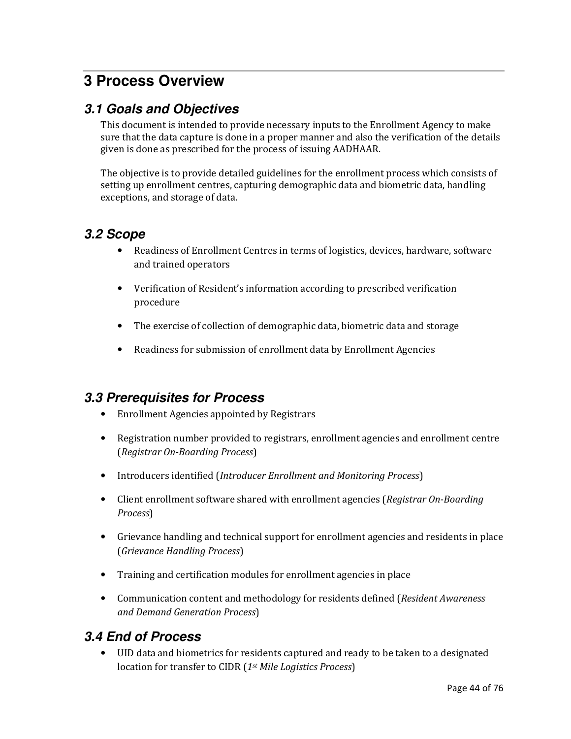# 3 Process Overview

## 3.1 Goals and Objectives

This document is intended to provide necessary inputs to the Enrollment Agency to make sure that the data capture is done in a proper manner and also the verification of the details given is done as prescribed for the process of issuing AADHAAR.

The objective is to provide detailed guidelines for the enrollment process which consists of setting up enrollment centres, capturing demographic data and biometric data, handling exceptions, and storage of data.

## 3.2 Scope

- Readiness of Enrollment Centres in terms of logistics, devices, hardware, software and trained operators
- Verification of Resident's information according to prescribed verification procedure
- The exercise of collection of demographic data, biometric data and storage
- Readiness for submission of enrollment data by Enrollment Agencies

## 3.3 Prerequisites for Process

- Enrollment Agencies appointed by Registrars
- Registration number provided to registrars, enrollment agencies and enrollment centre (*Registrar On-Boarding Process*)
- Introducers identified (*Introducer Enrollment and Monitoring Process*)
- Client enrollment software shared with enrollment agencies (*Registrar On-Boarding Process*)
- Grievance handling and technical support for enrollment agencies and residents in place (*Grievance Handling Process*)
- Training and certification modules for enrollment agencies in place
- Communication content and methodology for residents defined (*Resident Awareness and Demand Generation Process*)

## 3.4 End of Process

- UID data and biometrics for residents captured and ready to be taken to a designated location for transfer to CIDR (*1st Mile Logistics Process*)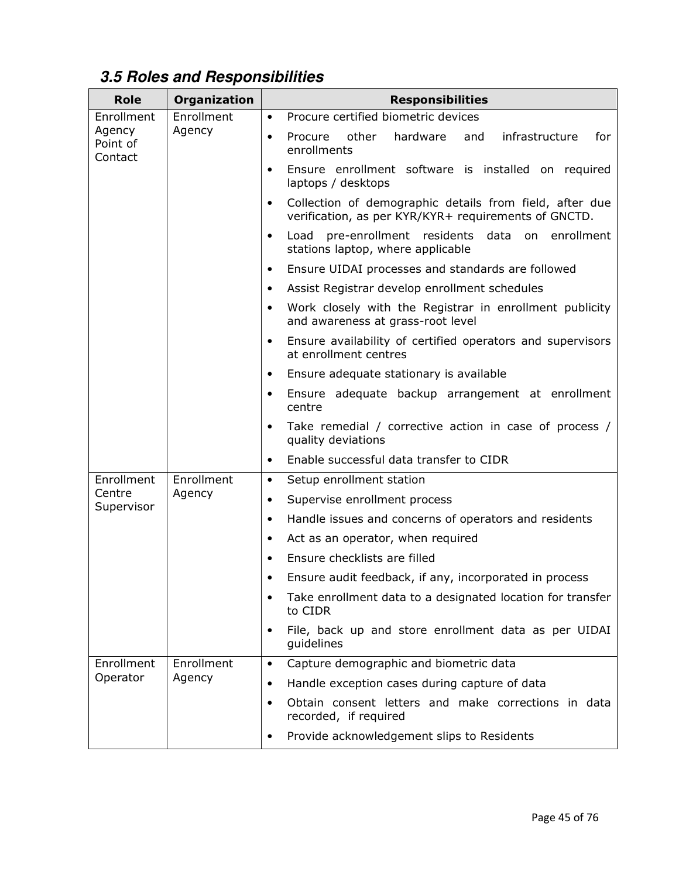### 3.5 Roles and Responsibilities

| Role | Organization | Responsibilities |
|---|---|---|
| Enrollment Agency Point of Contact | Enrollment Agency | • Procure certified biometric devices<br>• Procure other hardware and infrastructure for enrollments<br>• Ensure enrollment software is installed on required laptops / desktops<br>• Collection of demographic details from field, after due verification, as per KYR/KYR+ requirements of GNCTD.<br>• Load pre-enrollment residents data on enrollment stations laptop, where applicable<br>• Ensure UIDAI processes and standards are followed<br>• Assist Registrar develop enrollment schedules<br>• Work closely with the Registrar in enrollment publicity and awareness at grass-root level<br>• Ensure availability of certified operators and supervisors at enrollment centres<br>• Ensure adequate stationary is available<br>• Ensure adequate backup arrangement at enrollment centre<br>• Take remedial / corrective action in case of process / quality deviations<br>• Enable successful data transfer to CIDR |
| Enrollment Centre Supervisor | Enrollment Agency | • Setup enrollment station<br>• Supervise enrollment process<br>• Handle issues and concerns of operators and residents<br>• Act as an operator, when required<br>• Ensure checklists are filled<br>• Ensure audit feedback, if any, incorporated in process<br>• Take enrollment data to a designated location for transfer to CIDR<br>• File, back up and store enrollment data as per UIDAI guidelines |
| Enrollment Operator | Enrollment Agency | • Capture demographic and biometric data<br>• Handle exception cases during capture of data<br>• Obtain consent letters and make corrections in data recorded, if required<br>• Provide acknowledgement slips to Residents |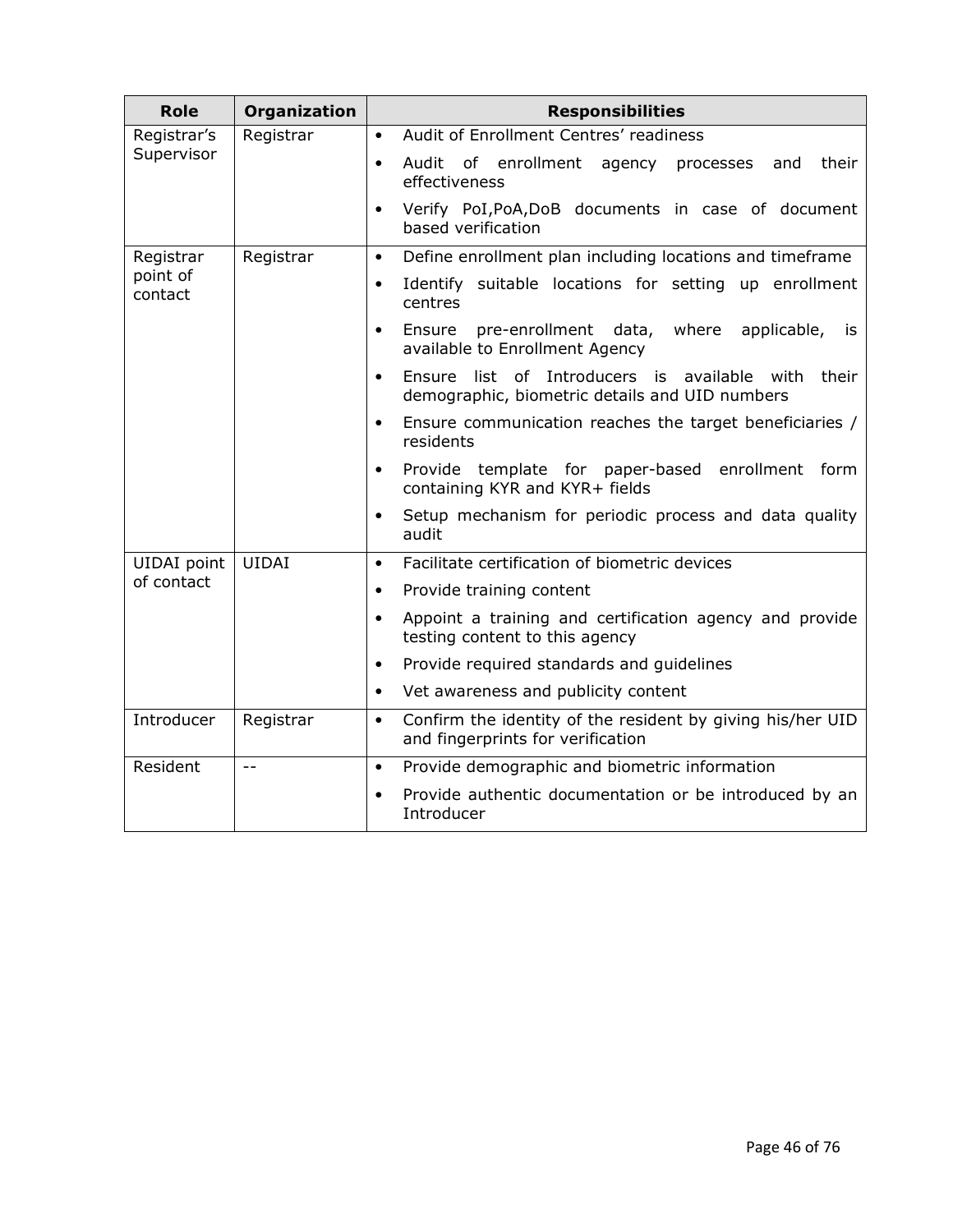| Role | Organization | Responsibilities |
| --- | --- | --- |
| Registrar's Supervisor | Registrar | • Audit of Enrollment Centres' readiness<br>• Audit of enrollment agency processes and their effectiveness<br>• Verify PoI,PoA,DoB documents in case of document based verification |
| Registrar point of contact | Registrar | • Define enrollment plan including locations and timeframe<br>• Identify suitable locations for setting up enrollment centres<br>• Ensure pre-enrollment data, where applicable, is available to Enrollment Agency<br>• Ensure list of Introducers is available with their demographic, biometric details and UID numbers<br>• Ensure communication reaches the target beneficiaries / residents<br>• Provide template for paper-based enrollment form containing KYR and KYR+ fields<br>• Setup mechanism for periodic process and data quality audit |
| UIDAI point of contact | UIDAI | • Facilitate certification of biometric devices<br>• Provide training content<br>• Appoint a training and certification agency and provide testing content to this agency<br>• Provide required standards and guidelines<br>• Vet awareness and publicity content |
| Introducer | Registrar | • Confirm the identity of the resident by giving his/her UID and fingerprints for verification |
| Resident | -- | • Provide demographic and biometric information<br>• Provide authentic documentation or be introduced by an Introducer |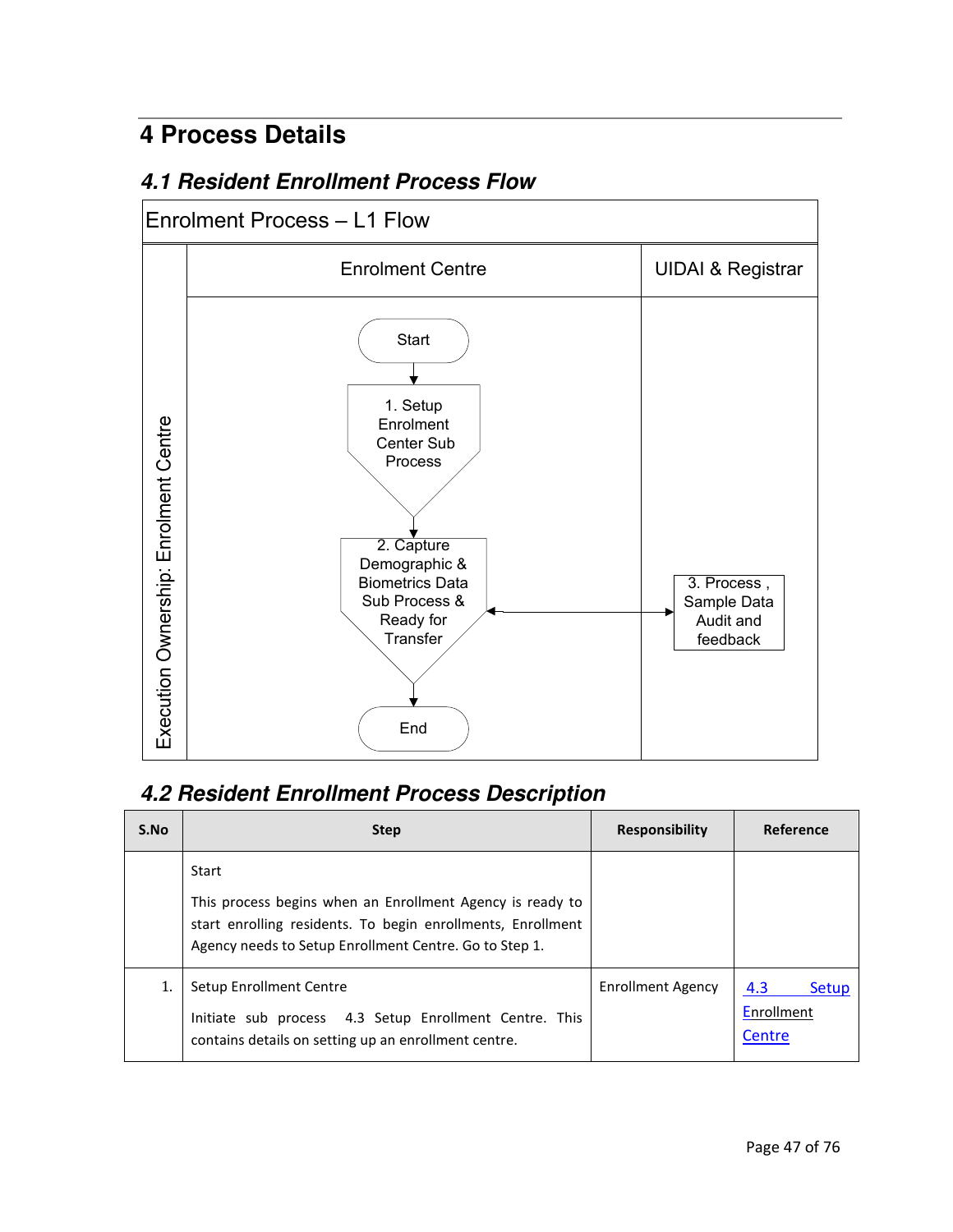# 4 Process Details

## 4.1 Resident Enrollment Process Flow

Enrolment Process – L1 Flow

| Execution Ownership: Enrolment Centre | Enrolment Centre | UIDAI & Registrar |
|---|---|---|
| | Start → 1. Setup Enrolment Center Sub Process → 2. Capture Demographic & Biometrics Data Sub Process & Ready for Transfer → End | 3. Process , Sample Data Audit and feedback |

## 4.2 Resident Enrollment Process Description

| S.No | Step | Responsibility | Reference |
|---|---|---|---|
| | Start<br><br>This process begins when an Enrollment Agency is ready to start enrolling residents. To begin enrollments, Enrollment Agency needs to Setup Enrollment Centre. Go to Step 1. | | |
| 1. | Setup Enrollment Centre<br><br>Initiate sub process 4.3 Setup Enrollment Centre. This contains details on setting up an enrollment centre. | Enrollment Agency | 4.3 Setup Enrollment Centre |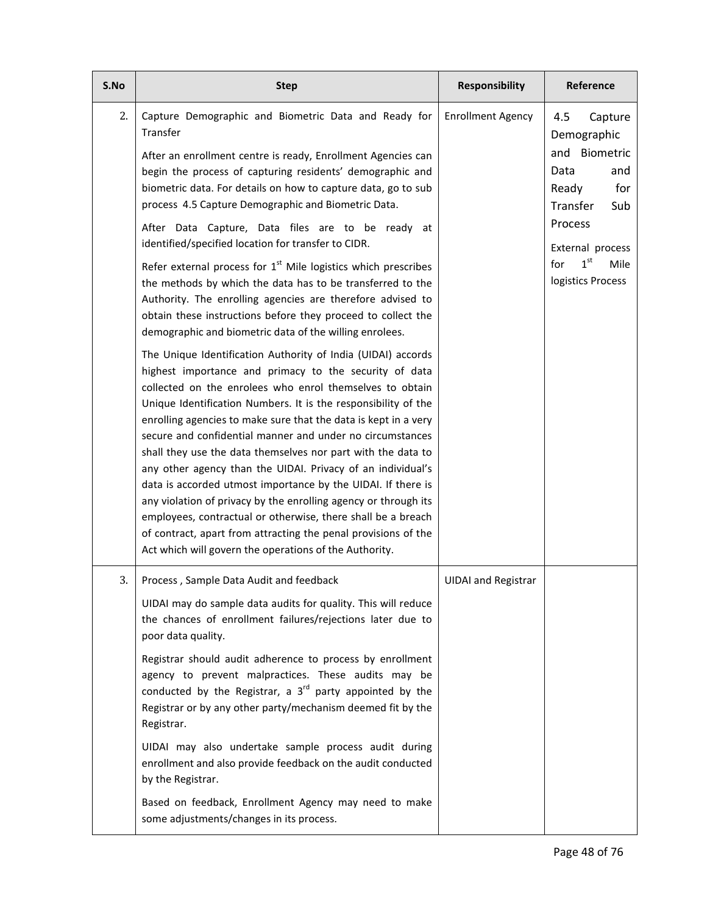| S.No | Step | Responsibility | Reference |
|---|---|---|---|
| 2. | Capture Demographic and Biometric Data and Ready for Transfer<br><br>After an enrollment centre is ready, Enrollment Agencies can begin the process of capturing residents' demographic and biometric data. For details on how to capture data, go to sub process 4.5 Capture Demographic and Biometric Data.<br><br>After Data Capture, Data files are to be ready at identified/specified location for transfer to CIDR.<br><br>Refer external process for 1st Mile logistics which prescribes the methods by which the data has to be transferred to the Authority. The enrolling agencies are therefore advised to obtain these instructions before they proceed to collect the demographic and biometric data of the willing enrolees.<br><br>The Unique Identification Authority of India (UIDAI) accords highest importance and primacy to the security of data collected on the enrolees who enrol themselves to obtain Unique Identification Numbers. It is the responsibility of the enrolling agencies to make sure that the data is kept in a very secure and confidential manner and under no circumstances shall they use the data themselves nor part with the data to any other agency than the UIDAI. Privacy of an individual's data is accorded utmost importance by the UIDAI. If there is any violation of privacy by the enrolling agency or through its employees, contractual or otherwise, there shall be a breach of contract, apart from attracting the penal provisions of the Act which will govern the operations of the Authority. | Enrollment Agency | 4.5 Capture Demographic and Biometric Data and Ready for Transfer Sub Process<br><br>External process for 1st Mile logistics Process |
| 3. | Process , Sample Data Audit and feedback<br><br>UIDAI may do sample data audits for quality. This will reduce the chances of enrollment failures/rejections later due to poor data quality.<br><br>Registrar should audit adherence to process by enrollment agency to prevent malpractices. These audits may be conducted by the Registrar, a 3rd party appointed by the Registrar or by any other party/mechanism deemed fit by the Registrar.<br><br>UIDAI may also undertake sample process audit during enrollment and also provide feedback on the audit conducted by the Registrar.<br><br>Based on feedback, Enrollment Agency may need to make some adjustments/changes in its process. | UIDAI and Registrar | |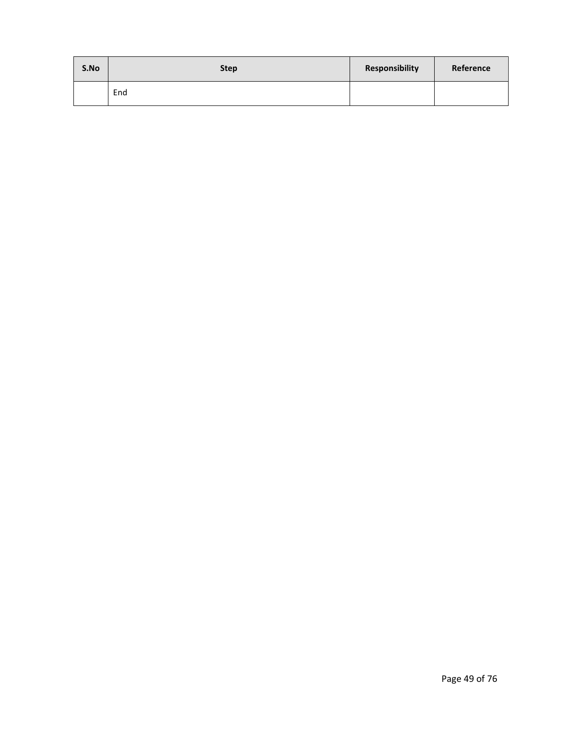| S.No | Step | Responsibility | Reference |
|---|---|---|---|
| | End | | |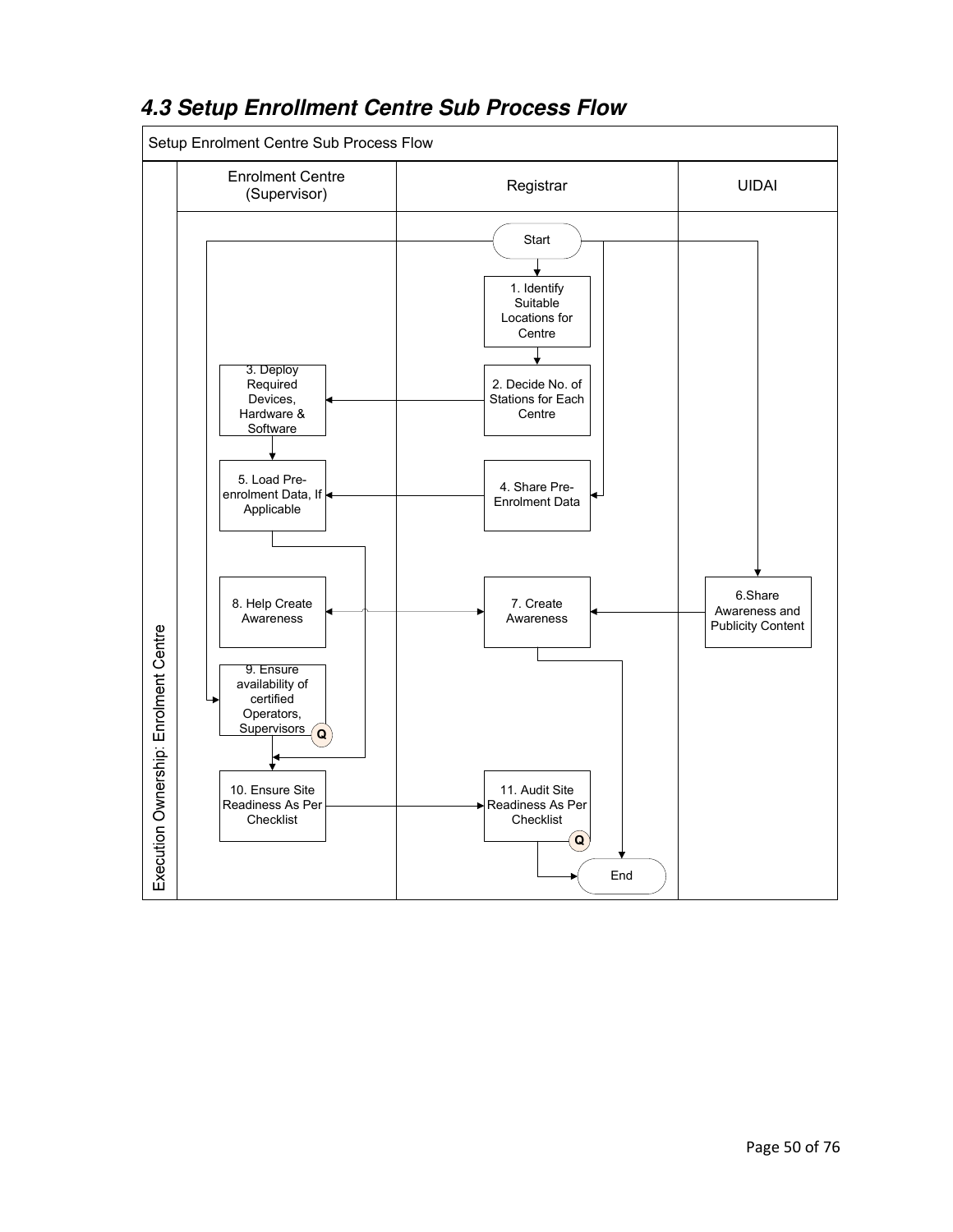## *4.3 Setup Enrollment Centre Sub Process Flow*

Setup Enrolment Centre Sub Process Flow

Execution Ownership: Enrolment Centre

| Enrolment Centre (Supervisor) | Registrar | UIDAI |
|---|---|---|
| | Start | |
| | 1. Identify Suitable Locations for Centre | |
| 3. Deploy Required Devices, Hardware & Software | 2. Decide No. of Stations for Each Centre | |
| 5. Load Pre-enrolment Data, If Applicable | 4. Share Pre-Enrolment Data | |
| 8. Help Create Awareness | 7. Create Awareness | 6.Share Awareness and Publicity Content |
| 9. Ensure availability of certified Operators, Supervisors (Q) | | |
| 10. Ensure Site Readiness As Per Checklist | 11. Audit Site Readiness As Per Checklist (Q) | |
| | End | |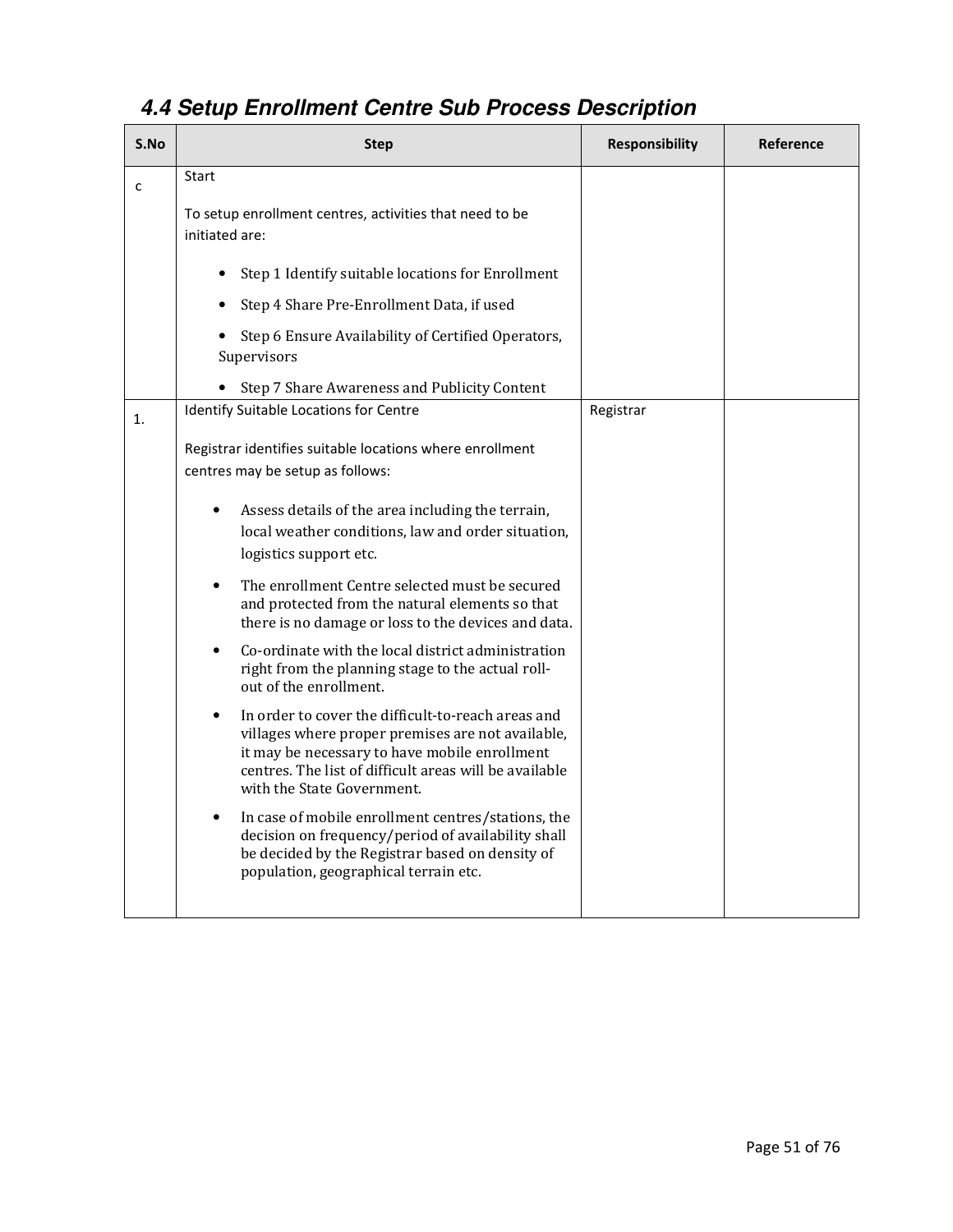## 4.4 Setup Enrollment Centre Sub Process Description

| S.No | Step | Responsibility | Reference |
|---|---|---|---|
| c | Start<br><br>To setup enrollment centres, activities that need to be initiated are:<br><br>• Step 1 Identify suitable locations for Enrollment<br>• Step 4 Share Pre-Enrollment Data, if used<br>• Step 6 Ensure Availability of Certified Operators, Supervisors<br>• Step 7 Share Awareness and Publicity Content | | |
| 1. | Identify Suitable Locations for Centre<br><br>Registrar identifies suitable locations where enrollment centres may be setup as follows:<br><br>• Assess details of the area including the terrain, local weather conditions, law and order situation, logistics support etc.<br>• The enrollment Centre selected must be secured and protected from the natural elements so that there is no damage or loss to the devices and data.<br>• Co-ordinate with the local district administration right from the planning stage to the actual roll-out of the enrollment.<br>• In order to cover the difficult-to-reach areas and villages where proper premises are not available, it may be necessary to have mobile enrollment centres. The list of difficult areas will be available with the State Government.<br>• In case of mobile enrollment centres/stations, the decision on frequency/period of availability shall be decided by the Registrar based on density of population, geographical terrain etc. | Registrar | |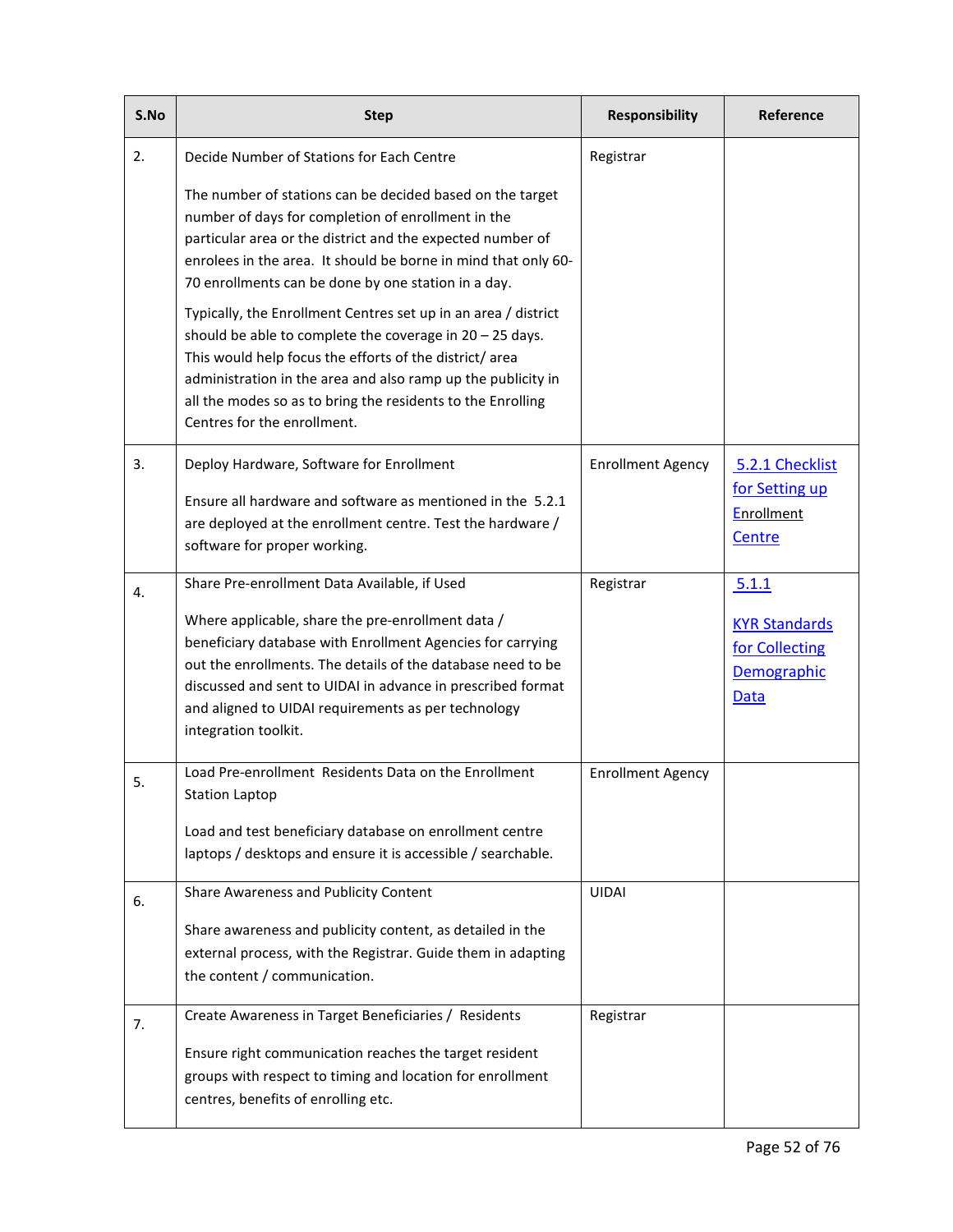| S.No | Step | Responsibility | Reference |
|---|---|---|---|
| 2. | Decide Number of Stations for Each Centre<br><br>The number of stations can be decided based on the target number of days for completion of enrollment in the particular area or the district and the expected number of enrolees in the area. It should be borne in mind that only 60-70 enrollments can be done by one station in a day.<br><br>Typically, the Enrollment Centres set up in an area / district should be able to complete the coverage in 20 – 25 days. This would help focus the efforts of the district/ area administration in the area and also ramp up the publicity in all the modes so as to bring the residents to the Enrolling Centres for the enrollment. | Registrar | |
| 3. | Deploy Hardware, Software for Enrollment<br><br>Ensure all hardware and software as mentioned in the 5.2.1 are deployed at the enrollment centre. Test the hardware / software for proper working. | Enrollment Agency | 5.2.1 Checklist for Setting up Enrollment Centre |
| 4. | Share Pre-enrollment Data Available, if Used<br><br>Where applicable, share the pre-enrollment data / beneficiary database with Enrollment Agencies for carrying out the enrollments. The details of the database need to be discussed and sent to UIDAI in advance in prescribed format and aligned to UIDAI requirements as per technology integration toolkit. | Registrar | 5.1.1<br><br>KYR Standards for Collecting Demographic Data |
| 5. | Load Pre-enrollment Residents Data on the Enrollment Station Laptop<br><br>Load and test beneficiary database on enrollment centre laptops / desktops and ensure it is accessible / searchable. | Enrollment Agency | |
| 6. | Share Awareness and Publicity Content<br><br>Share awareness and publicity content, as detailed in the external process, with the Registrar. Guide them in adapting the content / communication. | UIDAI | |
| 7. | Create Awareness in Target Beneficiaries / Residents<br><br>Ensure right communication reaches the target resident groups with respect to timing and location for enrollment centres, benefits of enrolling etc. | Registrar | |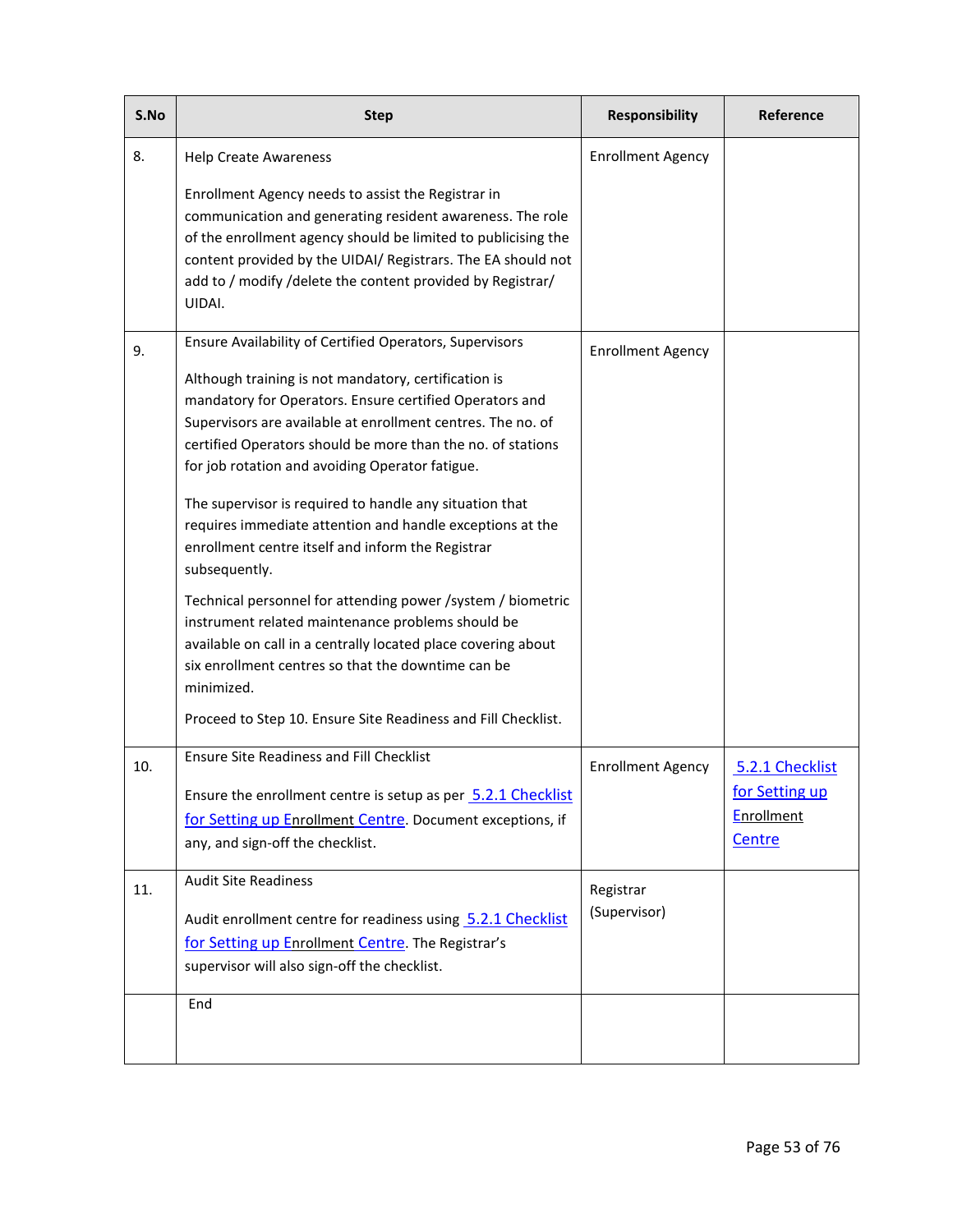| S.No | Step | Responsibility | Reference |
|---|---|---|---|
| 8. | Help Create Awareness<br><br>Enrollment Agency needs to assist the Registrar in communication and generating resident awareness. The role of the enrollment agency should be limited to publicising the content provided by the UIDAI/ Registrars. The EA should not add to / modify /delete the content provided by Registrar/ UIDAI. | Enrollment Agency | |
| 9. | Ensure Availability of Certified Operators, Supervisors<br><br>Although training is not mandatory, certification is mandatory for Operators. Ensure certified Operators and Supervisors are available at enrollment centres. The no. of certified Operators should be more than the no. of stations for job rotation and avoiding Operator fatigue.<br><br>The supervisor is required to handle any situation that requires immediate attention and handle exceptions at the enrollment centre itself and inform the Registrar subsequently.<br><br>Technical personnel for attending power /system / biometric instrument related maintenance problems should be available on call in a centrally located place covering about six enrollment centres so that the downtime can be minimized.<br><br>Proceed to Step 10. Ensure Site Readiness and Fill Checklist. | Enrollment Agency | |
| 10. | Ensure Site Readiness and Fill Checklist<br><br>Ensure the enrollment centre is setup as per 5.2.1 Checklist for Setting up Enrollment Centre. Document exceptions, if any, and sign-off the checklist. | Enrollment Agency | 5.2.1 Checklist for Setting up Enrollment Centre |
| 11. | Audit Site Readiness<br><br>Audit enrollment centre for readiness using 5.2.1 Checklist for Setting up Enrollment Centre. The Registrar's supervisor will also sign-off the checklist. | Registrar (Supervisor) | |
| | End | | |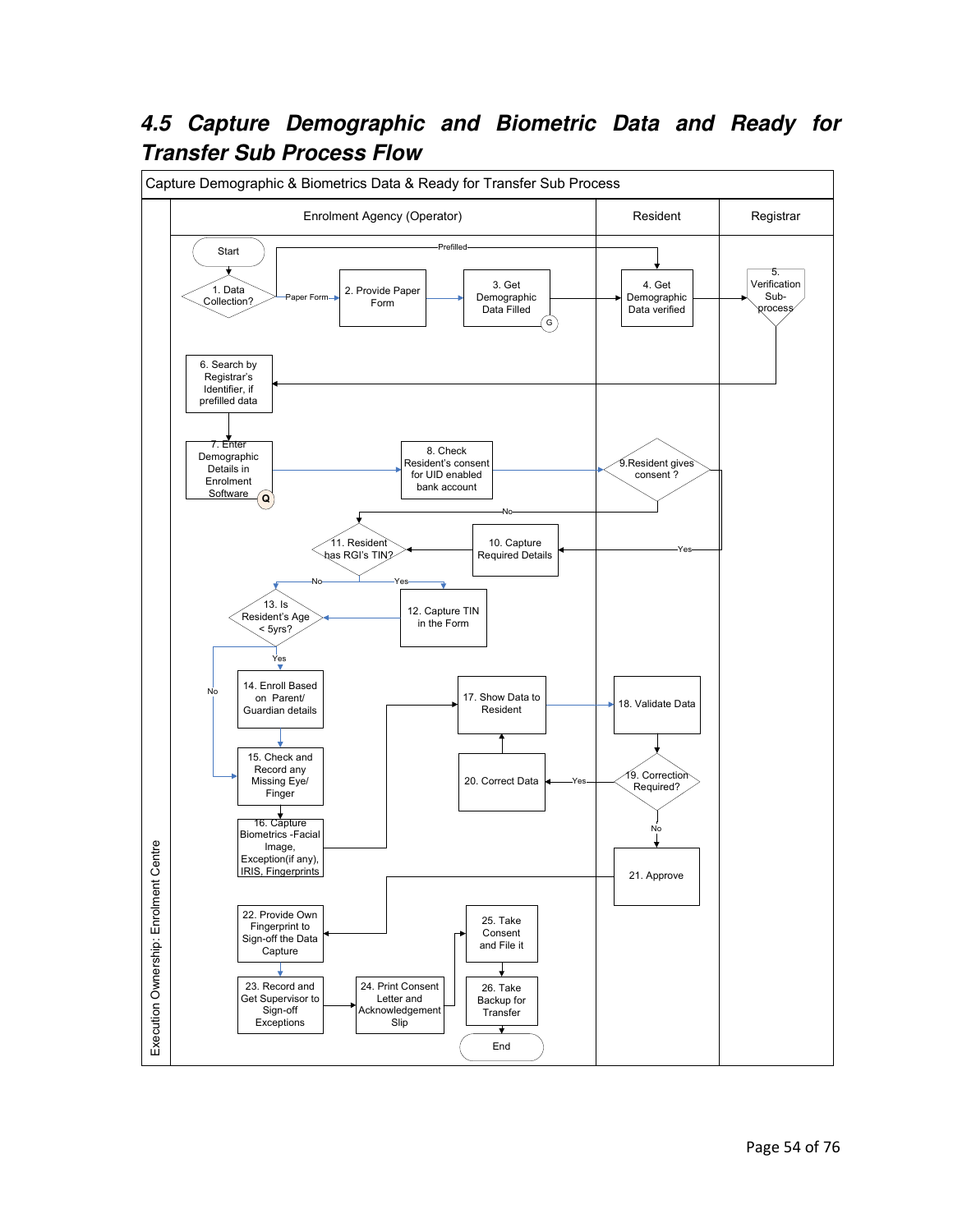## 4.5 Capture Demographic and Biometric Data and Ready for Transfer Sub Process Flow

Capture Demographic & Biometrics Data & Ready for Transfer Sub Process

Execution Ownership: Enrolment Centre

| Enrolment Agency (Operator) | Resident | Registrar |
|---|---|---|
| Start | | |
| 1. Data Collection? (Prefilled → 4; Paper Form → 2) | | |
| 2. Provide Paper Form | | |
| 3. Get Demographic Data Filled (G) | 4. Get Demographic Data verified | 5. Verification Sub-process |
| 6. Search by Registrar's Identifier, if prefilled data | | |
| 7. Enter Demographic Details in Enrolment Software (Q) | | |
| 8. Check Resident's consent for UID enabled bank account | 9.Resident gives consent ? (No → 11; Yes → 10) | |
| 10. Capture Required Details | | |
| 11. Resident has RGI's TIN? (No → 13; Yes → 12) | | |
| 12. Capture TIN in the Form | | |
| 13. Is Resident's Age < 5yrs? (Yes → 14; No → 15) | | |
| 14. Enroll Based on Parent/ Guardian details | | |
| 15. Check and Record any Missing Eye/ Finger | | |
| 16. Capture Biometrics -Facial Image, Exception(if any), IRIS, Fingerprints | | |
| 17. Show Data to Resident | 18. Validate Data | |
| 20. Correct Data | 19. Correction Required? (Yes → 20; No → 21) | |
| | 21. Approve | |
| 22. Provide Own Fingerprint to Sign-off the Data Capture | | |
| 23. Record and Get Supervisor to Sign-off Exceptions | | |
| 24. Print Consent Letter and Acknowledgement Slip | | |
| 25. Take Consent and File it | | |
| 26. Take Backup for Transfer | | |
| End | | |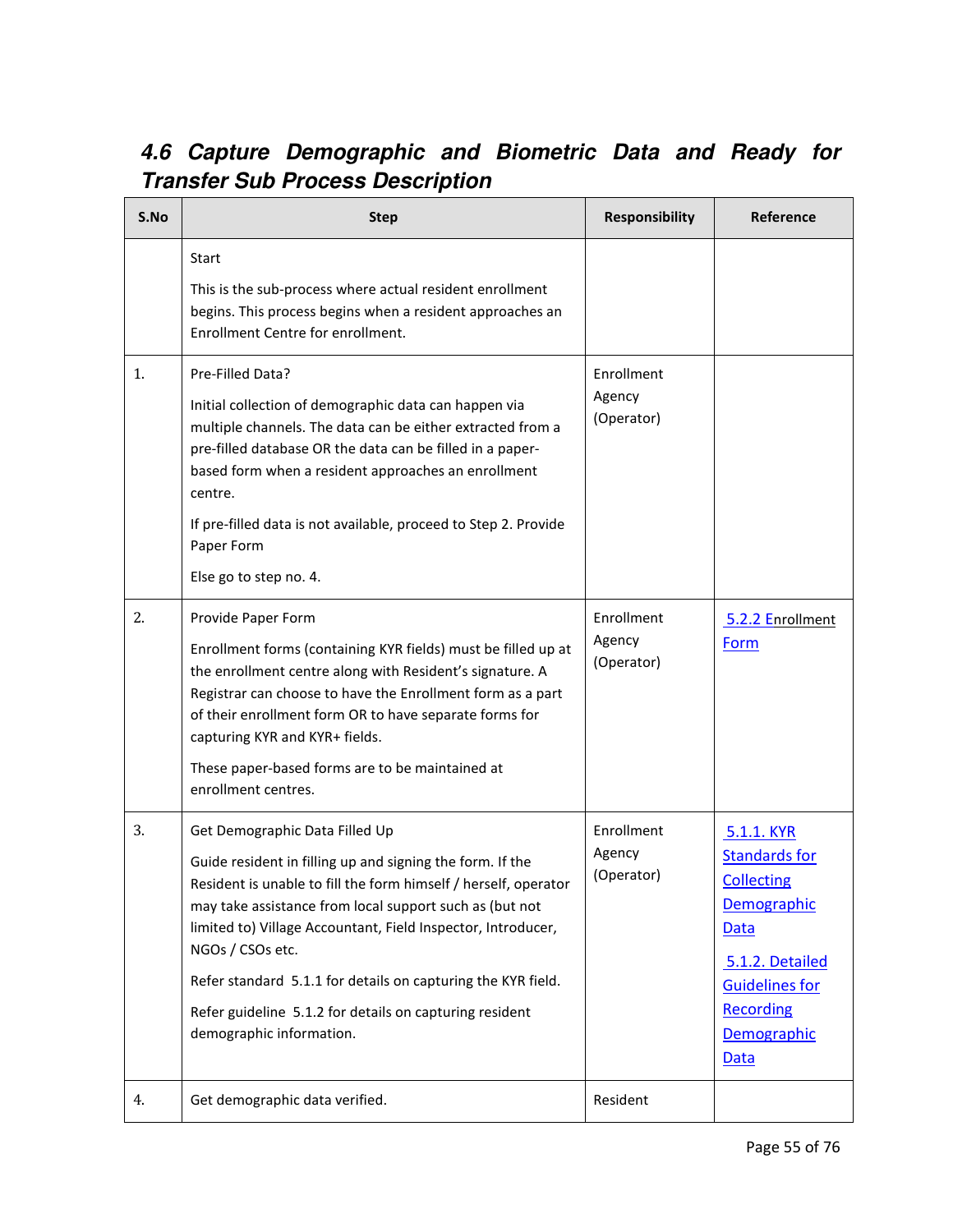## 4.6 Capture Demographic and Biometric Data and Ready for Transfer Sub Process Description

| S.No | Step | Responsibility | Reference |
|---|---|---|---|
| | Start<br><br>This is the sub-process where actual resident enrollment begins. This process begins when a resident approaches an Enrollment Centre for enrollment. | | |
| 1. | Pre-Filled Data?<br><br>Initial collection of demographic data can happen via multiple channels. The data can be either extracted from a pre-filled database OR the data can be filled in a paper-based form when a resident approaches an enrollment centre.<br><br>If pre-filled data is not available, proceed to Step 2. Provide Paper Form<br><br>Else go to step no. 4. | Enrollment Agency (Operator) | |
| 2. | Provide Paper Form<br><br>Enrollment forms (containing KYR fields) must be filled up at the enrollment centre along with Resident's signature. A Registrar can choose to have the Enrollment form as a part of their enrollment form OR to have separate forms for capturing KYR and KYR+ fields.<br><br>These paper-based forms are to be maintained at enrollment centres. | Enrollment Agency (Operator) | 5.2.2 Enrollment Form |
| 3. | Get Demographic Data Filled Up<br><br>Guide resident in filling up and signing the form. If the Resident is unable to fill the form himself / herself, operator may take assistance from local support such as (but not limited to) Village Accountant, Field Inspector, Introducer, NGOs / CSOs etc.<br><br>Refer standard 5.1.1 for details on capturing the KYR field.<br><br>Refer guideline 5.1.2 for details on capturing resident demographic information. | Enrollment Agency (Operator) | 5.1.1. KYR Standards for Collecting Demographic Data<br><br>5.1.2. Detailed Guidelines for Recording Demographic Data |
| 4. | Get demographic data verified. | Resident | |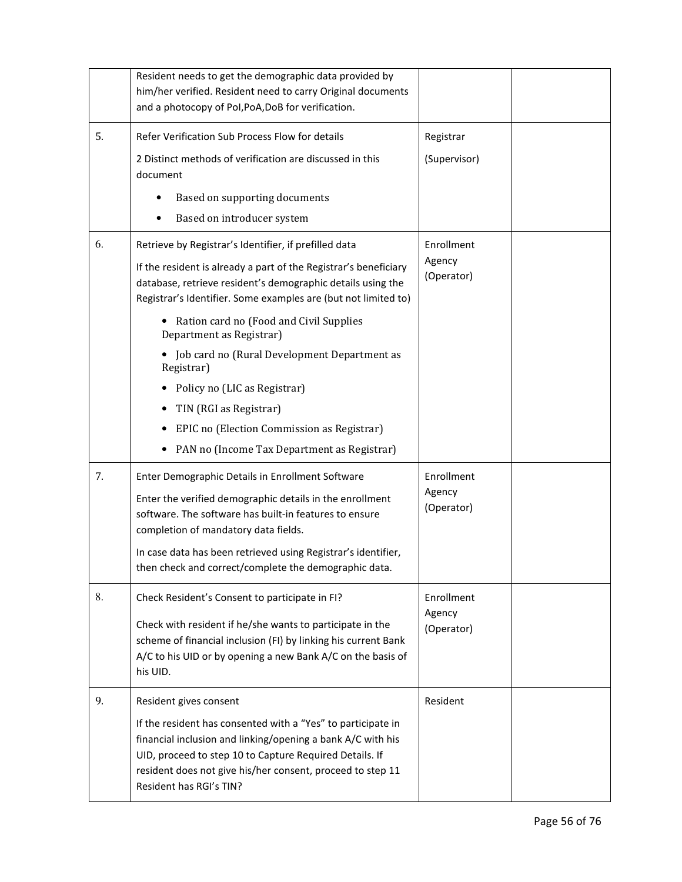| | | | |
|---|---|---|---|
| | Resident needs to get the demographic data provided by him/her verified. Resident need to carry Original documents and a photocopy of PoI,PoA,DoB for verification. | | |
| 5. | Refer Verification Sub Process Flow for details<br><br>2 Distinct methods of verification are discussed in this document<br><br>• Based on supporting documents<br>• Based on introducer system | Registrar<br><br>(Supervisor) | |
| 6. | Retrieve by Registrar's Identifier, if prefilled data<br><br>If the resident is already a part of the Registrar's beneficiary database, retrieve resident's demographic details using the Registrar's Identifier. Some examples are (but not limited to)<br><br>• Ration card no (Food and Civil Supplies Department as Registrar)<br>• Job card no (Rural Development Department as Registrar)<br>• Policy no (LIC as Registrar)<br>• TIN (RGI as Registrar)<br>• EPIC no (Election Commission as Registrar)<br>• PAN no (Income Tax Department as Registrar) | Enrollment Agency (Operator) | |
| 7. | Enter Demographic Details in Enrollment Software<br><br>Enter the verified demographic details in the enrollment software. The software has built-in features to ensure completion of mandatory data fields.<br><br>In case data has been retrieved using Registrar's identifier, then check and correct/complete the demographic data. | Enrollment Agency (Operator) | |
| 8. | Check Resident's Consent to participate in FI?<br><br>Check with resident if he/she wants to participate in the scheme of financial inclusion (FI) by linking his current Bank A/C to his UID or by opening a new Bank A/C on the basis of his UID. | Enrollment Agency (Operator) | |
| 9. | Resident gives consent<br><br>If the resident has consented with a "Yes" to participate in financial inclusion and linking/opening a bank A/C with his UID, proceed to step 10 to Capture Required Details. If resident does not give his/her consent, proceed to step 11 Resident has RGI's TIN? | Resident | |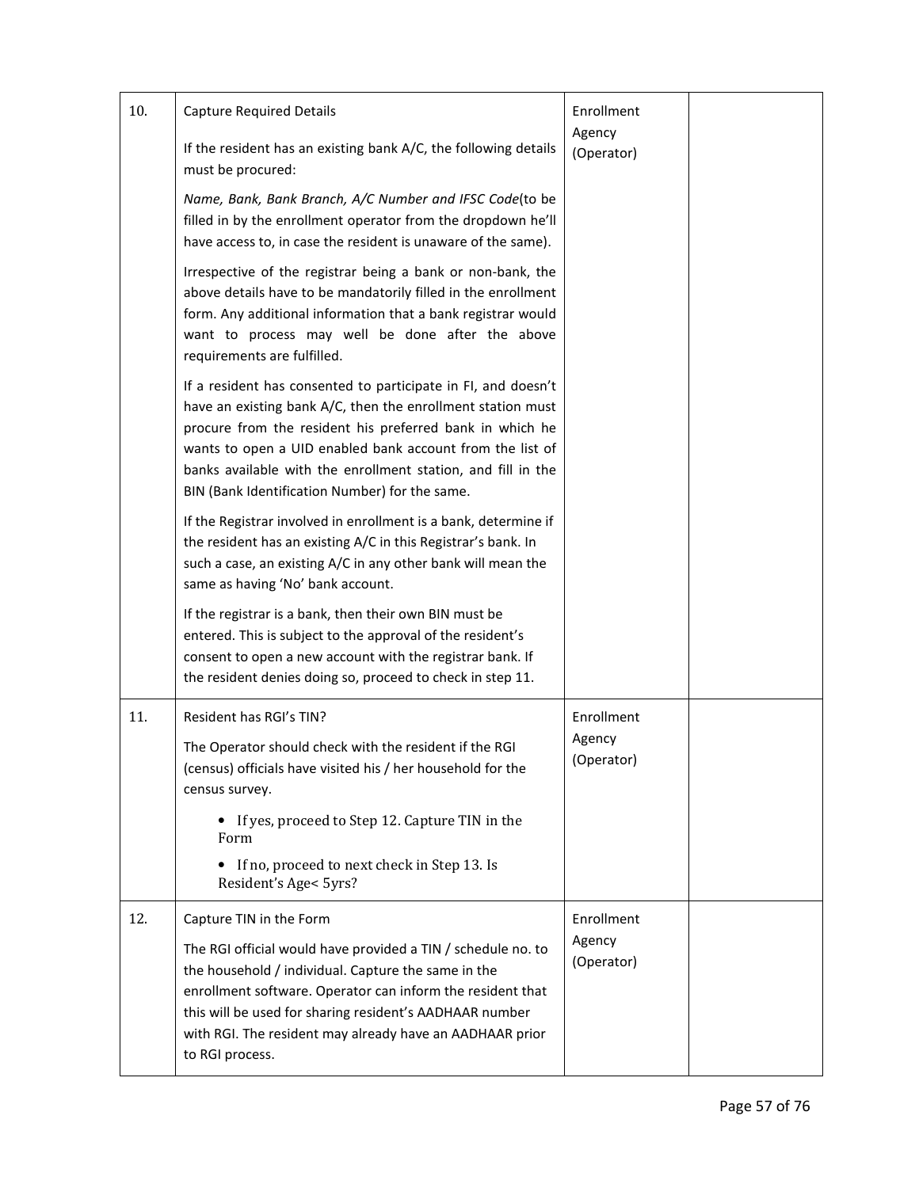| | | | |
|---|---|---|---|
| 10. | Capture Required Details<br><br>If the resident has an existing bank A/C, the following details must be procured:<br><br>*Name, Bank, Bank Branch, A/C Number and IFSC Code*(to be filled in by the enrollment operator from the dropdown he'll have access to, in case the resident is unaware of the same).<br><br>Irrespective of the registrar being a bank or non-bank, the above details have to be mandatorily filled in the enrollment form. Any additional information that a bank registrar would want to process may well be done after the above requirements are fulfilled.<br><br>If a resident has consented to participate in FI, and doesn't have an existing bank A/C, then the enrollment station must procure from the resident his preferred bank in which he wants to open a UID enabled bank account from the list of banks available with the enrollment station, and fill in the BIN (Bank Identification Number) for the same.<br><br>If the Registrar involved in enrollment is a bank, determine if the resident has an existing A/C in this Registrar's bank. In such a case, an existing A/C in any other bank will mean the same as having 'No' bank account.<br><br>If the registrar is a bank, then their own BIN must be entered. This is subject to the approval of the resident's consent to open a new account with the registrar bank. If the resident denies doing so, proceed to check in step 11. | Enrollment Agency (Operator) | |
| 11. | Resident has RGI's TIN?<br><br>The Operator should check with the resident if the RGI (census) officials have visited his / her household for the census survey.<br><br>• If yes, proceed to Step 12. Capture TIN in the Form<br><br>• If no, proceed to next check in Step 13. Is Resident's Age< 5yrs? | Enrollment Agency (Operator) | |
| 12. | Capture TIN in the Form<br><br>The RGI official would have provided a TIN / schedule no. to the household / individual. Capture the same in the enrollment software. Operator can inform the resident that this will be used for sharing resident's AADHAAR number with RGI. The resident may already have an AADHAAR prior to RGI process. | Enrollment Agency (Operator) | |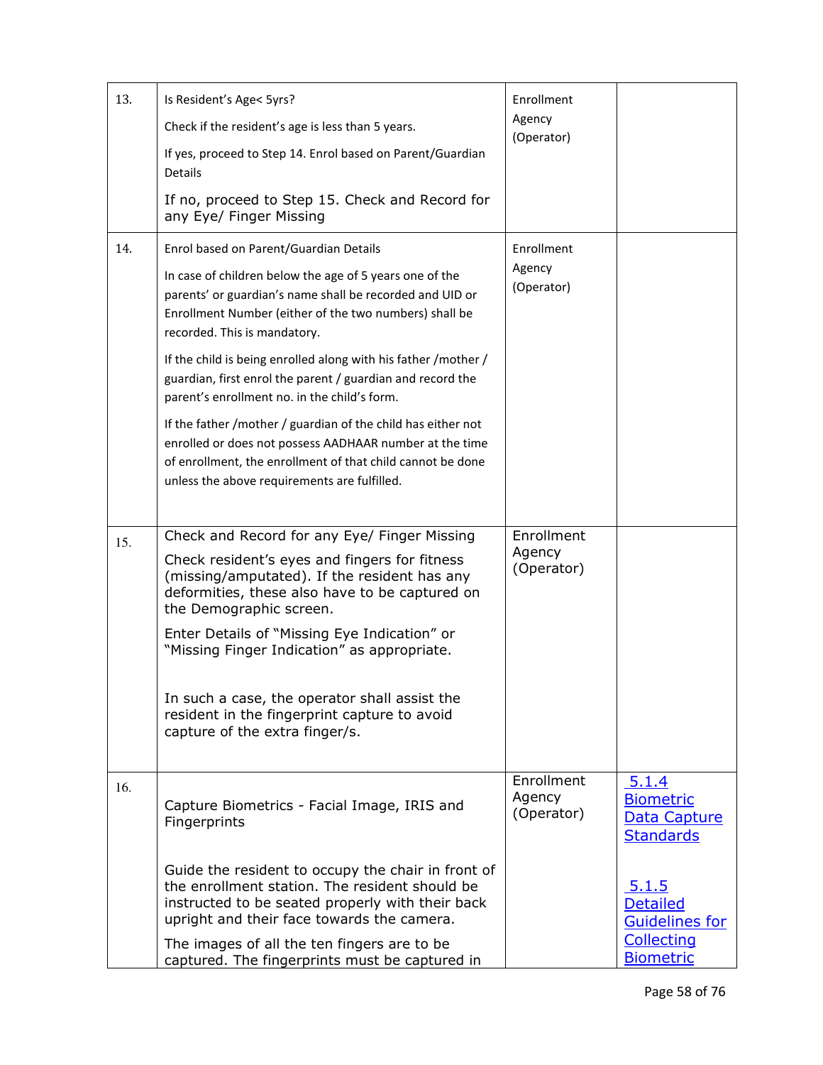| 13. | Is Resident's Age< 5yrs?<br><br>Check if the resident's age is less than 5 years.<br><br>If yes, proceed to Step 14. Enrol based on Parent/Guardian Details<br><br>If no, proceed to Step 15. Check and Record for any Eye/ Finger Missing | Enrollment Agency (Operator) | |
|---|---|---|---|
| 14. | Enrol based on Parent/Guardian Details<br><br>In case of children below the age of 5 years one of the parents' or guardian's name shall be recorded and UID or Enrollment Number (either of the two numbers) shall be recorded. This is mandatory.<br><br>If the child is being enrolled along with his father /mother / guardian, first enrol the parent / guardian and record the parent's enrollment no. in the child's form.<br><br>If the father /mother / guardian of the child has either not enrolled or does not possess AADHAAR number at the time of enrollment, the enrollment of that child cannot be done unless the above requirements are fulfilled. | Enrollment Agency (Operator) | |
| 15. | Check and Record for any Eye/ Finger Missing<br><br>Check resident's eyes and fingers for fitness (missing/amputated). If the resident has any deformities, these also have to be captured on the Demographic screen.<br><br>Enter Details of "Missing Eye Indication" or "Missing Finger Indication" as appropriate.<br><br>In such a case, the operator shall assist the resident in the fingerprint capture to avoid capture of the extra finger/s. | Enrollment Agency (Operator) | |
| 16. | Capture Biometrics - Facial Image, IRIS and Fingerprints<br><br>Guide the resident to occupy the chair in front of the enrollment station. The resident should be instructed to be seated properly with their back upright and their face towards the camera.<br><br>The images of all the ten fingers are to be captured. The fingerprints must be captured in | Enrollment Agency (Operator) | 5.1.4 Biometric Data Capture Standards<br><br>5.1.5 Detailed Guidelines for Collecting Biometric |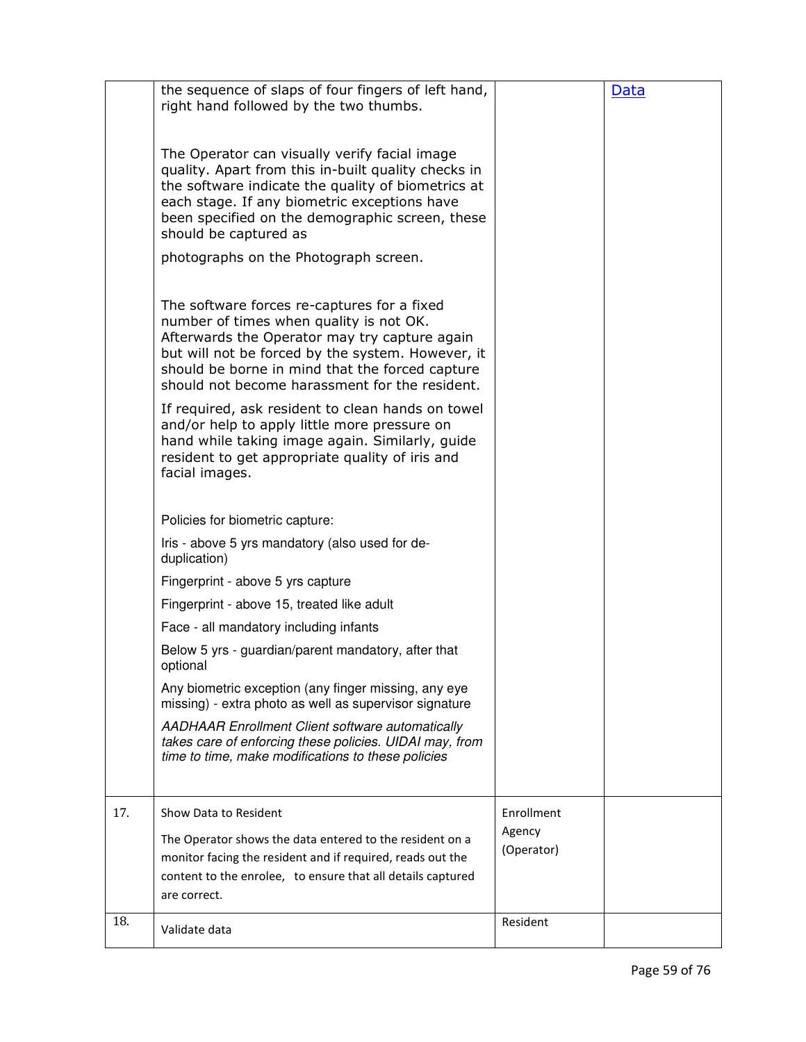| | | | |
|---|---|---|---|
| | the sequence of slaps of four fingers of left hand, right hand followed by the two thumbs.<br><br>The Operator can visually verify facial image quality. Apart from this in-built quality checks in the software indicate the quality of biometrics at each stage. If any biometric exceptions have been specified on the demographic screen, these should be captured as<br><br>photographs on the Photograph screen.<br><br>The software forces re-captures for a fixed number of times when quality is not OK. Afterwards the Operator may try capture again but will not be forced by the system. However, it should be borne in mind that the forced capture should not become harassment for the resident.<br><br>If required, ask resident to clean hands on towel and/or help to apply little more pressure on hand while taking image again. Similarly, guide resident to get appropriate quality of iris and facial images.<br><br>Policies for biometric capture:<br><br>Iris - above 5 yrs mandatory (also used for de-duplication)<br><br>Fingerprint - above 5 yrs capture<br><br>Fingerprint - above 15, treated like adult<br><br>Face - all mandatory including infants<br><br>Below 5 yrs - guardian/parent mandatory, after that optional<br><br>Any biometric exception (any finger missing, any eye missing) - extra photo as well as supervisor signature<br><br>*AADHAAR Enrollment Client software automatically takes care of enforcing these policies. UIDAI may, from time to time, make modifications to these policies* | | Data |
| 17. | Show Data to Resident<br><br>The Operator shows the data entered to the resident on a monitor facing the resident and if required, reads out the content to the enrolee, to ensure that all details captured are correct. | Enrollment Agency (Operator) | |
| 18. | Validate data | Resident | |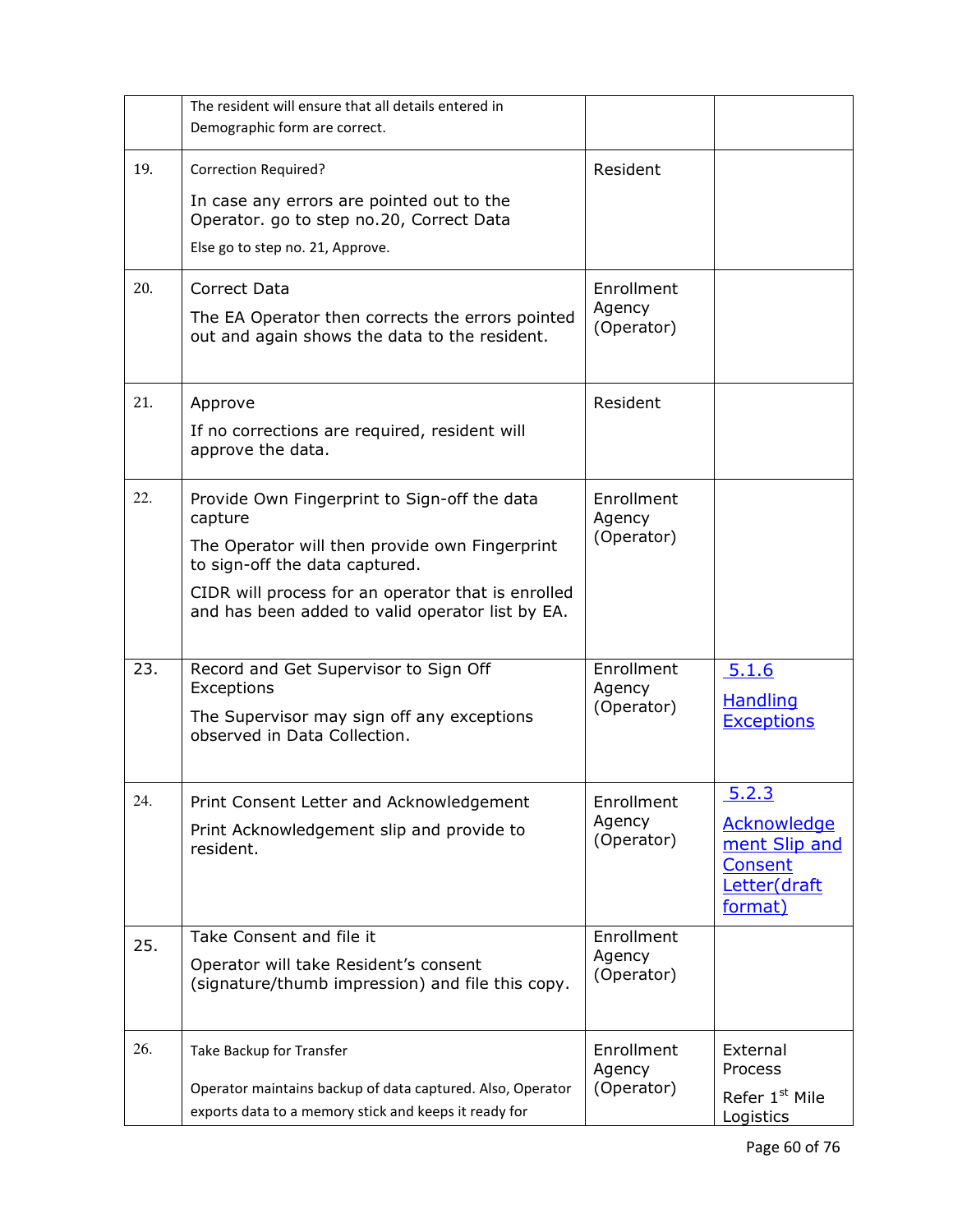| | | | |
|---|---|---|---|
| | The resident will ensure that all details entered in Demographic form are correct. | | |
| 19. | Correction Required?<br>In case any errors are pointed out to the Operator. go to step no.20, Correct Data<br>Else go to step no. 21, Approve. | Resident | |
| 20. | Correct Data<br>The EA Operator then corrects the errors pointed out and again shows the data to the resident. | Enrollment Agency (Operator) | |
| 21. | Approve<br>If no corrections are required, resident will approve the data. | Resident | |
| 22. | Provide Own Fingerprint to Sign-off the data capture<br>The Operator will then provide own Fingerprint to sign-off the data captured.<br>CIDR will process for an operator that is enrolled and has been added to valid operator list by EA. | Enrollment Agency (Operator) | |
| 23. | Record and Get Supervisor to Sign Off Exceptions<br>The Supervisor may sign off any exceptions observed in Data Collection. | Enrollment Agency (Operator) | 5.1.6 Handling Exceptions |
| 24. | Print Consent Letter and Acknowledgement<br>Print Acknowledgement slip and provide to resident. | Enrollment Agency (Operator) | 5.2.3 Acknowledgement Slip and Consent Letter(draft format) |
| 25. | Take Consent and file it<br>Operator will take Resident's consent (signature/thumb impression) and file this copy. | Enrollment Agency (Operator) | |
| 26. | Take Backup for Transfer<br>Operator maintains backup of data captured. Also, Operator exports data to a memory stick and keeps it ready for | Enrollment Agency (Operator) | External Process<br>Refer 1st Mile Logistics |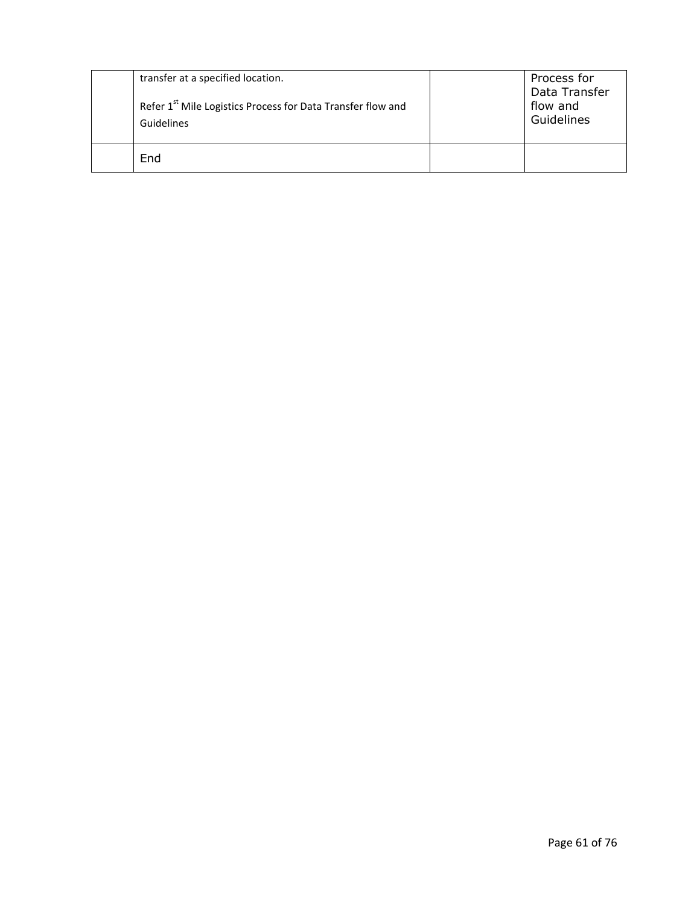| | | | |
|---|---|---|---|
| | transfer at a specified location.<br><br>Refer 1st Mile Logistics Process for Data Transfer flow and Guidelines | | Process for Data Transfer flow and Guidelines |
| | End | | |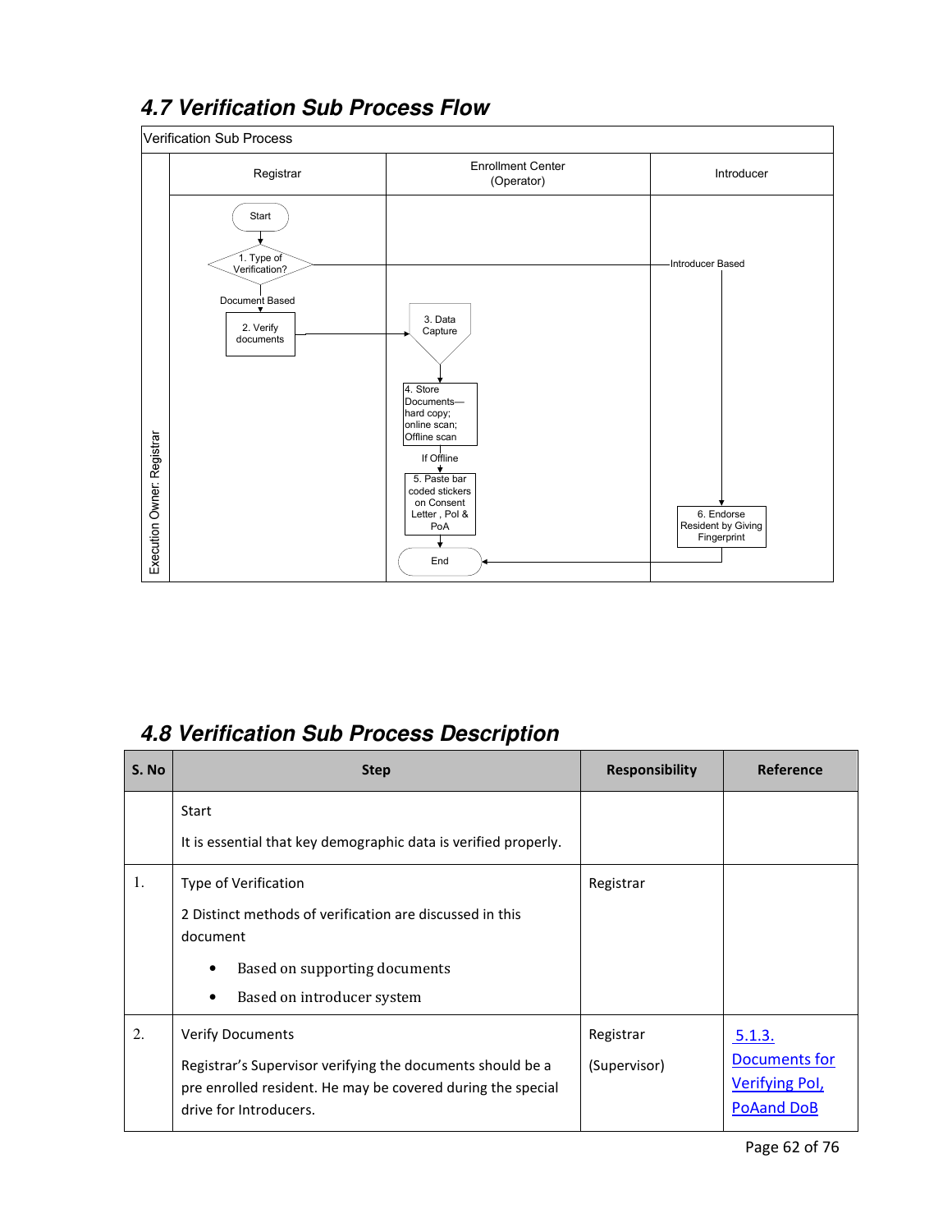## 4.7 Verification Sub Process Flow

Verification Sub Process

| | Registrar | Enrollment Center (Operator) | Introducer |
|---|---|---|---|
| Execution Owner: Registrar | Start → 1. Type of Verification? → Document Based → 2. Verify documents | 3. Data Capture → 4. Store Documents—hard copy; online scan; Offline scan → If Offline → 5. Paste bar coded stickers on Consent Letter , PoI & PoA → End | Introducer Based → 6. Endorse Resident by Giving Fingerprint → End |

## 4.8 Verification Sub Process Description

| S. No | Step | Responsibility | Reference |
|---|---|---|---|
| | Start<br><br>It is essential that key demographic data is verified properly. | | |
| 1. | Type of Verification<br><br>2 Distinct methods of verification are discussed in this document<br><br>• Based on supporting documents<br>• Based on introducer system | Registrar | |
| 2. | Verify Documents<br><br>Registrar's Supervisor verifying the documents should be a pre enrolled resident. He may be covered during the special drive for Introducers. | Registrar<br><br>(Supervisor) | 5.1.3. Documents for Verifying PoI, PoAand DoB |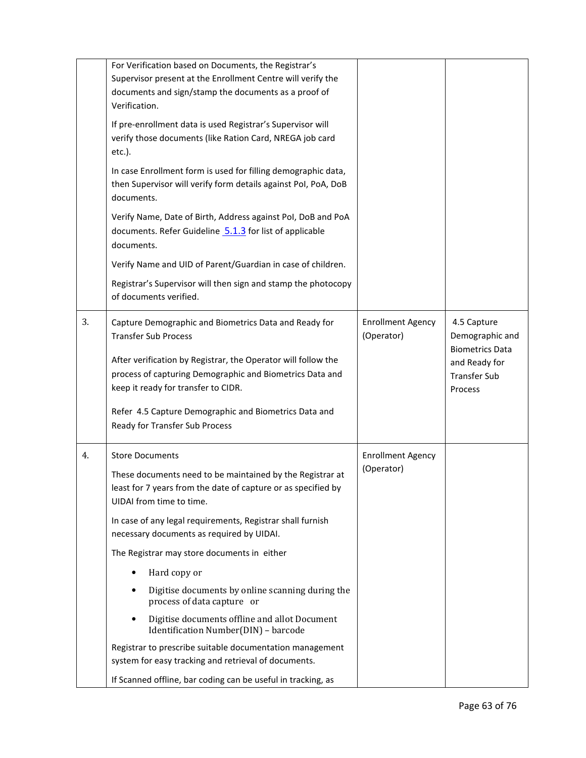| | | | |
|---|---|---|---|
| | For Verification based on Documents, the Registrar's Supervisor present at the Enrollment Centre will verify the documents and sign/stamp the documents as a proof of Verification.<br><br>If pre-enrollment data is used Registrar's Supervisor will verify those documents (like Ration Card, NREGA job card etc.).<br><br>In case Enrollment form is used for filling demographic data, then Supervisor will verify form details against PoI, PoA, DoB documents.<br><br>Verify Name, Date of Birth, Address against PoI, DoB and PoA documents. Refer Guideline 5.1.3 for list of applicable documents.<br><br>Verify Name and UID of Parent/Guardian in case of children.<br><br>Registrar's Supervisor will then sign and stamp the photocopy of documents verified. | | |
| 3. | Capture Demographic and Biometrics Data and Ready for Transfer Sub Process<br><br>After verification by Registrar, the Operator will follow the process of capturing Demographic and Biometrics Data and keep it ready for transfer to CIDR.<br><br>Refer 4.5 Capture Demographic and Biometrics Data and Ready for Transfer Sub Process | Enrollment Agency (Operator) | 4.5 Capture Demographic and Biometrics Data and Ready for Transfer Sub Process |
| 4. | Store Documents<br><br>These documents need to be maintained by the Registrar at least for 7 years from the date of capture or as specified by UIDAI from time to time.<br><br>In case of any legal requirements, Registrar shall furnish necessary documents as required by UIDAI.<br><br>The Registrar may store documents in either<br><br>• Hard copy or<br>• Digitise documents by online scanning during the process of data capture or<br>• Digitise documents offline and allot Document Identification Number(DIN) – barcode<br><br>Registrar to prescribe suitable documentation management system for easy tracking and retrieval of documents.<br><br>If Scanned offline, bar coding can be useful in tracking, as | Enrollment Agency (Operator) | |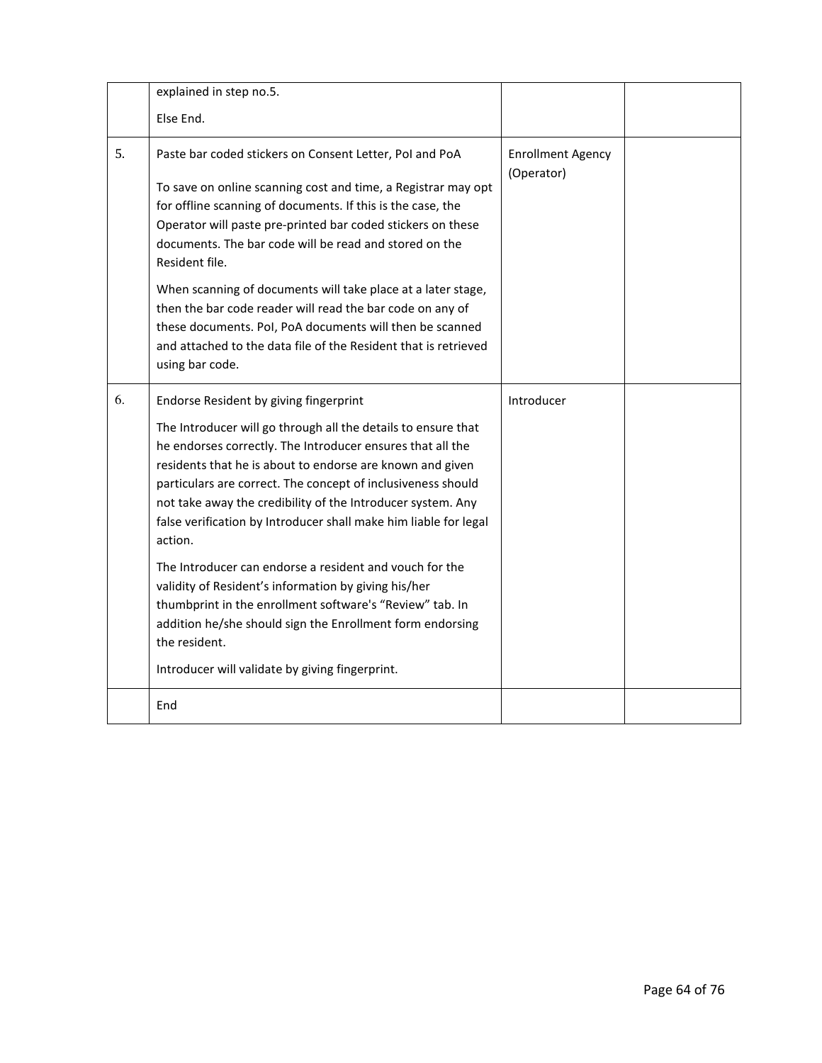| | | | |
|---|---|---|---|
| | explained in step no.5.<br><br>Else End. | | |
| 5. | Paste bar coded stickers on Consent Letter, PoI and PoA<br><br>To save on online scanning cost and time, a Registrar may opt for offline scanning of documents. If this is the case, the Operator will paste pre-printed bar coded stickers on these documents. The bar code will be read and stored on the Resident file.<br><br>When scanning of documents will take place at a later stage, then the bar code reader will read the bar code on any of these documents. PoI, PoA documents will then be scanned and attached to the data file of the Resident that is retrieved using bar code. | Enrollment Agency (Operator) | |
| 6. | Endorse Resident by giving fingerprint<br><br>The Introducer will go through all the details to ensure that he endorses correctly. The Introducer ensures that all the residents that he is about to endorse are known and given particulars are correct. The concept of inclusiveness should not take away the credibility of the Introducer system. Any false verification by Introducer shall make him liable for legal action.<br><br>The Introducer can endorse a resident and vouch for the validity of Resident's information by giving his/her thumbprint in the enrollment software's "Review" tab. In addition he/she should sign the Enrollment form endorsing the resident.<br><br>Introducer will validate by giving fingerprint. | Introducer | |
| | End | | |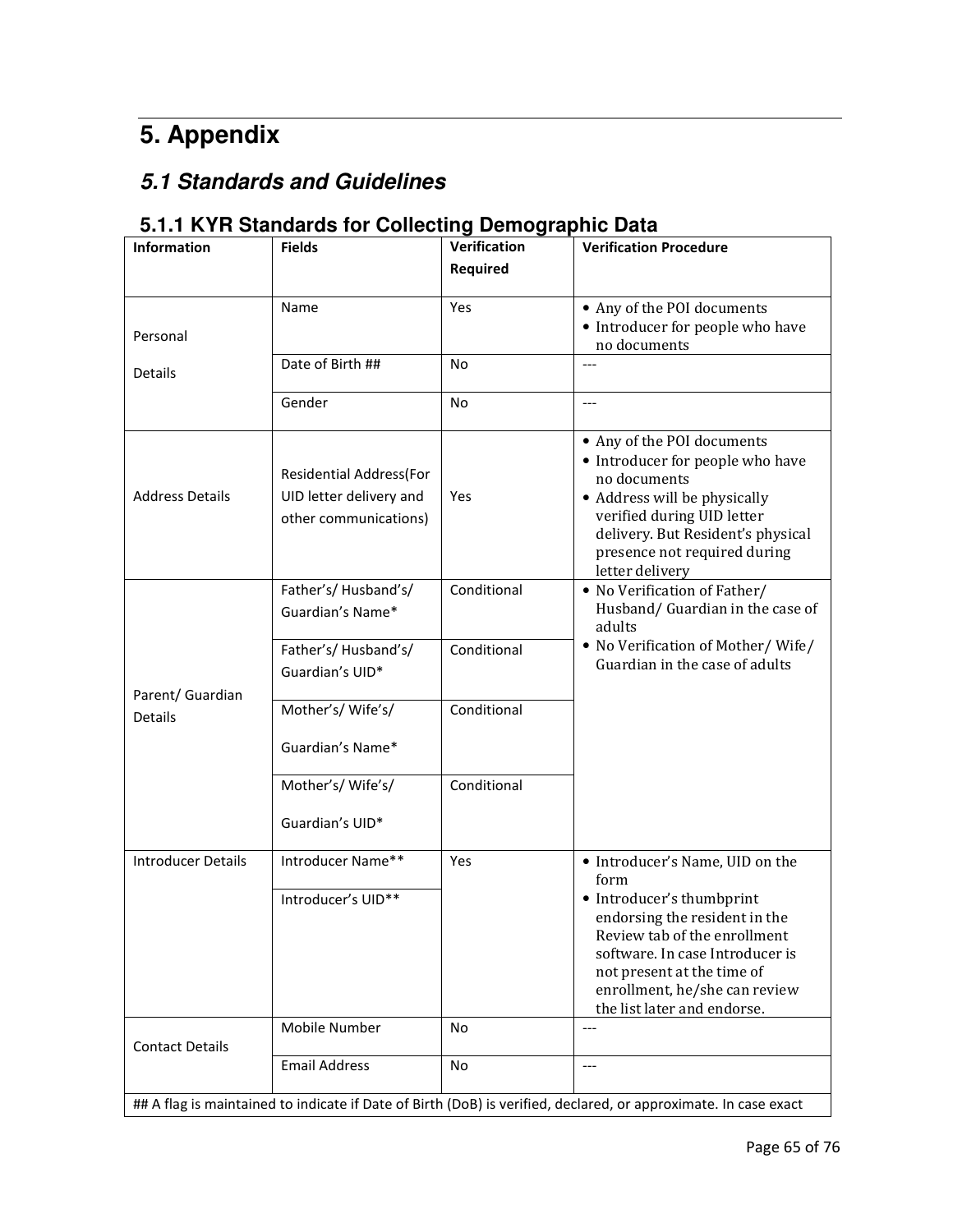# 5. Appendix

## *5.1 Standards and Guidelines*

### 5.1.1 KYR Standards for Collecting Demographic Data

| Information | Fields | Verification Required | Verification Procedure |
|---|---|---|---|
| Personal Details | Name | Yes | • Any of the POI documents<br>• Introducer for people who have no documents |
| | Date of Birth ## | No | --- |
| | Gender | No | --- |
| Address Details | Residential Address(For UID letter delivery and other communications) | Yes | • Any of the POI documents<br>• Introducer for people who have no documents<br>• Address will be physically verified during UID letter delivery. But Resident's physical presence not required during letter delivery |
| Parent/ Guardian Details | Father's/ Husband's/ Guardian's Name* | Conditional | • No Verification of Father/ Husband/ Guardian in the case of adults<br>• No Verification of Mother/ Wife/ Guardian in the case of adults |
| | Father's/ Husband's/ Guardian's UID* | Conditional | |
| | Mother's/ Wife's/ Guardian's Name* | Conditional | |
| | Mother's/ Wife's/ Guardian's UID* | Conditional | |
| Introducer Details | Introducer Name** | Yes | • Introducer's Name, UID on the form<br>• Introducer's thumbprint endorsing the resident in the Review tab of the enrollment software. In case Introducer is not present at the time of enrollment, he/she can review the list later and endorse. |
| | Introducer's UID** | | |
| Contact Details | Mobile Number | No | --- |
| | Email Address | No | --- |
| ## A flag is maintained to indicate if Date of Birth (DoB) is verified, declared, or approximate. In case exact | | | |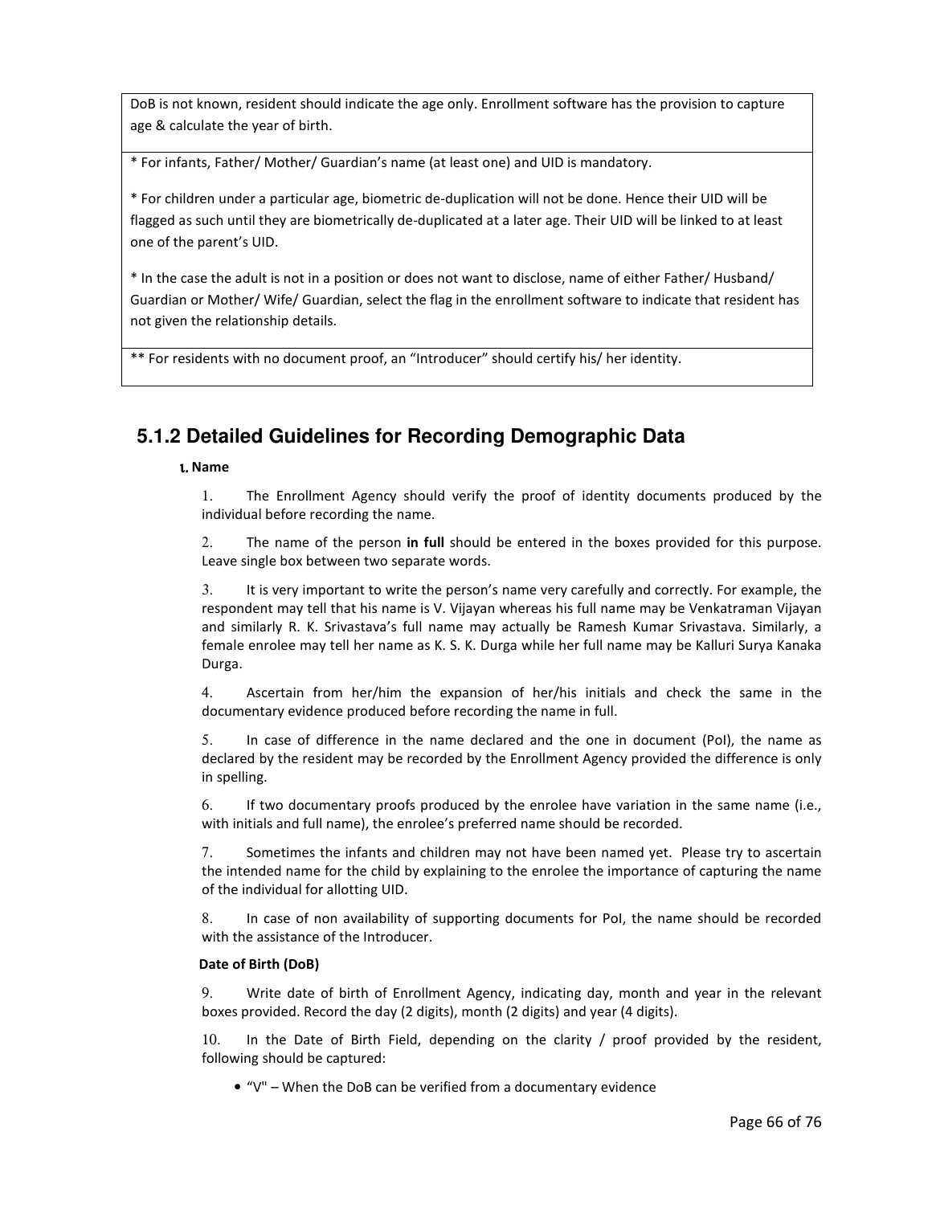| DoB is not known, resident should indicate the age only. Enrollment software has the provision to capture age & calculate the year of birth. |
|---|
| * For infants, Father/ Mother/ Guardian's name (at least one) and UID is mandatory.<br><br>* For children under a particular age, biometric de-duplication will not be done. Hence their UID will be flagged as such until they are biometrically de-duplicated at a later age. Their UID will be linked to at least one of the parent's UID.<br><br>* In the case the adult is not in a position or does not want to disclose, name of either Father/ Husband/ Guardian or Mother/ Wife/ Guardian, select the flag in the enrollment software to indicate that resident has not given the relationship details. |
| ** For residents with no document proof, an "Introducer" should certify his/ her identity. |

## 5.1.2 Detailed Guidelines for Recording Demographic Data

**ι. Name**

1. The Enrollment Agency should verify the proof of identity documents produced by the individual before recording the name.

2. The name of the person **in full** should be entered in the boxes provided for this purpose. Leave single box between two separate words.

3. It is very important to write the person's name very carefully and correctly. For example, the respondent may tell that his name is V. Vijayan whereas his full name may be Venkatraman Vijayan and similarly R. K. Srivastava's full name may actually be Ramesh Kumar Srivastava. Similarly, a female enrolee may tell her name as K. S. K. Durga while her full name may be Kalluri Surya Kanaka Durga.

4. Ascertain from her/him the expansion of her/his initials and check the same in the documentary evidence produced before recording the name in full.

5. In case of difference in the name declared and the one in document (PoI), the name as declared by the resident may be recorded by the Enrollment Agency provided the difference is only in spelling.

6. If two documentary proofs produced by the enrolee have variation in the same name (i.e., with initials and full name), the enrolee's preferred name should be recorded.

7. Sometimes the infants and children may not have been named yet. Please try to ascertain the intended name for the child by explaining to the enrolee the importance of capturing the name of the individual for allotting UID.

8. In case of non availability of supporting documents for PoI, the name should be recorded with the assistance of the Introducer.

**Date of Birth (DoB)**

9. Write date of birth of Enrollment Agency, indicating day, month and year in the relevant boxes provided. Record the day (2 digits), month (2 digits) and year (4 digits).

10. In the Date of Birth Field, depending on the clarity / proof provided by the resident, following should be captured:

- "V" – When the DoB can be verified from a documentary evidence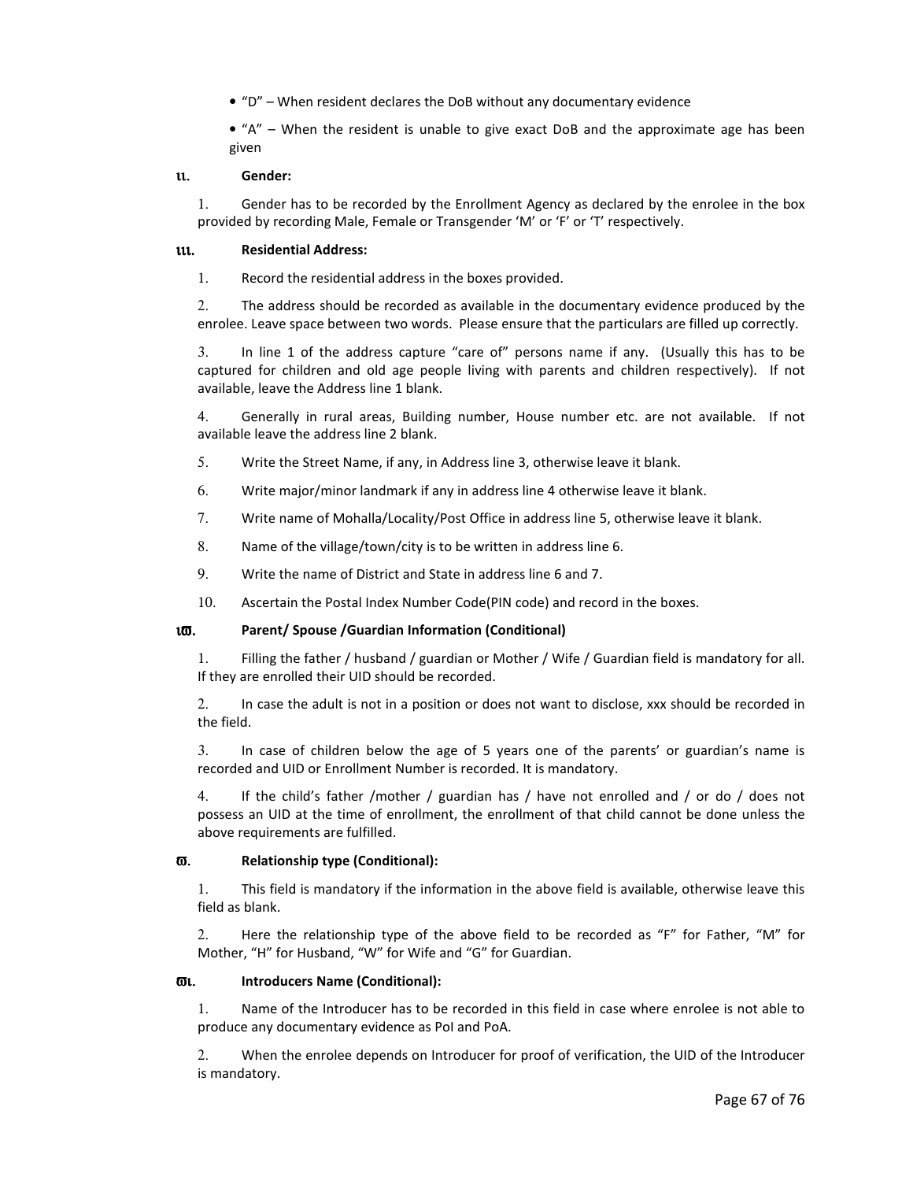- "D" – When resident declares the DoB without any documentary evidence
- "A" – When the resident is unable to give exact DoB and the approximate age has been given

### ii. Gender:

1. Gender has to be recorded by the Enrollment Agency as declared by the enrolee in the box provided by recording Male, Female or Transgender 'M' or 'F' or 'T' respectively.

### iii. Residential Address:

1. Record the residential address in the boxes provided.
2. The address should be recorded as available in the documentary evidence produced by the enrolee. Leave space between two words. Please ensure that the particulars are filled up correctly.
3. In line 1 of the address capture "care of" persons name if any. (Usually this has to be captured for children and old age people living with parents and children respectively). If not available, leave the Address line 1 blank.
4. Generally in rural areas, Building number, House number etc. are not available. If not available leave the address line 2 blank.
5. Write the Street Name, if any, in Address line 3, otherwise leave it blank.
6. Write major/minor landmark if any in address line 4 otherwise leave it blank.
7. Write name of Mohalla/Locality/Post Office in address line 5, otherwise leave it blank.
8. Name of the village/town/city is to be written in address line 6.
9. Write the name of District and State in address line 6 and 7.
10. Ascertain the Postal Index Number Code(PIN code) and record in the boxes.

### iv. Parent/ Spouse /Guardian Information (Conditional)

1. Filling the father / husband / guardian or Mother / Wife / Guardian field is mandatory for all. If they are enrolled their UID should be recorded.
2. In case the adult is not in a position or does not want to disclose, xxx should be recorded in the field.
3. In case of children below the age of 5 years one of the parents' or guardian's name is recorded and UID or Enrollment Number is recorded. It is mandatory.
4. If the child's father /mother / guardian has / have not enrolled and / or do / does not possess an UID at the time of enrollment, the enrollment of that child cannot be done unless the above requirements are fulfilled.

### v. Relationship type (Conditional):

1. This field is mandatory if the information in the above field is available, otherwise leave this field as blank.
2. Here the relationship type of the above field to be recorded as "F" for Father, "M" for Mother, "H" for Husband, "W" for Wife and "G" for Guardian.

### vi. Introducers Name (Conditional):

1. Name of the Introducer has to be recorded in this field in case where enrolee is not able to produce any documentary evidence as PoI and PoA.
2. When the enrolee depends on Introducer for proof of verification, the UID of the Introducer is mandatory.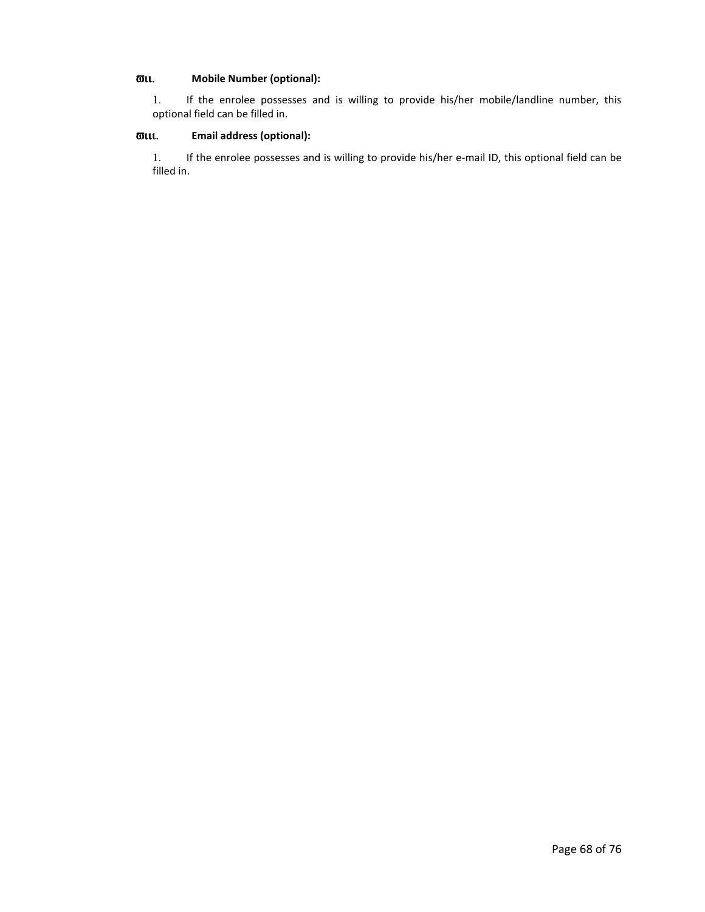### ϖιι. Mobile Number (optional):

1. If the enrolee possesses and is willing to provide his/her mobile/landline number, this optional field can be filled in.

### ϖιιι. Email address (optional):

1. If the enrolee possesses and is willing to provide his/her e-mail ID, this optional field can be filled in.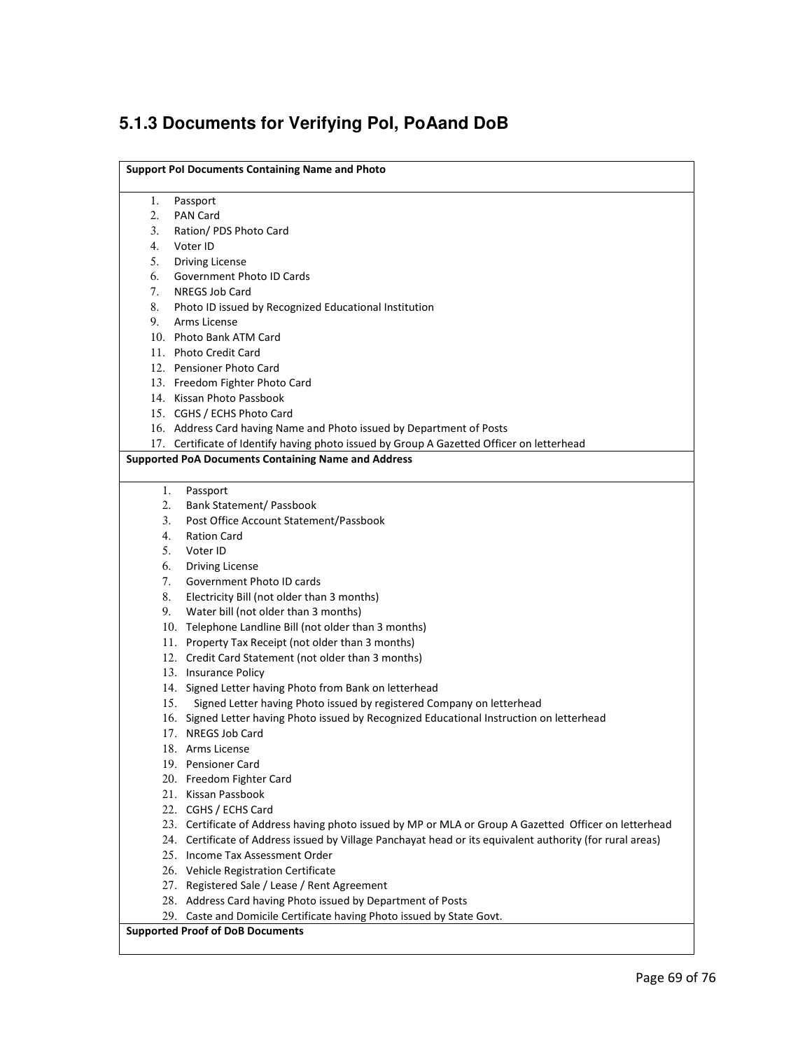### 5.1.3 Documents for Verifying PoI, PoAand DoB

**Support PoI Documents Containing Name and Photo**

1. Passport
2. PAN Card
3. Ration/ PDS Photo Card
4. Voter ID
5. Driving License
6. Government Photo ID Cards
7. NREGS Job Card
8. Photo ID issued by Recognized Educational Institution
9. Arms License
10. Photo Bank ATM Card
11. Photo Credit Card
12. Pensioner Photo Card
13. Freedom Fighter Photo Card
14. Kissan Photo Passbook
15. CGHS / ECHS Photo Card
16. Address Card having Name and Photo issued by Department of Posts
17. Certificate of Identify having photo issued by Group A Gazetted Officer on letterhead

**Supported PoA Documents Containing Name and Address**

1. Passport
2. Bank Statement/ Passbook
3. Post Office Account Statement/Passbook
4. Ration Card
5. Voter ID
6. Driving License
7. Government Photo ID cards
8. Electricity Bill (not older than 3 months)
9. Water bill (not older than 3 months)
10. Telephone Landline Bill (not older than 3 months)
11. Property Tax Receipt (not older than 3 months)
12. Credit Card Statement (not older than 3 months)
13. Insurance Policy
14. Signed Letter having Photo from Bank on letterhead
15. Signed Letter having Photo issued by registered Company on letterhead
16. Signed Letter having Photo issued by Recognized Educational Instruction on letterhead
17. NREGS Job Card
18. Arms License
19. Pensioner Card
20. Freedom Fighter Card
21. Kissan Passbook
22. CGHS / ECHS Card
23. Certificate of Address having photo issued by MP or MLA or Group A Gazetted Officer on letterhead
24. Certificate of Address issued by Village Panchayat head or its equivalent authority (for rural areas)
25. Income Tax Assessment Order
26. Vehicle Registration Certificate
27. Registered Sale / Lease / Rent Agreement
28. Address Card having Photo issued by Department of Posts
29. Caste and Domicile Certificate having Photo issued by State Govt.

**Supported Proof of DoB Documents**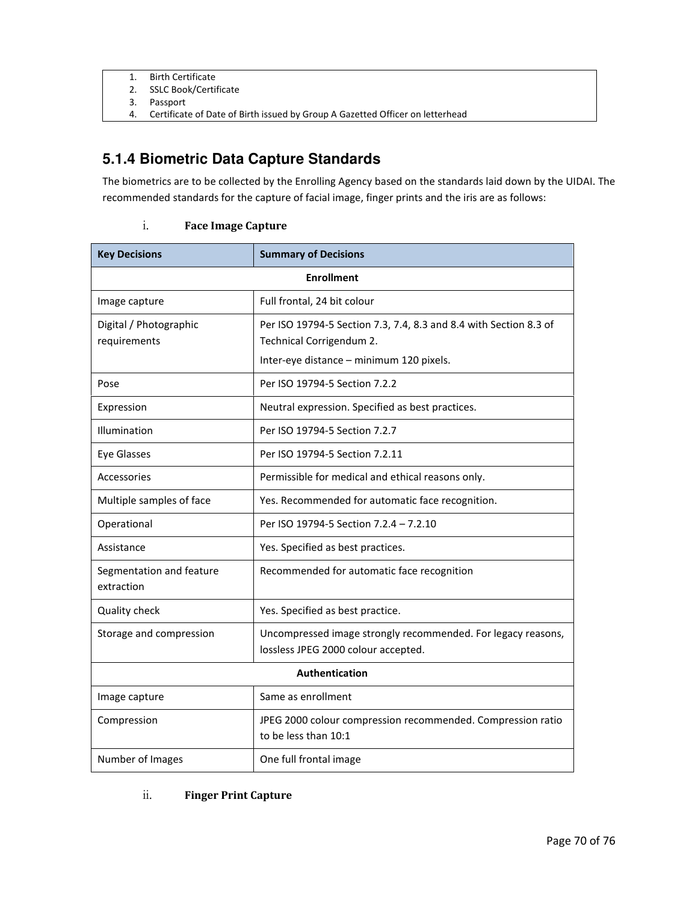1. Birth Certificate
2. SSLC Book/Certificate
3. Passport
4. Certificate of Date of Birth issued by Group A Gazetted Officer on letterhead

### 5.1.4 Biometric Data Capture Standards

The biometrics are to be collected by the Enrolling Agency based on the standards laid down by the UIDAI. The recommended standards for the capture of facial image, finger prints and the iris are as follows:

i. **Face Image Capture**

| Key Decisions | Summary of Decisions |
|---|---|
| **Enrollment** | |
| Image capture | Full frontal, 24 bit colour |
| Digital / Photographic requirements | Per ISO 19794-5 Section 7.3, 7.4, 8.3 and 8.4 with Section 8.3 of Technical Corrigendum 2.<br>Inter-eye distance – minimum 120 pixels. |
| Pose | Per ISO 19794-5 Section 7.2.2 |
| Expression | Neutral expression. Specified as best practices. |
| Illumination | Per ISO 19794-5 Section 7.2.7 |
| Eye Glasses | Per ISO 19794-5 Section 7.2.11 |
| Accessories | Permissible for medical and ethical reasons only. |
| Multiple samples of face | Yes. Recommended for automatic face recognition. |
| Operational | Per ISO 19794-5 Section 7.2.4 – 7.2.10 |
| Assistance | Yes. Specified as best practices. |
| Segmentation and feature extraction | Recommended for automatic face recognition |
| Quality check | Yes. Specified as best practice. |
| Storage and compression | Uncompressed image strongly recommended. For legacy reasons, lossless JPEG 2000 colour accepted. |
| **Authentication** | |
| Image capture | Same as enrollment |
| Compression | JPEG 2000 colour compression recommended. Compression ratio to be less than 10:1 |
| Number of Images | One full frontal image |

ii. **Finger Print Capture**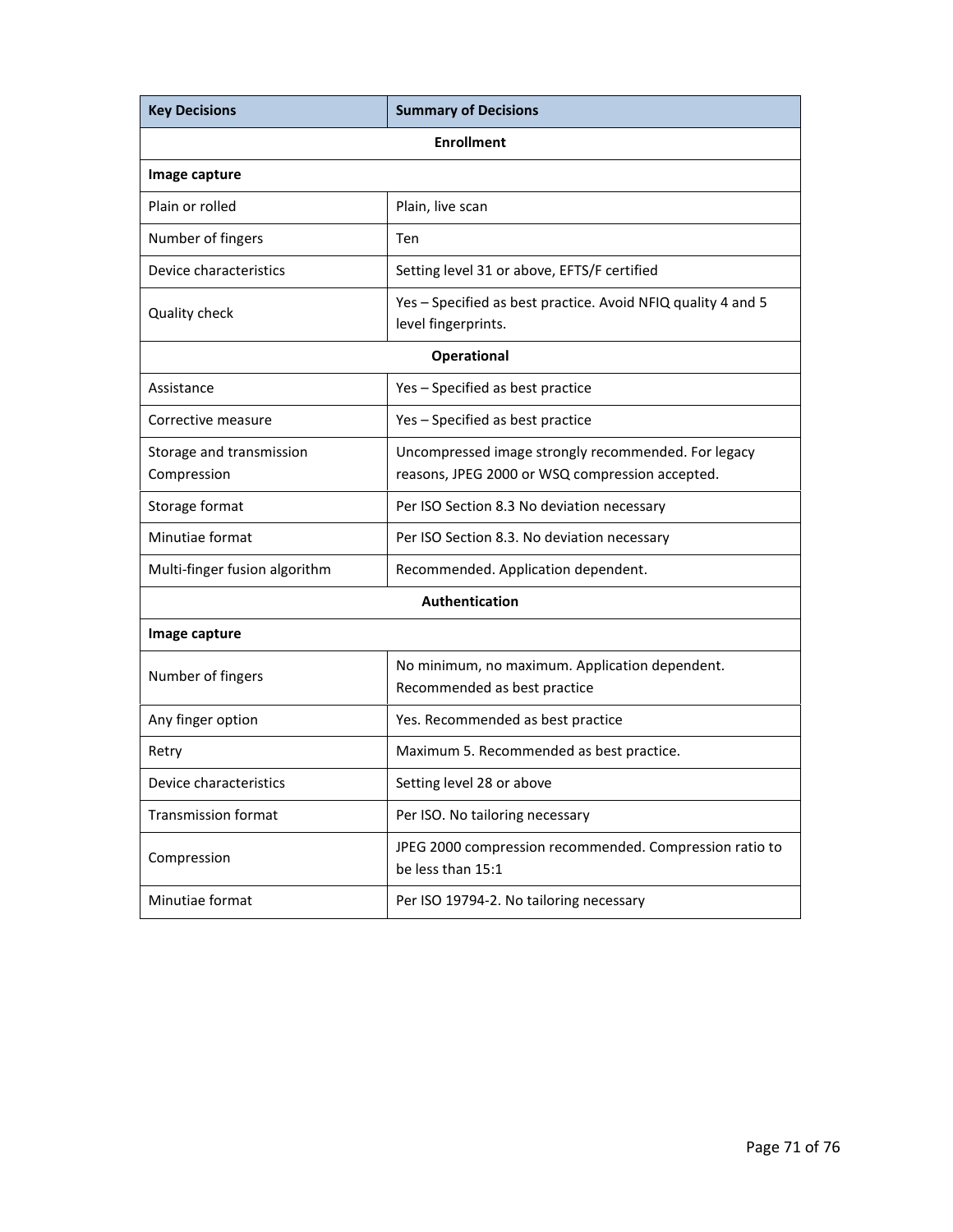| Key Decisions | Summary of Decisions |
| --- | --- |
| **Enrollment** | |
| **Image capture** | |
| Plain or rolled | Plain, live scan |
| Number of fingers | Ten |
| Device characteristics | Setting level 31 or above, EFTS/F certified |
| Quality check | Yes – Specified as best practice. Avoid NFIQ quality 4 and 5 level fingerprints. |
| **Operational** | |
| Assistance | Yes – Specified as best practice |
| Corrective measure | Yes – Specified as best practice |
| Storage and transmission Compression | Uncompressed image strongly recommended. For legacy reasons, JPEG 2000 or WSQ compression accepted. |
| Storage format | Per ISO Section 8.3 No deviation necessary |
| Minutiae format | Per ISO Section 8.3. No deviation necessary |
| Multi-finger fusion algorithm | Recommended. Application dependent. |
| **Authentication** | |
| **Image capture** | |
| Number of fingers | No minimum, no maximum. Application dependent. Recommended as best practice |
| Any finger option | Yes. Recommended as best practice |
| Retry | Maximum 5. Recommended as best practice. |
| Device characteristics | Setting level 28 or above |
| Transmission format | Per ISO. No tailoring necessary |
| Compression | JPEG 2000 compression recommended. Compression ratio to be less than 15:1 |
| Minutiae format | Per ISO 19794-2. No tailoring necessary |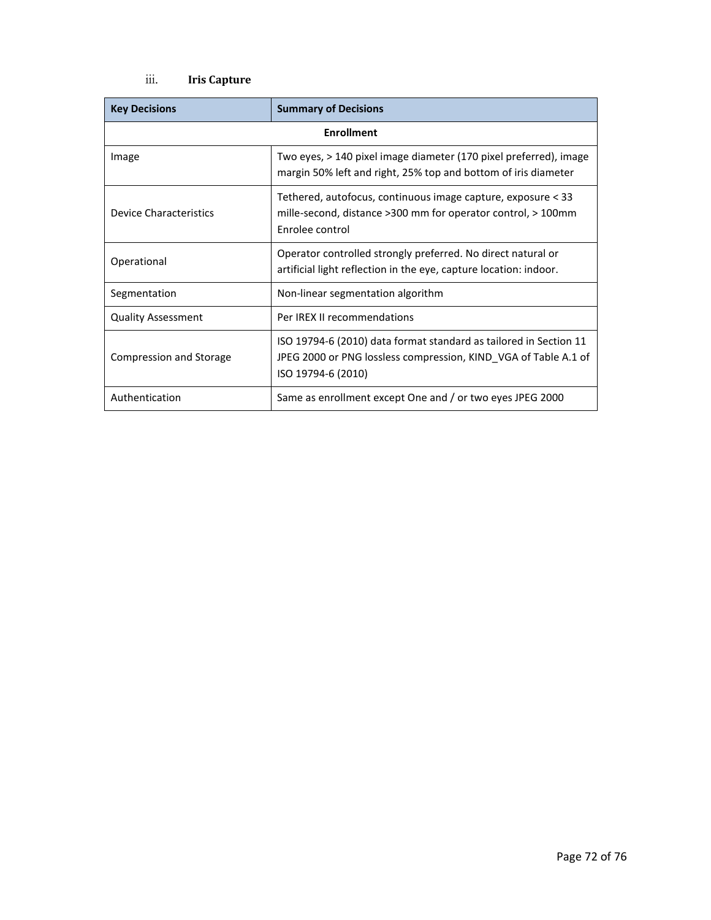### iii. Iris Capture

| Key Decisions | Summary of Decisions |
|---|---|
| **Enrollment** | |
| Image | Two eyes, > 140 pixel image diameter (170 pixel preferred), image margin 50% left and right, 25% top and bottom of iris diameter |
| Device Characteristics | Tethered, autofocus, continuous image capture, exposure < 33 mille-second, distance >300 mm for operator control, > 100mm Enrolee control |
| Operational | Operator controlled strongly preferred. No direct natural or artificial light reflection in the eye, capture location: indoor. |
| Segmentation | Non-linear segmentation algorithm |
| Quality Assessment | Per IREX II recommendations |
| Compression and Storage | ISO 19794-6 (2010) data format standard as tailored in Section 11 JPEG 2000 or PNG lossless compression, KIND_VGA of Table A.1 of ISO 19794-6 (2010) |
| Authentication | Same as enrollment except One and / or two eyes JPEG 2000 |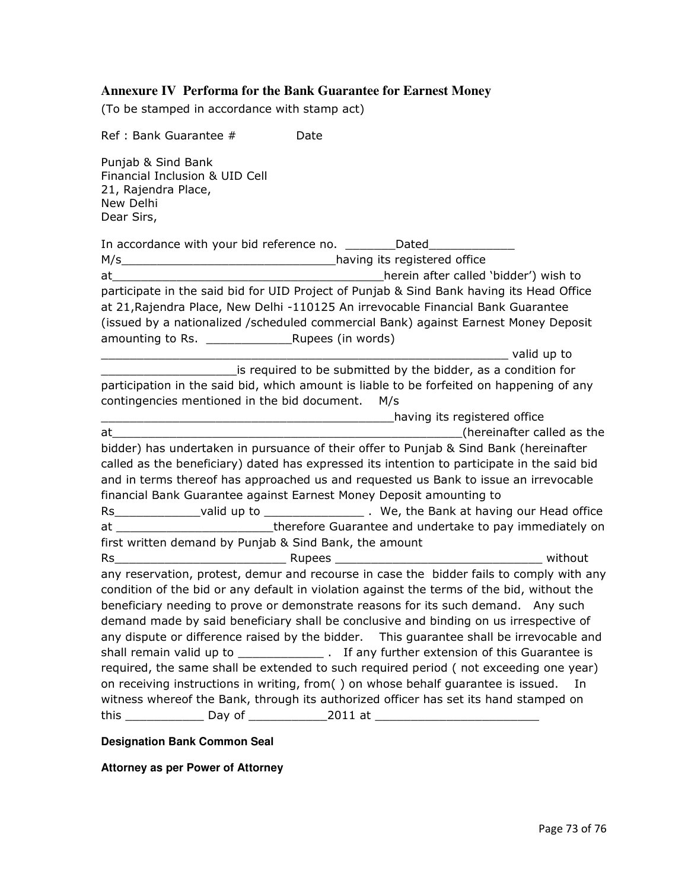## Annexure IV Performa for the Bank Guarantee for Earnest Money

(To be stamped in accordance with stamp act)

Ref : Bank Guarantee #              Date

Punjab & Sind Bank
Financial Inclusion & UID Cell
21, Rajendra Place,
New Delhi
Dear Sirs,

In accordance with your bid reference no. _______Dated____________ M/s______________________________having its registered office at______________________________________herein after called 'bidder') wish to participate in the said bid for UID Project of Punjab & Sind Bank having its Head Office at 21,Rajendra Place, New Delhi -110125 An irrevocable Financial Bank Guarantee (issued by a nationalized /scheduled commercial Bank) against Earnest Money Deposit amounting to Rs. ____________Rupees (in words) ___________________________________________________________ valid up to ___________________is required to be submitted by the bidder, as a condition for participation in the said bid, which amount is liable to be forfeited on happening of any contingencies mentioned in the bid document. M/s ________________________________________having its registered office at_________________________________________________(hereinafter called as the bidder) has undertaken in pursuance of their offer to Punjab & Sind Bank (hereinafter called as the beneficiary) dated has expressed its intention to participate in the said bid and in terms thereof has approached us and requested us Bank to issue an irrevocable financial Bank Guarantee against Earnest Money Deposit amounting to Rs____________valid up to ______________ . We, the Bank at having our Head office at ______________________therefore Guarantee and undertake to pay immediately on first written demand by Punjab & Sind Bank, the amount Rs________________________ Rupees _____________________________ without any reservation, protest, demur and recourse in case the bidder fails to comply with any condition of the bid or any default in violation against the terms of the bid, without the beneficiary needing to prove or demonstrate reasons for its such demand. Any such demand made by said beneficiary shall be conclusive and binding on us irrespective of any dispute or difference raised by the bidder. This guarantee shall be irrevocable and shall remain valid up to ____________ . If any further extension of this Guarantee is required, the same shall be extended to such required period ( not exceeding one year) on receiving instructions in writing, from( ) on whose behalf guarantee is issued. In witness whereof the Bank, through its authorized officer has set its hand stamped on this ___________ Day of ___________2011 at _______________________

**Designation Bank Common Seal**

**Attorney as per Power of Attorney**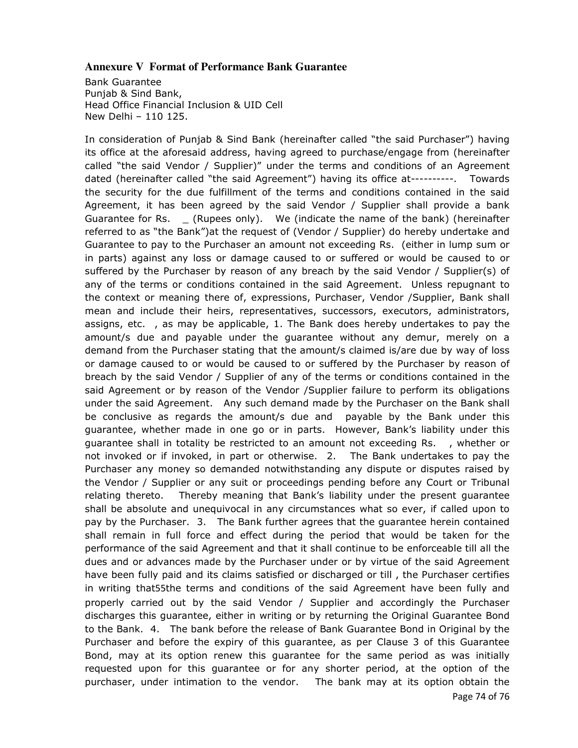### Annexure V Format of Performance Bank Guarantee

Bank Guarantee
Punjab & Sind Bank,
Head Office Financial Inclusion & UID Cell
New Delhi – 110 125.

In consideration of Punjab & Sind Bank (hereinafter called "the said Purchaser") having its office at the aforesaid address, having agreed to purchase/engage from (hereinafter called "the said Vendor / Supplier)" under the terms and conditions of an Agreement dated (hereinafter called "the said Agreement") having its office at----------. Towards the security for the due fulfillment of the terms and conditions contained in the said Agreement, it has been agreed by the said Vendor / Supplier shall provide a bank Guarantee for Rs. _ (Rupees only). We (indicate the name of the bank) (hereinafter referred to as "the Bank")at the request of (Vendor / Supplier) do hereby undertake and Guarantee to pay to the Purchaser an amount not exceeding Rs. (either in lump sum or in parts) against any loss or damage caused to or suffered or would be caused to or suffered by the Purchaser by reason of any breach by the said Vendor / Supplier(s) of any of the terms or conditions contained in the said Agreement. Unless repugnant to the context or meaning there of, expressions, Purchaser, Vendor /Supplier, Bank shall mean and include their heirs, representatives, successors, executors, administrators, assigns, etc. , as may be applicable, 1. The Bank does hereby undertakes to pay the amount/s due and payable under the guarantee without any demur, merely on a demand from the Purchaser stating that the amount/s claimed is/are due by way of loss or damage caused to or would be caused to or suffered by the Purchaser by reason of breach by the said Vendor / Supplier of any of the terms or conditions contained in the said Agreement or by reason of the Vendor /Supplier failure to perform its obligations under the said Agreement. Any such demand made by the Purchaser on the Bank shall be conclusive as regards the amount/s due and payable by the Bank under this guarantee, whether made in one go or in parts. However, Bank's liability under this guarantee shall in totality be restricted to an amount not exceeding Rs. , whether or not invoked or if invoked, in part or otherwise. 2. The Bank undertakes to pay the Purchaser any money so demanded notwithstanding any dispute or disputes raised by the Vendor / Supplier or any suit or proceedings pending before any Court or Tribunal relating thereto. Thereby meaning that Bank's liability under the present guarantee shall be absolute and unequivocal in any circumstances what so ever, if called upon to pay by the Purchaser. 3. The Bank further agrees that the guarantee herein contained shall remain in full force and effect during the period that would be taken for the performance of the said Agreement and that it shall continue to be enforceable till all the dues and or advances made by the Purchaser under or by virtue of the said Agreement have been fully paid and its claims satisfied or discharged or till , the Purchaser certifies in writing that55the terms and conditions of the said Agreement have been fully and properly carried out by the said Vendor / Supplier and accordingly the Purchaser discharges this guarantee, either in writing or by returning the Original Guarantee Bond to the Bank. 4. The bank before the release of Bank Guarantee Bond in Original by the Purchaser and before the expiry of this guarantee, as per Clause 3 of this Guarantee Bond, may at its option renew this guarantee for the same period as was initially requested upon for this guarantee or for any shorter period, at the option of the purchaser, under intimation to the vendor. The bank may at its option obtain the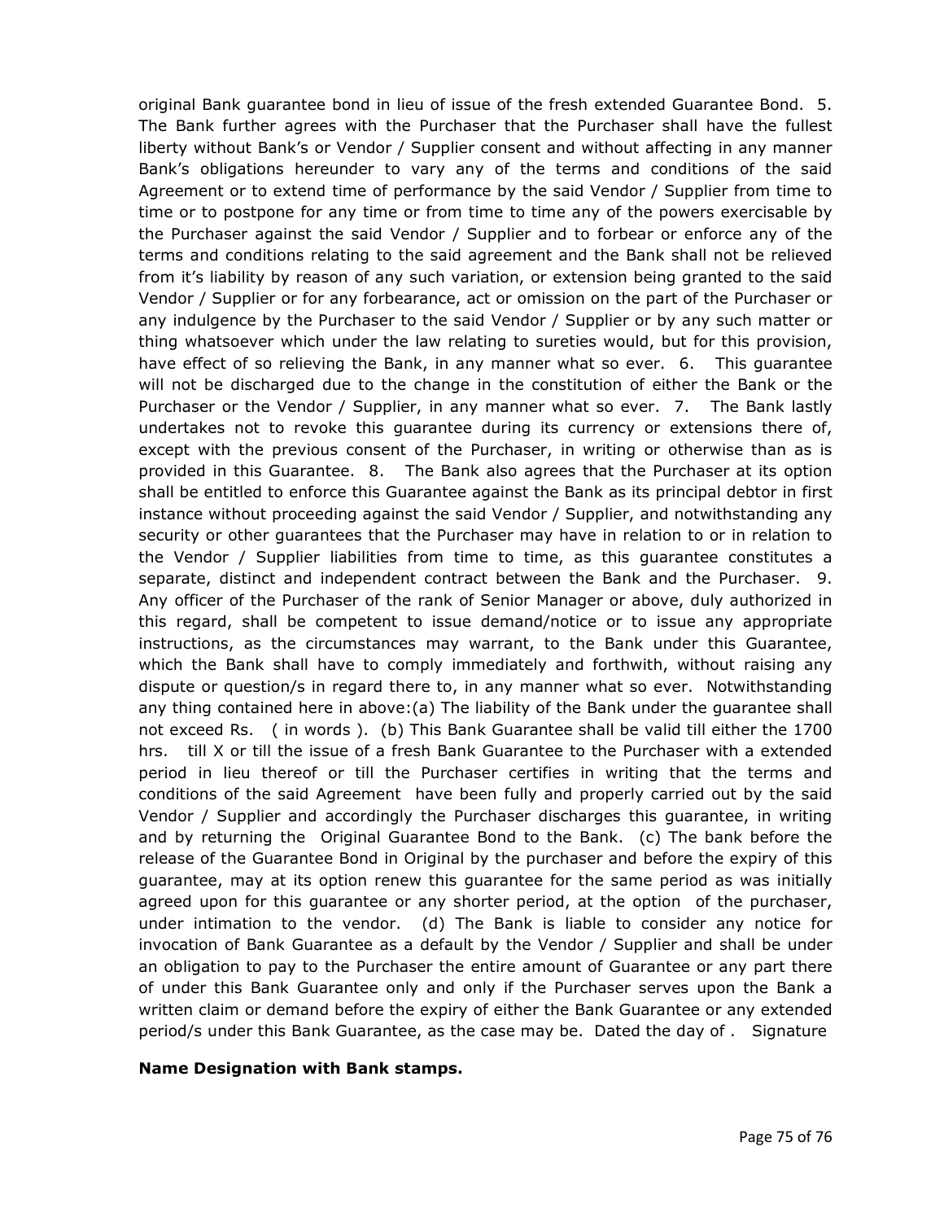original Bank guarantee bond in lieu of issue of the fresh extended Guarantee Bond. 5. The Bank further agrees with the Purchaser that the Purchaser shall have the fullest liberty without Bank's or Vendor / Supplier consent and without affecting in any manner Bank's obligations hereunder to vary any of the terms and conditions of the said Agreement or to extend time of performance by the said Vendor / Supplier from time to time or to postpone for any time or from time to time any of the powers exercisable by the Purchaser against the said Vendor / Supplier and to forbear or enforce any of the terms and conditions relating to the said agreement and the Bank shall not be relieved from it's liability by reason of any such variation, or extension being granted to the said Vendor / Supplier or for any forbearance, act or omission on the part of the Purchaser or any indulgence by the Purchaser to the said Vendor / Supplier or by any such matter or thing whatsoever which under the law relating to sureties would, but for this provision, have effect of so relieving the Bank, in any manner what so ever. 6. This guarantee will not be discharged due to the change in the constitution of either the Bank or the Purchaser or the Vendor / Supplier, in any manner what so ever. 7. The Bank lastly undertakes not to revoke this guarantee during its currency or extensions there of, except with the previous consent of the Purchaser, in writing or otherwise than as is provided in this Guarantee. 8. The Bank also agrees that the Purchaser at its option shall be entitled to enforce this Guarantee against the Bank as its principal debtor in first instance without proceeding against the said Vendor / Supplier, and notwithstanding any security or other guarantees that the Purchaser may have in relation to or in relation to the Vendor / Supplier liabilities from time to time, as this guarantee constitutes a separate, distinct and independent contract between the Bank and the Purchaser. 9. Any officer of the Purchaser of the rank of Senior Manager or above, duly authorized in this regard, shall be competent to issue demand/notice or to issue any appropriate instructions, as the circumstances may warrant, to the Bank under this Guarantee, which the Bank shall have to comply immediately and forthwith, without raising any dispute or question/s in regard there to, in any manner what so ever. Notwithstanding any thing contained here in above:(a) The liability of the Bank under the guarantee shall not exceed Rs. ( in words ). (b) This Bank Guarantee shall be valid till either the 1700 hrs. till X or till the issue of a fresh Bank Guarantee to the Purchaser with a extended period in lieu thereof or till the Purchaser certifies in writing that the terms and conditions of the said Agreement have been fully and properly carried out by the said Vendor / Supplier and accordingly the Purchaser discharges this guarantee, in writing and by returning the Original Guarantee Bond to the Bank. (c) The bank before the release of the Guarantee Bond in Original by the purchaser and before the expiry of this guarantee, may at its option renew this guarantee for the same period as was initially agreed upon for this guarantee or any shorter period, at the option of the purchaser, under intimation to the vendor. (d) The Bank is liable to consider any notice for invocation of Bank Guarantee as a default by the Vendor / Supplier and shall be under an obligation to pay to the Purchaser the entire amount of Guarantee or any part there of under this Bank Guarantee only and only if the Purchaser serves upon the Bank a written claim or demand before the expiry of either the Bank Guarantee or any extended period/s under this Bank Guarantee, as the case may be. Dated the day of . Signature

**Name Designation with Bank stamps.**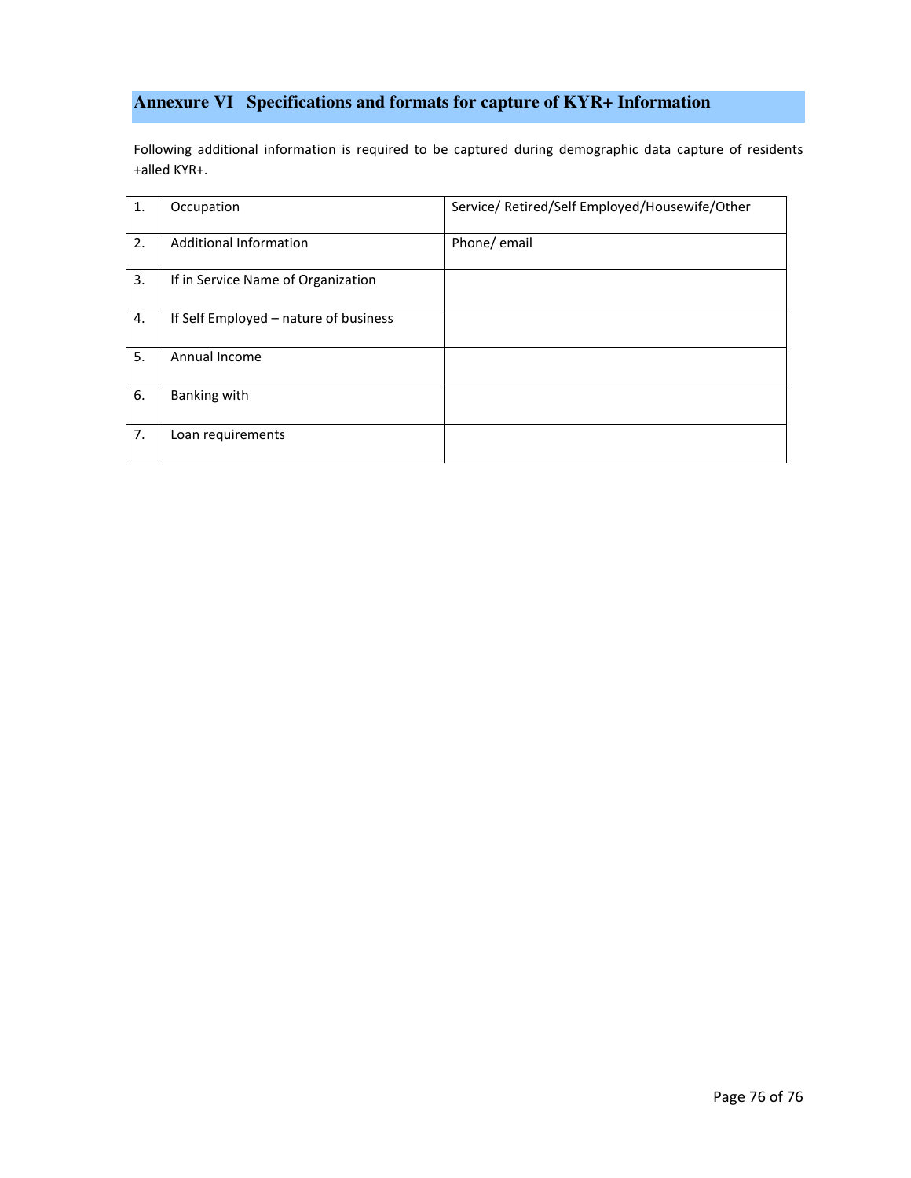## Annexure VI Specifications and formats for capture of KYR+ Information

Following additional information is required to be captured during demographic data capture of residents +alled KYR+.

| | | |
|---|---|---|
| 1. | Occupation | Service/ Retired/Self Employed/Housewife/Other |
| 2. | Additional Information | Phone/ email |
| 3. | If in Service Name of Organization | |
| 4. | If Self Employed – nature of business | |
| 5. | Annual Income | |
| 6. | Banking with | |
| 7. | Loan requirements | |